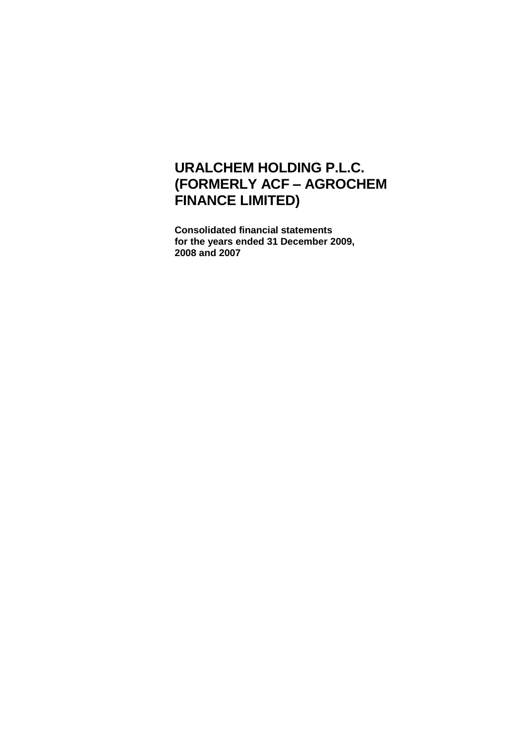# URALCHEM HOLDING P.L.C. (FORMERLY ACF – AGROCHEM FINANCE LIMITED)

**Consolidated financial statements for the years ended 31 December 2009, 2008 and 2007**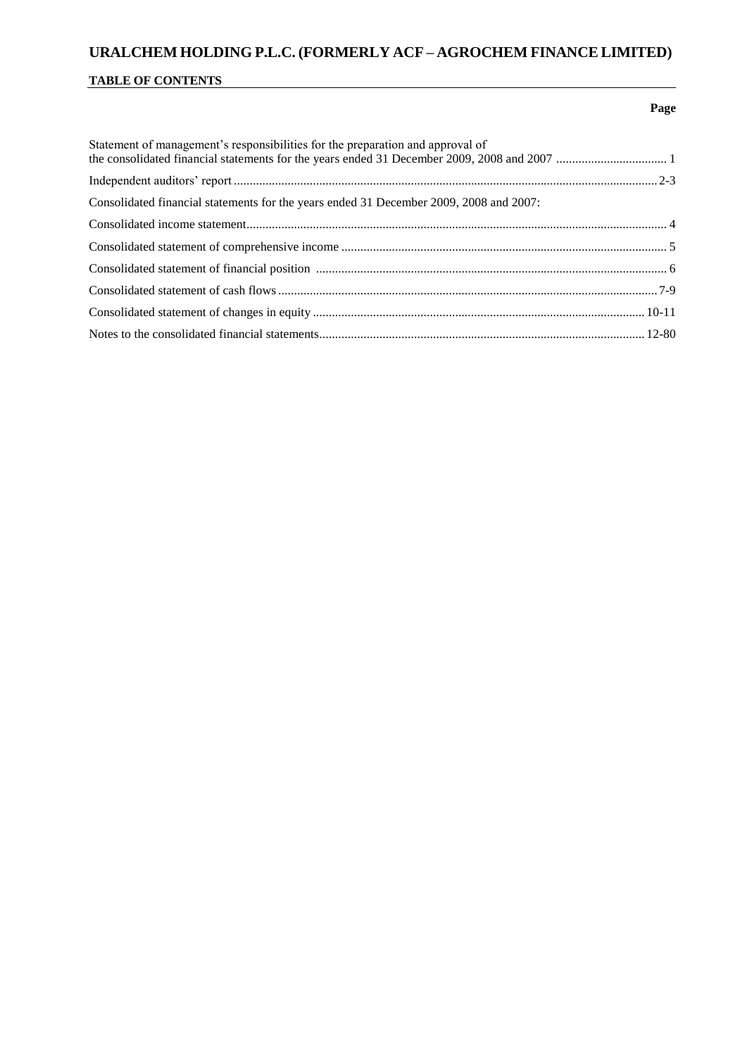# URALCHEM HOLDING P.L.C. (FORMERLY ACF – AGROCHEM FINANCE LIMITED)

## TABLE OF CONTENTS

| | Page |
|---|---|
| Statement of management's responsibilities for the preparation and approval of the consolidated financial statements for the years ended 31 December 2009, 2008 and 2007 | 1 |
| Independent auditors' report | 2-3 |
| Consolidated financial statements for the years ended 31 December 2009, 2008 and 2007: | |
| Consolidated income statement | 4 |
| Consolidated statement of comprehensive income | 5 |
| Consolidated statement of financial position | 6 |
| Consolidated statement of cash flows | 7-9 |
| Consolidated statement of changes in equity | 10-11 |
| Notes to the consolidated financial statements | 12-80 |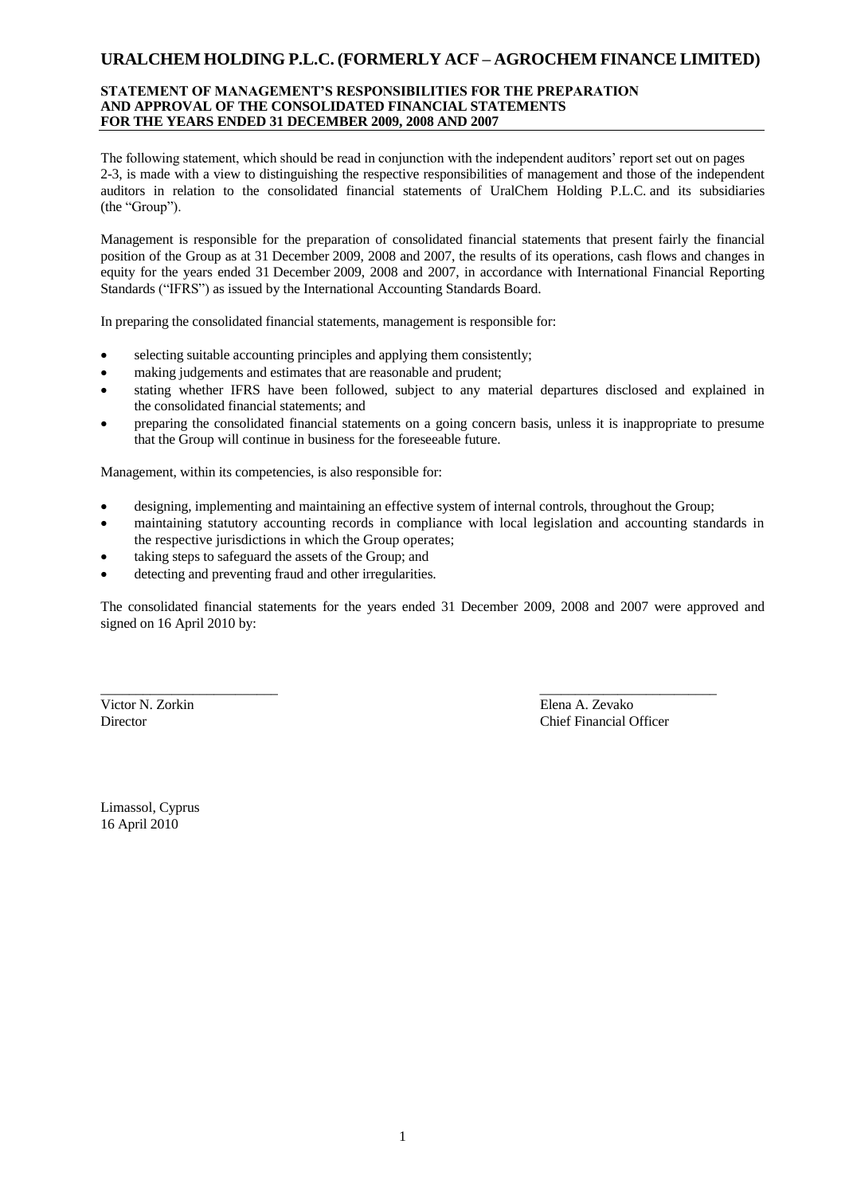# URALCHEM HOLDING P.L.C. (FORMERLY ACF – AGROCHEM FINANCE LIMITED)

## STATEMENT OF MANAGEMENT'S RESPONSIBILITIES FOR THE PREPARATION AND APPROVAL OF THE CONSOLIDATED FINANCIAL STATEMENTS FOR THE YEARS ENDED 31 DECEMBER 2009, 2008 AND 2007

The following statement, which should be read in conjunction with the independent auditors' report set out on pages 2-3, is made with a view to distinguishing the respective responsibilities of management and those of the independent auditors in relation to the consolidated financial statements of UralChem Holding P.L.C. and its subsidiaries (the "Group").

Management is responsible for the preparation of consolidated financial statements that present fairly the financial position of the Group as at 31 December 2009, 2008 and 2007, the results of its operations, cash flows and changes in equity for the years ended 31 December 2009, 2008 and 2007, in accordance with International Financial Reporting Standards ("IFRS") as issued by the International Accounting Standards Board.

In preparing the consolidated financial statements, management is responsible for:

- selecting suitable accounting principles and applying them consistently;
- making judgements and estimates that are reasonable and prudent;
- stating whether IFRS have been followed, subject to any material departures disclosed and explained in the consolidated financial statements; and
- preparing the consolidated financial statements on a going concern basis, unless it is inappropriate to presume that the Group will continue in business for the foreseeable future.

Management, within its competencies, is also responsible for:

- designing, implementing and maintaining an effective system of internal controls, throughout the Group;
- maintaining statutory accounting records in compliance with local legislation and accounting standards in the respective jurisdictions in which the Group operates;
- taking steps to safeguard the assets of the Group; and
- detecting and preventing fraud and other irregularities.

The consolidated financial statements for the years ended 31 December 2009, 2008 and 2007 were approved and signed on 16 April 2010 by:

| _________________________ | _________________________ |
|---|---|
| Victor N. Zorkin | Elena A. Zevako |
| Director | Chief Financial Officer |

Limassol, Cyprus
16 April 2010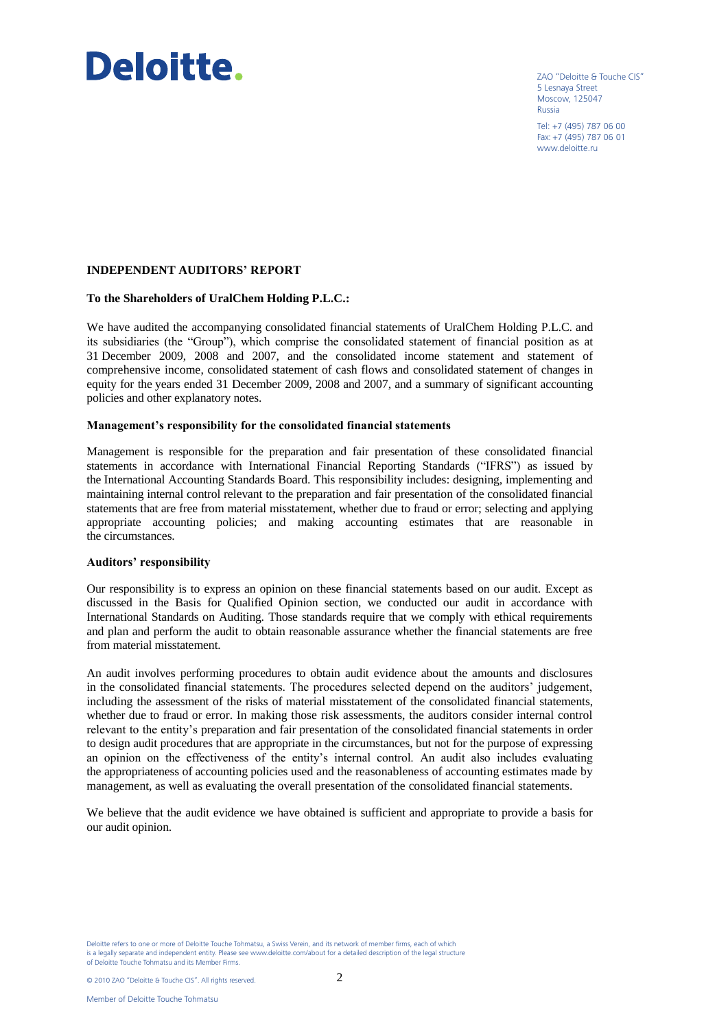Deloitte.

ZAO "Deloitte & Touche CIS"
5 Lesnaya Street
Moscow, 125047
Russia

Tel: +7 (495) 787 06 00
Fax: +7 (495) 787 06 01
www.deloitte.ru

**INDEPENDENT AUDITORS' REPORT**

**To the Shareholders of UralChem Holding P.L.C.:**

We have audited the accompanying consolidated financial statements of UralChem Holding P.L.C. and its subsidiaries (the "Group"), which comprise the consolidated statement of financial position as at 31 December 2009, 2008 and 2007, and the consolidated income statement and statement of comprehensive income, consolidated statement of cash flows and consolidated statement of changes in equity for the years ended 31 December 2009, 2008 and 2007, and a summary of significant accounting policies and other explanatory notes.

**Management's responsibility for the consolidated financial statements**

Management is responsible for the preparation and fair presentation of these consolidated financial statements in accordance with International Financial Reporting Standards ("IFRS") as issued by the International Accounting Standards Board. This responsibility includes: designing, implementing and maintaining internal control relevant to the preparation and fair presentation of the consolidated financial statements that are free from material misstatement, whether due to fraud or error; selecting and applying appropriate accounting policies; and making accounting estimates that are reasonable in the circumstances.

**Auditors' responsibility**

Our responsibility is to express an opinion on these financial statements based on our audit. Except as discussed in the Basis for Qualified Opinion section, we conducted our audit in accordance with International Standards on Auditing. Those standards require that we comply with ethical requirements and plan and perform the audit to obtain reasonable assurance whether the financial statements are free from material misstatement.

An audit involves performing procedures to obtain audit evidence about the amounts and disclosures in the consolidated financial statements. The procedures selected depend on the auditors' judgement, including the assessment of the risks of material misstatement of the consolidated financial statements, whether due to fraud or error. In making those risk assessments, the auditors consider internal control relevant to the entity's preparation and fair presentation of the consolidated financial statements in order to design audit procedures that are appropriate in the circumstances, but not for the purpose of expressing an opinion on the effectiveness of the entity's internal control. An audit also includes evaluating the appropriateness of accounting policies used and the reasonableness of accounting estimates made by management, as well as evaluating the overall presentation of the consolidated financial statements.

We believe that the audit evidence we have obtained is sufficient and appropriate to provide a basis for our audit opinion.

Deloitte refers to one or more of Deloitte Touche Tohmatsu, a Swiss Verein, and its network of member firms, each of which is a legally separate and independent entity. Please see www.deloitte.com/about for a detailed description of the legal structure of Deloitte Touche Tohmatsu and its Member Firms.

© 2010 ZAO "Deloitte & Touche CIS". All rights reserved.

Member of Deloitte Touche Tohmatsu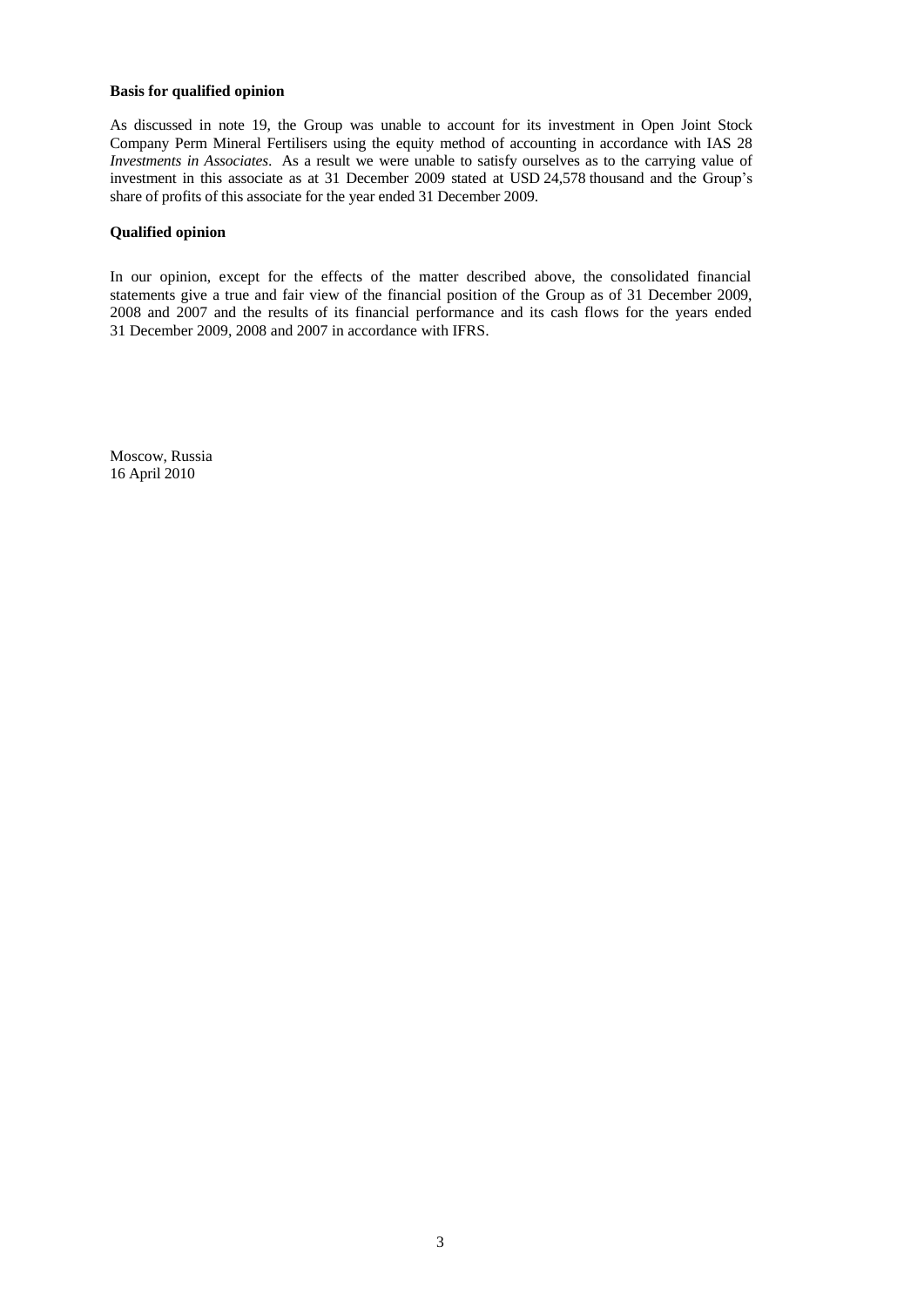**Basis for qualified opinion**

As discussed in note 19, the Group was unable to account for its investment in Open Joint Stock Company Perm Mineral Fertilisers using the equity method of accounting in accordance with IAS 28 *Investments in Associates*. As a result we were unable to satisfy ourselves as to the carrying value of investment in this associate as at 31 December 2009 stated at USD 24,578 thousand and the Group's share of profits of this associate for the year ended 31 December 2009.

**Qualified opinion**

In our opinion, except for the effects of the matter described above, the consolidated financial statements give a true and fair view of the financial position of the Group as of 31 December 2009, 2008 and 2007 and the results of its financial performance and its cash flows for the years ended 31 December 2009, 2008 and 2007 in accordance with IFRS.

Moscow, Russia
16 April 2010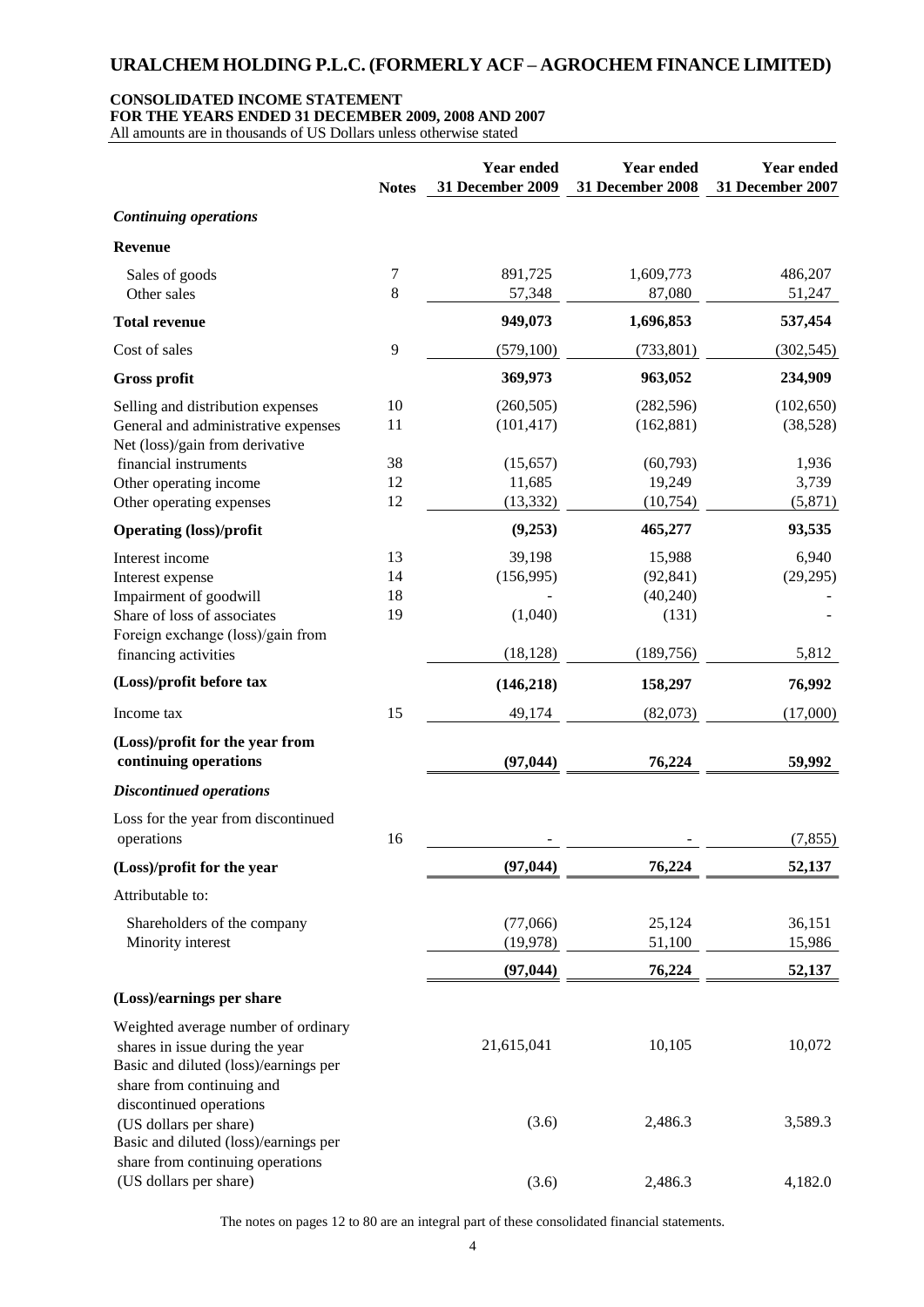# URALCHEM HOLDING P.L.C. (FORMERLY ACF – AGROCHEM FINANCE LIMITED)

**CONSOLIDATED INCOME STATEMENT**
**FOR THE YEARS ENDED 31 DECEMBER 2009, 2008 AND 2007**
All amounts are in thousands of US Dollars unless otherwise stated

| | Notes | Year ended 31 December 2009 | Year ended 31 December 2008 | Year ended 31 December 2007 |
|---|---|---|---|---|
| ***Continuing operations*** | | | | |
| **Revenue** | | | | |
| Sales of goods | 7 | 891,725 | 1,609,773 | 486,207 |
| Other sales | 8 | 57,348 | 87,080 | 51,247 |
| **Total revenue** | | **949,073** | **1,696,853** | **537,454** |
| Cost of sales | 9 | (579,100) | (733,801) | (302,545) |
| **Gross profit** | | **369,973** | **963,052** | **234,909** |
| Selling and distribution expenses | 10 | (260,505) | (282,596) | (102,650) |
| General and administrative expenses | 11 | (101,417) | (162,881) | (38,528) |
| Net (loss)/gain from derivative financial instruments | 38 | (15,657) | (60,793) | 1,936 |
| Other operating income | 12 | 11,685 | 19,249 | 3,739 |
| Other operating expenses | 12 | (13,332) | (10,754) | (5,871) |
| **Operating (loss)/profit** | | **(9,253)** | **465,277** | **93,535** |
| Interest income | 13 | 39,198 | 15,988 | 6,940 |
| Interest expense | 14 | (156,995) | (92,841) | (29,295) |
| Impairment of goodwill | 18 | - | (40,240) | - |
| Share of loss of associates | 19 | (1,040) | (131) | - |
| Foreign exchange (loss)/gain from financing activities | | (18,128) | (189,756) | 5,812 |
| **(Loss)/profit before tax** | | **(146,218)** | **158,297** | **76,992** |
| Income tax | 15 | 49,174 | (82,073) | (17,000) |
| **(Loss)/profit for the year from continuing operations** | | **(97,044)** | **76,224** | **59,992** |
| ***Discontinued operations*** | | | | |
| Loss for the year from discontinued operations | 16 | - | - | (7,855) |
| **(Loss)/profit for the year** | | **(97,044)** | **76,224** | **52,137** |
| Attributable to: | | | | |
| Shareholders of the company | | (77,066) | 25,124 | 36,151 |
| Minority interest | | (19,978) | 51,100 | 15,986 |
| | | **(97,044)** | **76,224** | **52,137** |
| **(Loss)/earnings per share** | | | | |
| Weighted average number of ordinary shares in issue during the year | | 21,615,041 | 10,105 | 10,072 |
| Basic and diluted (loss)/earnings per share from continuing and discontinued operations (US dollars per share) | | (3.6) | 2,486.3 | 3,589.3 |
| Basic and diluted (loss)/earnings per share from continuing operations (US dollars per share) | | (3.6) | 2,486.3 | 4,182.0 |

The notes on pages 12 to 80 are an integral part of these consolidated financial statements.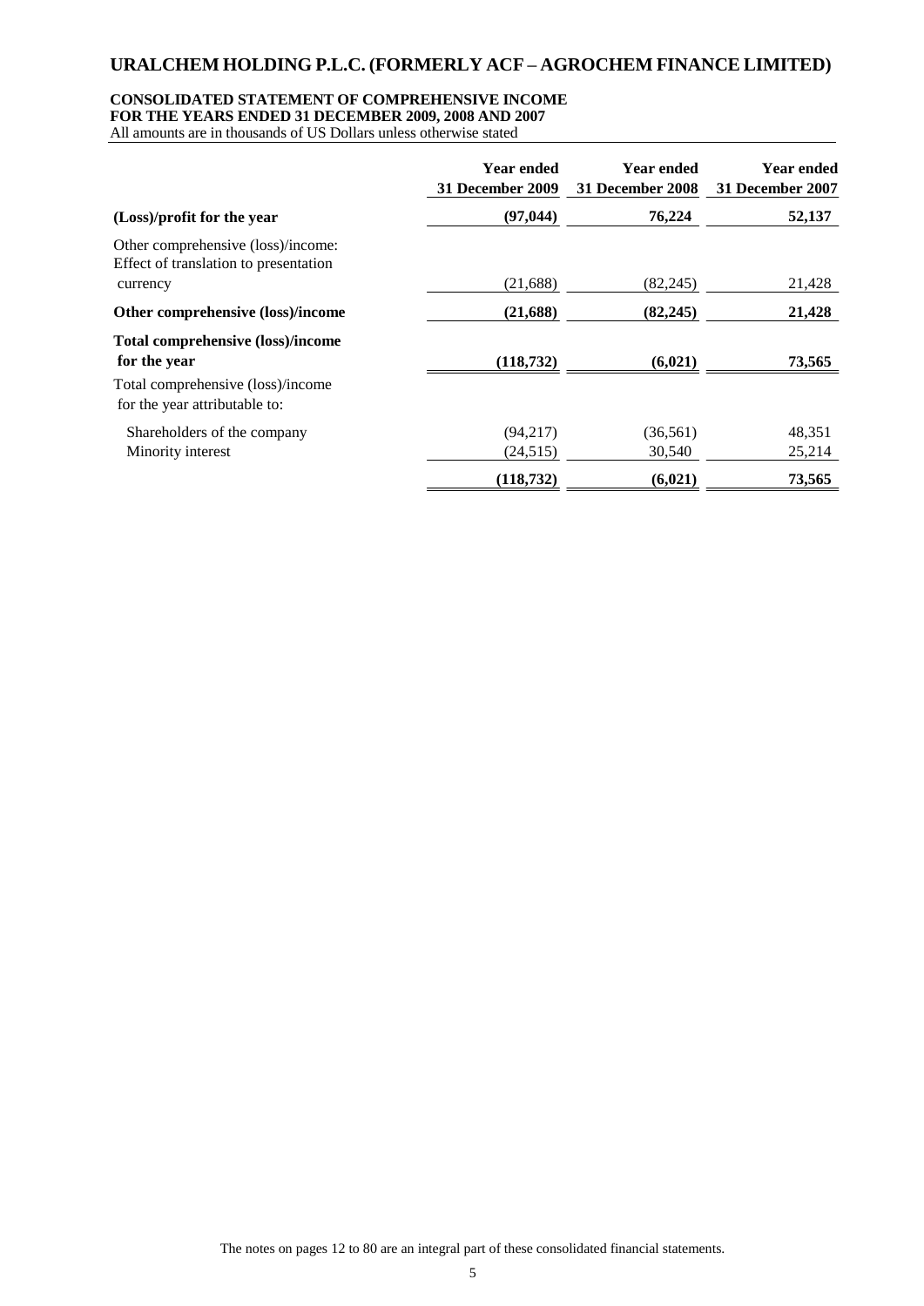# URALCHEM HOLDING P.L.C. (FORMERLY ACF – AGROCHEM FINANCE LIMITED)

**CONSOLIDATED STATEMENT OF COMPREHENSIVE INCOME**
**FOR THE YEARS ENDED 31 DECEMBER 2009, 2008 AND 2007**
All amounts are in thousands of US Dollars unless otherwise stated

| | Year ended 31 December 2009 | Year ended 31 December 2008 | Year ended 31 December 2007 |
|---|---|---|---|
| **(Loss)/profit for the year** | **(97,044)** | **76,224** | **52,137** |
| Other comprehensive (loss)/income: Effect of translation to presentation currency | (21,688) | (82,245) | 21,428 |
| **Other comprehensive (loss)/income** | **(21,688)** | **(82,245)** | **21,428** |
| **Total comprehensive (loss)/income for the year** | **(118,732)** | **(6,021)** | **73,565** |
| Total comprehensive (loss)/income for the year attributable to: | | | |
| Shareholders of the company | (94,217) | (36,561) | 48,351 |
| Minority interest | (24,515) | 30,540 | 25,214 |
| | **(118,732)** | **(6,021)** | **73,565** |

The notes on pages 12 to 80 are an integral part of these consolidated financial statements.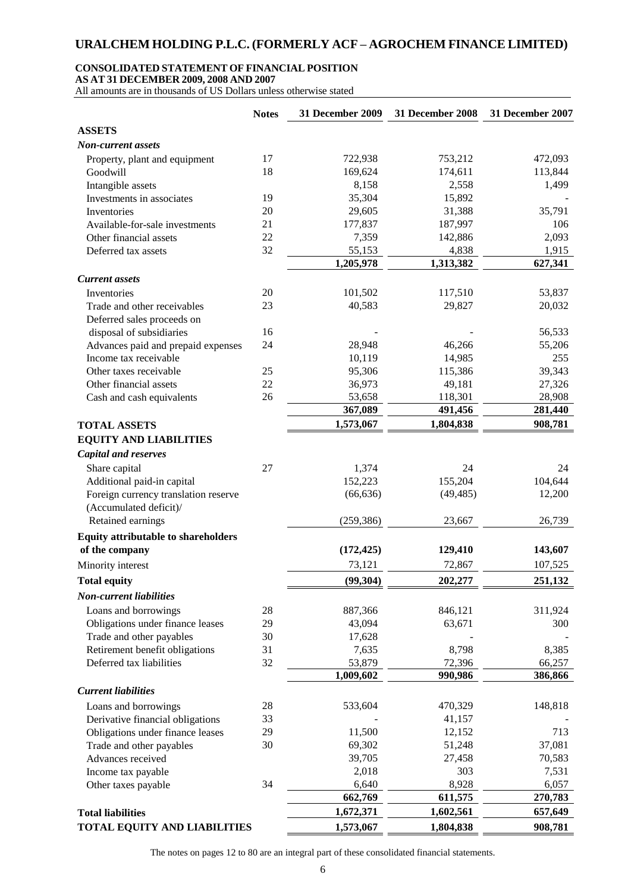# URALCHEM HOLDING P.L.C. (FORMERLY ACF – AGROCHEM FINANCE LIMITED)

## CONSOLIDATED STATEMENT OF FINANCIAL POSITION
**AS AT 31 DECEMBER 2009, 2008 AND 2007**

All amounts are in thousands of US Dollars unless otherwise stated

| | Notes | 31 December 2009 | 31 December 2008 | 31 December 2007 |
|---|---|---|---|---|
| **ASSETS** | | | | |
| ***Non-current assets*** | | | | |
| Property, plant and equipment | 17 | 722,938 | 753,212 | 472,093 |
| Goodwill | 18 | 169,624 | 174,611 | 113,844 |
| Intangible assets | | 8,158 | 2,558 | 1,499 |
| Investments in associates | 19 | 35,304 | 15,892 | - |
| Inventories | 20 | 29,605 | 31,388 | 35,791 |
| Available-for-sale investments | 21 | 177,837 | 187,997 | 106 |
| Other financial assets | 22 | 7,359 | 142,886 | 2,093 |
| Deferred tax assets | 32 | 55,153 | 4,838 | 1,915 |
| | | **1,205,978** | **1,313,382** | **627,341** |
| ***Current assets*** | | | | |
| Inventories | 20 | 101,502 | 117,510 | 53,837 |
| Trade and other receivables | 23 | 40,583 | 29,827 | 20,032 |
| Deferred sales proceeds on disposal of subsidiaries | 16 | - | - | 56,533 |
| Advances paid and prepaid expenses | 24 | 28,948 | 46,266 | 55,206 |
| Income tax receivable | | 10,119 | 14,985 | 255 |
| Other taxes receivable | 25 | 95,306 | 115,386 | 39,343 |
| Other financial assets | 22 | 36,973 | 49,181 | 27,326 |
| Cash and cash equivalents | 26 | 53,658 | 118,301 | 28,908 |
| | | **367,089** | **491,456** | **281,440** |
| **TOTAL ASSETS** | | **1,573,067** | **1,804,838** | **908,781** |
| **EQUITY AND LIABILITIES** | | | | |
| ***Capital and reserves*** | | | | |
| Share capital | 27 | 1,374 | 24 | 24 |
| Additional paid-in capital | | 152,223 | 155,204 | 104,644 |
| Foreign currency translation reserve | | (66,636) | (49,485) | 12,200 |
| (Accumulated deficit)/ Retained earnings | | (259,386) | 23,667 | 26,739 |
| **Equity attributable to shareholders of the company** | | **(172,425)** | **129,410** | **143,607** |
| Minority interest | | 73,121 | 72,867 | 107,525 |
| **Total equity** | | **(99,304)** | **202,277** | **251,132** |
| ***Non-current liabilities*** | | | | |
| Loans and borrowings | 28 | 887,366 | 846,121 | 311,924 |
| Obligations under finance leases | 29 | 43,094 | 63,671 | 300 |
| Trade and other payables | 30 | 17,628 | - | - |
| Retirement benefit obligations | 31 | 7,635 | 8,798 | 8,385 |
| Deferred tax liabilities | 32 | 53,879 | 72,396 | 66,257 |
| | | **1,009,602** | **990,986** | **386,866** |
| ***Current liabilities*** | | | | |
| Loans and borrowings | 28 | 533,604 | 470,329 | 148,818 |
| Derivative financial obligations | 33 | - | 41,157 | - |
| Obligations under finance leases | 29 | 11,500 | 12,152 | 713 |
| Trade and other payables | 30 | 69,302 | 51,248 | 37,081 |
| Advances received | | 39,705 | 27,458 | 70,583 |
| Income tax payable | | 2,018 | 303 | 7,531 |
| Other taxes payable | 34 | 6,640 | 8,928 | 6,057 |
| | | **662,769** | **611,575** | **270,783** |
| **Total liabilities** | | **1,672,371** | **1,602,561** | **657,649** |
| **TOTAL EQUITY AND LIABILITIES** | | **1,573,067** | **1,804,838** | **908,781** |

The notes on pages 12 to 80 are an integral part of these consolidated financial statements.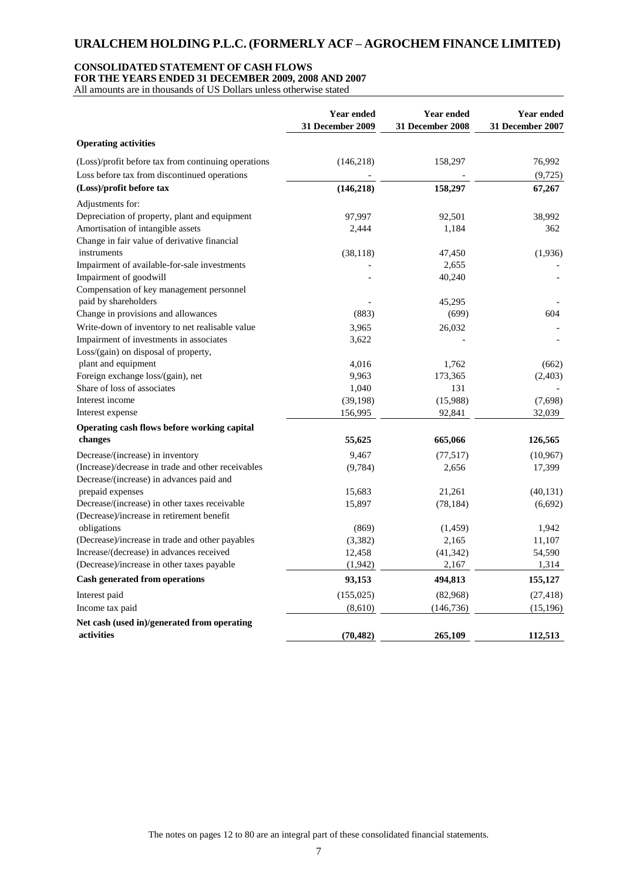# URALCHEM HOLDING P.L.C. (FORMERLY ACF – AGROCHEM FINANCE LIMITED)

## CONSOLIDATED STATEMENT OF CASH FLOWS
## FOR THE YEARS ENDED 31 DECEMBER 2009, 2008 AND 2007

All amounts are in thousands of US Dollars unless otherwise stated

| | Year ended 31 December 2009 | Year ended 31 December 2008 | Year ended 31 December 2007 |
|---|---|---|---|
| **Operating activities** | | | |
| (Loss)/profit before tax from continuing operations | (146,218) | 158,297 | 76,992 |
| Loss before tax from discontinued operations | - | - | (9,725) |
| **(Loss)/profit before tax** | **(146,218)** | **158,297** | **67,267** |
| Adjustments for: | | | |
| Depreciation of property, plant and equipment | 97,997 | 92,501 | 38,992 |
| Amortisation of intangible assets | 2,444 | 1,184 | 362 |
| Change in fair value of derivative financial instruments | (38,118) | 47,450 | (1,936) |
| Impairment of available-for-sale investments | - | 2,655 | - |
| Impairment of goodwill | - | 40,240 | - |
| Compensation of key management personnel paid by shareholders | - | 45,295 | - |
| Change in provisions and allowances | (883) | (699) | 604 |
| Write-down of inventory to net realisable value | 3,965 | 26,032 | - |
| Impairment of investments in associates | 3,622 | - | - |
| Loss/(gain) on disposal of property, plant and equipment | 4,016 | 1,762 | (662) |
| Foreign exchange loss/(gain), net | 9,963 | 173,365 | (2,403) |
| Share of loss of associates | 1,040 | 131 | - |
| Interest income | (39,198) | (15,988) | (7,698) |
| Interest expense | 156,995 | 92,841 | 32,039 |
| **Operating cash flows before working capital changes** | **55,625** | **665,066** | **126,565** |
| Decrease/(increase) in inventory | 9,467 | (77,517) | (10,967) |
| (Increase)/decrease in trade and other receivables | (9,784) | 2,656 | 17,399 |
| Decrease/(increase) in advances paid and prepaid expenses | 15,683 | 21,261 | (40,131) |
| Decrease/(increase) in other taxes receivable | 15,897 | (78,184) | (6,692) |
| (Decrease)/increase in retirement benefit obligations | (869) | (1,459) | 1,942 |
| (Decrease)/increase in trade and other payables | (3,382) | 2,165 | 11,107 |
| Increase/(decrease) in advances received | 12,458 | (41,342) | 54,590 |
| (Decrease)/increase in other taxes payable | (1,942) | 2,167 | 1,314 |
| **Cash generated from operations** | **93,153** | **494,813** | **155,127** |
| Interest paid | (155,025) | (82,968) | (27,418) |
| Income tax paid | (8,610) | (146,736) | (15,196) |
| **Net cash (used in)/generated from operating activities** | **(70,482)** | **265,109** | **112,513** |

The notes on pages 12 to 80 are an integral part of these consolidated financial statements.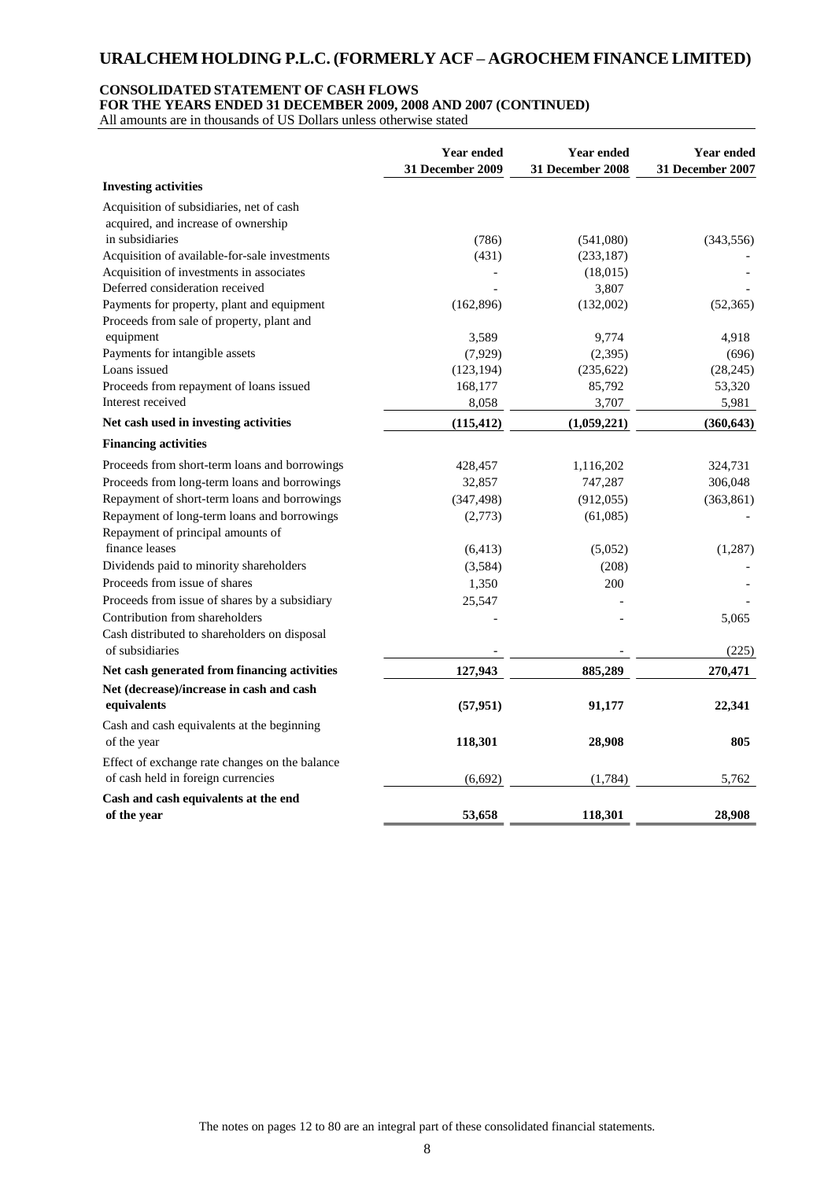# URALCHEM HOLDING P.L.C. (FORMERLY ACF – AGROCHEM FINANCE LIMITED)

## CONSOLIDATED STATEMENT OF CASH FLOWS
### FOR THE YEARS ENDED 31 DECEMBER 2009, 2008 AND 2007 (CONTINUED)

All amounts are in thousands of US Dollars unless otherwise stated

| | Year ended 31 December 2009 | Year ended 31 December 2008 | Year ended 31 December 2007 |
|---|---|---|---|
| **Investing activities** | | | |
| Acquisition of subsidiaries, net of cash acquired, and increase of ownership in subsidiaries | (786) | (541,080) | (343,556) |
| Acquisition of available-for-sale investments | (431) | (233,187) | - |
| Acquisition of investments in associates | - | (18,015) | - |
| Deferred consideration received | - | 3,807 | - |
| Payments for property, plant and equipment | (162,896) | (132,002) | (52,365) |
| Proceeds from sale of property, plant and equipment | 3,589 | 9,774 | 4,918 |
| Payments for intangible assets | (7,929) | (2,395) | (696) |
| Loans issued | (123,194) | (235,622) | (28,245) |
| Proceeds from repayment of loans issued | 168,177 | 85,792 | 53,320 |
| Interest received | 8,058 | 3,707 | 5,981 |
| **Net cash used in investing activities** | **(115,412)** | **(1,059,221)** | **(360,643)** |
| **Financing activities** | | | |
| Proceeds from short-term loans and borrowings | 428,457 | 1,116,202 | 324,731 |
| Proceeds from long-term loans and borrowings | 32,857 | 747,287 | 306,048 |
| Repayment of short-term loans and borrowings | (347,498) | (912,055) | (363,861) |
| Repayment of long-term loans and borrowings | (2,773) | (61,085) | - |
| Repayment of principal amounts of finance leases | (6,413) | (5,052) | (1,287) |
| Dividends paid to minority shareholders | (3,584) | (208) | - |
| Proceeds from issue of shares | 1,350 | 200 | - |
| Proceeds from issue of shares by a subsidiary | 25,547 | - | - |
| Contribution from shareholders | - | - | 5,065 |
| Cash distributed to shareholders on disposal of subsidiaries | - | - | (225) |
| **Net cash generated from financing activities** | **127,943** | **885,289** | **270,471** |
| **Net (decrease)/increase in cash and cash equivalents** | **(57,951)** | **91,177** | **22,341** |
| Cash and cash equivalents at the beginning of the year | **118,301** | **28,908** | **805** |
| Effect of exchange rate changes on the balance of cash held in foreign currencies | (6,692) | (1,784) | 5,762 |
| **Cash and cash equivalents at the end of the year** | **53,658** | **118,301** | **28,908** |

The notes on pages 12 to 80 are an integral part of these consolidated financial statements.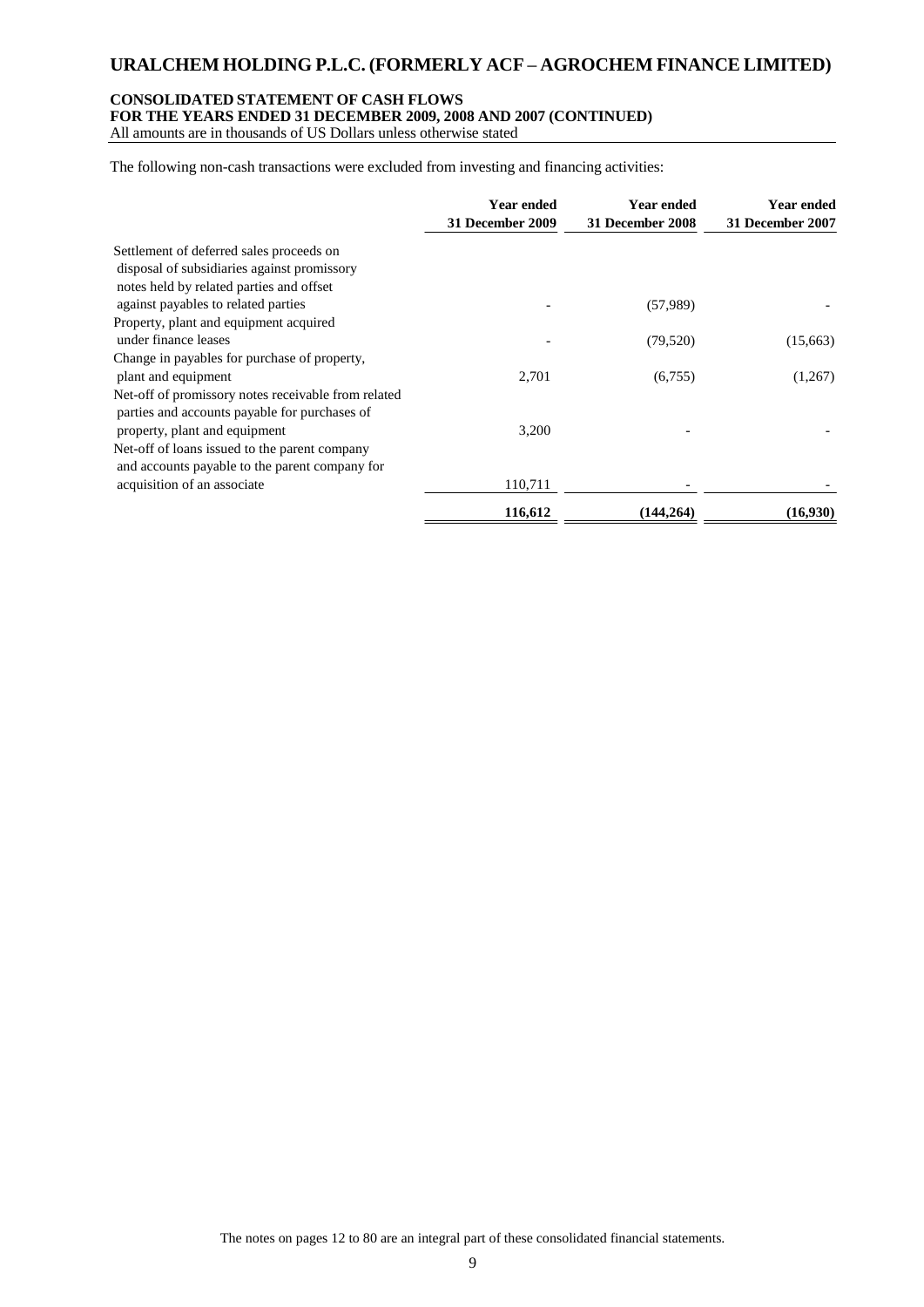# URALCHEM HOLDING P.L.C. (FORMERLY ACF – AGROCHEM FINANCE LIMITED)

**CONSOLIDATED STATEMENT OF CASH FLOWS**
**FOR THE YEARS ENDED 31 DECEMBER 2009, 2008 AND 2007 (CONTINUED)**
All amounts are in thousands of US Dollars unless otherwise stated

The following non-cash transactions were excluded from investing and financing activities:

| | Year ended 31 December 2009 | Year ended 31 December 2008 | Year ended 31 December 2007 |
|---|---|---|---|
| Settlement of deferred sales proceeds on disposal of subsidiaries against promissory notes held by related parties and offset against payables to related parties | - | (57,989) | - |
| Property, plant and equipment acquired under finance leases | - | (79,520) | (15,663) |
| Change in payables for purchase of property, plant and equipment | 2,701 | (6,755) | (1,267) |
| Net-off of promissory notes receivable from related parties and accounts payable for purchases of property, plant and equipment | 3,200 | - | - |
| Net-off of loans issued to the parent company and accounts payable to the parent company for acquisition of an associate | 110,711 | - | - |
| | **116,612** | **(144,264)** | **(16,930)** |

The notes on pages 12 to 80 are an integral part of these consolidated financial statements.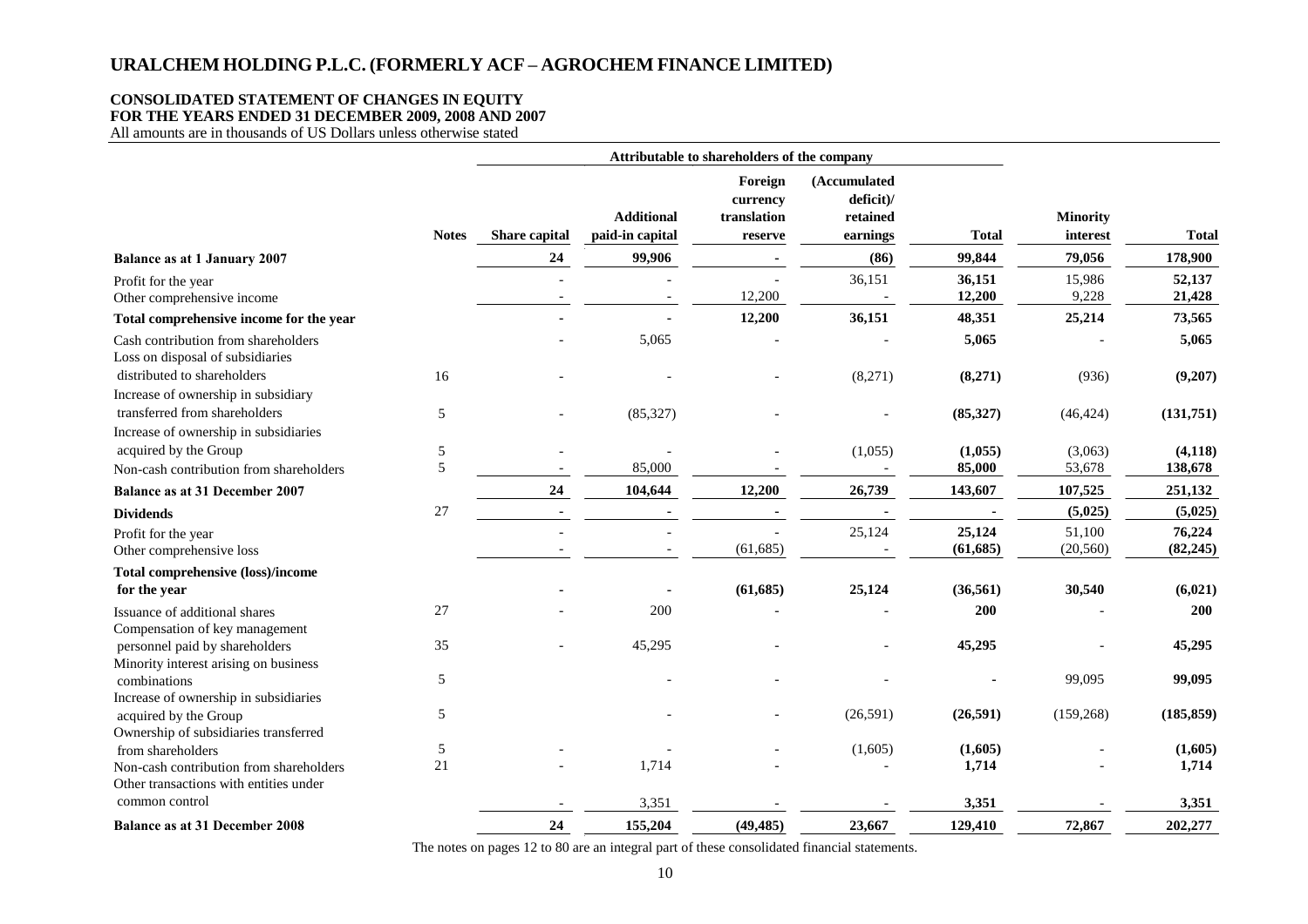# URALCHEM HOLDING P.L.C. (FORMERLY ACF – AGROCHEM FINANCE LIMITED)

**CONSOLIDATED STATEMENT OF CHANGES IN EQUITY**
**FOR THE YEARS ENDED 31 DECEMBER 2009, 2008 AND 2007**
All amounts are in thousands of US Dollars unless otherwise stated

| | | Attributable to shareholders of the company | | | | | | |
|---|---|---|---|---|---|---|---|---|
| | **Notes** | **Share capital** | **Additional paid-in capital** | **Foreign currency translation reserve** | **(Accumulated deficit)/ retained earnings** | **Total** | **Minority interest** | **Total** |
| **Balance as at 1 January 2007** | | **24** | **99,906** | **-** | **(86)** | **99,844** | **79,056** | **178,900** |
| Profit for the year | | - | - | - | 36,151 | **36,151** | 15,986 | **52,137** |
| Other comprehensive income | | - | - | 12,200 | - | **12,200** | 9,228 | **21,428** |
| **Total comprehensive income for the year** | | **-** | **-** | **12,200** | **36,151** | **48,351** | **25,214** | **73,565** |
| Cash contribution from shareholders | | - | 5,065 | - | - | **5,065** | - | **5,065** |
| Loss on disposal of subsidiaries distributed to shareholders | 16 | - | - | - | (8,271) | **(8,271)** | (936) | **(9,207)** |
| Increase of ownership in subsidiary transferred from shareholders | 5 | - | (85,327) | - | - | **(85,327)** | (46,424) | **(131,751)** |
| Increase of ownership in subsidiaries acquired by the Group | 5 | - | - | - | (1,055) | **(1,055)** | (3,063) | **(4,118)** |
| Non-cash contribution from shareholders | 5 | - | 85,000 | - | - | **85,000** | 53,678 | **138,678** |
| **Balance as at 31 December 2007** | | **24** | **104,644** | **12,200** | **26,739** | **143,607** | **107,525** | **251,132** |
| **Dividends** | 27 | **-** | **-** | **-** | **-** | **-** | **(5,025)** | **(5,025)** |
| Profit for the year | | - | - | - | 25,124 | **25,124** | 51,100 | **76,224** |
| Other comprehensive loss | | - | - | (61,685) | - | **(61,685)** | (20,560) | **(82,245)** |
| **Total comprehensive (loss)/income for the year** | | **-** | **-** | **(61,685)** | **25,124** | **(36,561)** | **30,540** | **(6,021)** |
| Issuance of additional shares | 27 | - | 200 | - | - | **200** | - | **200** |
| Compensation of key management personnel paid by shareholders | 35 | - | 45,295 | - | - | **45,295** | - | **45,295** |
| Minority interest arising on business combinations | 5 | | - | - | - | **-** | 99,095 | **99,095** |
| Increase of ownership in subsidiaries acquired by the Group | 5 | | - | - | (26,591) | **(26,591)** | (159,268) | **(185,859)** |
| Ownership of subsidiaries transferred from shareholders | 5 | - | - | - | (1,605) | **(1,605)** | - | **(1,605)** |
| Non-cash contribution from shareholders | 21 | - | 1,714 | - | - | **1,714** | - | **1,714** |
| Other transactions with entities under common control | | - | 3,351 | - | - | **3,351** | - | **3,351** |
| **Balance as at 31 December 2008** | | **24** | **155,204** | **(49,485)** | **23,667** | **129,410** | **72,867** | **202,277** |

The notes on pages 12 to 80 are an integral part of these consolidated financial statements.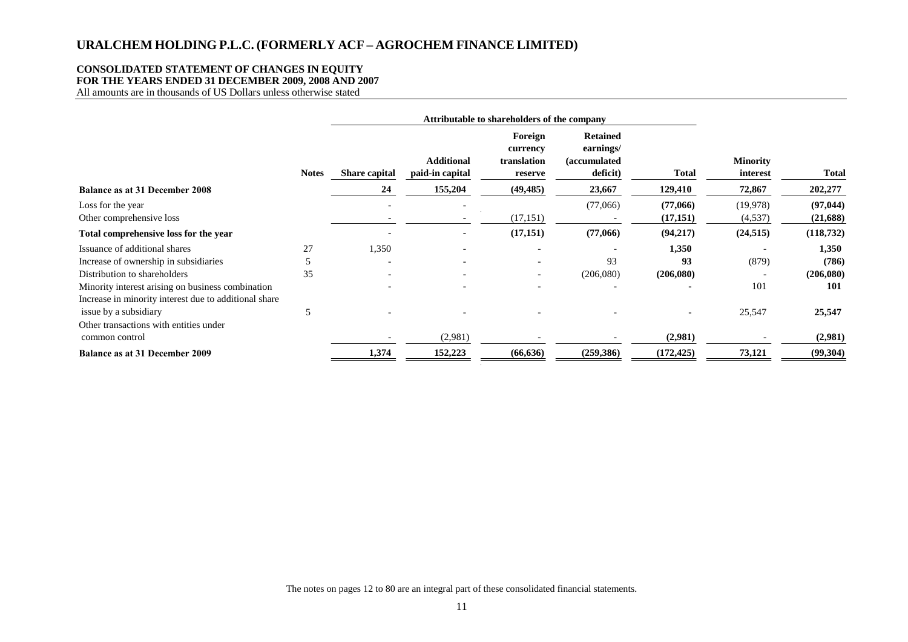# URALCHEM HOLDING P.L.C. (FORMERLY ACF – AGROCHEM FINANCE LIMITED)

**CONSOLIDATED STATEMENT OF CHANGES IN EQUITY**
**FOR THE YEARS ENDED 31 DECEMBER 2009, 2008 AND 2007**
All amounts are in thousands of US Dollars unless otherwise stated

| | | Attributable to shareholders of the company | | | | | | |
|---|---|---|---|---|---|---|---|---|
| | **Notes** | **Share capital** | **Additional paid-in capital** | **Foreign currency translation reserve** | **Retained earnings/ (accumulated deficit)** | **Total** | **Minority interest** | **Total** |
| **Balance as at 31 December 2008** | | **24** | **155,204** | **(49,485)** | **23,667** | **129,410** | **72,867** | **202,277** |
| Loss for the year | | - | - | | (77,066) | **(77,066)** | (19,978) | **(97,044)** |
| Other comprehensive loss | | - | - | (17,151) | - | **(17,151)** | (4,537) | **(21,688)** |
| **Total comprehensive loss for the year** | | **-** | **-** | **(17,151)** | **(77,066)** | **(94,217)** | **(24,515)** | **(118,732)** |
| Issuance of additional shares | 27 | 1,350 | - | - | - | **1,350** | - | **1,350** |
| Increase of ownership in subsidiaries | 5 | - | - | - | 93 | **93** | (879) | **(786)** |
| Distribution to shareholders | 35 | - | - | - | (206,080) | **(206,080)** | - | **(206,080)** |
| Minority interest arising on business combination | | - | - | - | - | **-** | 101 | **101** |
| Increase in minority interest due to additional share issue by a subsidiary | 5 | - | - | - | - | **-** | 25,547 | **25,547** |
| Other transactions with entities under common control | | - | (2,981) | - | - | **(2,981)** | - | **(2,981)** |
| **Balance as at 31 December 2009** | | **1,374** | **152,223** | **(66,636)** | **(259,386)** | **(172,425)** | **73,121** | **(99,304)** |

The notes on pages 12 to 80 are an integral part of these consolidated financial statements.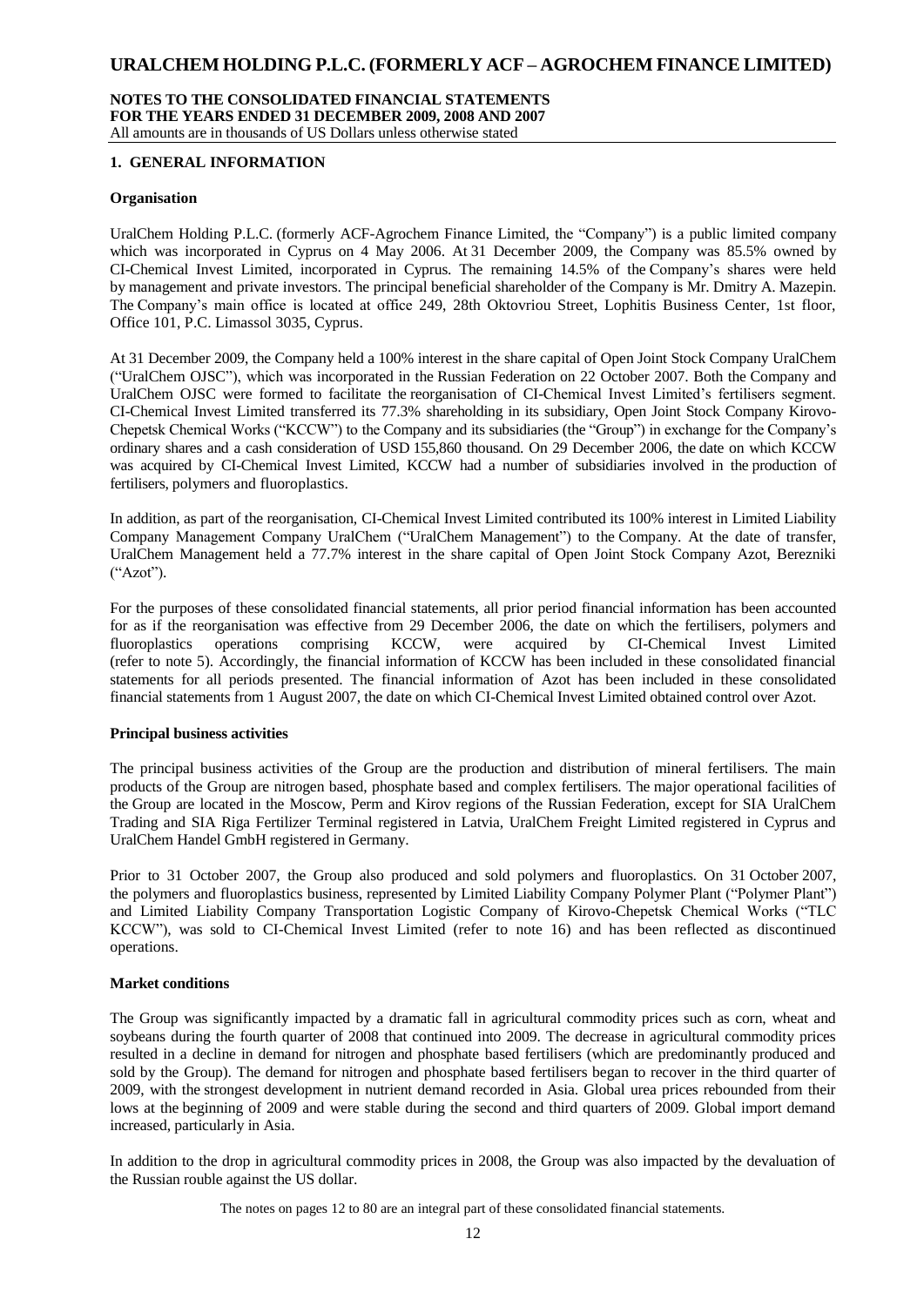## 1. GENERAL INFORMATION

### Organisation

UralChem Holding P.L.C. (formerly ACF-Agrochem Finance Limited, the "Company") is a public limited company which was incorporated in Cyprus on 4 May 2006. At 31 December 2009, the Company was 85.5% owned by CI-Chemical Invest Limited, incorporated in Cyprus. The remaining 14.5% of the Company's shares were held by management and private investors. The principal beneficial shareholder of the Company is Mr. Dmitry A. Mazepin. The Company's main office is located at office 249, 28th Oktovriou Street, Lophitis Business Center, 1st floor, Office 101, P.C. Limassol 3035, Cyprus.

At 31 December 2009, the Company held a 100% interest in the share capital of Open Joint Stock Company UralChem ("UralChem OJSC"), which was incorporated in the Russian Federation on 22 October 2007. Both the Company and UralChem OJSC were formed to facilitate the reorganisation of CI-Chemical Invest Limited's fertilisers segment. CI-Chemical Invest Limited transferred its 77.3% shareholding in its subsidiary, Open Joint Stock Company Kirovo-Chepetsk Chemical Works ("KCCW") to the Company and its subsidiaries (the "Group") in exchange for the Company's ordinary shares and a cash consideration of USD 155,860 thousand. On 29 December 2006, the date on which KCCW was acquired by CI-Chemical Invest Limited, KCCW had a number of subsidiaries involved in the production of fertilisers, polymers and fluoroplastics.

In addition, as part of the reorganisation, CI-Chemical Invest Limited contributed its 100% interest in Limited Liability Company Management Company UralChem ("UralChem Management") to the Company. At the date of transfer, UralChem Management held a 77.7% interest in the share capital of Open Joint Stock Company Azot, Berezniki ("Azot").

For the purposes of these consolidated financial statements, all prior period financial information has been accounted for as if the reorganisation was effective from 29 December 2006, the date on which the fertilisers, polymers and fluoroplastics operations comprising KCCW, were acquired by CI-Chemical Invest Limited (refer to note 5). Accordingly, the financial information of KCCW has been included in these consolidated financial statements for all periods presented. The financial information of Azot has been included in these consolidated financial statements from 1 August 2007, the date on which CI-Chemical Invest Limited obtained control over Azot.

### Principal business activities

The principal business activities of the Group are the production and distribution of mineral fertilisers. The main products of the Group are nitrogen based, phosphate based and complex fertilisers. The major operational facilities of the Group are located in the Moscow, Perm and Kirov regions of the Russian Federation, except for SIA UralChem Trading and SIA Riga Fertilizer Terminal registered in Latvia, UralChem Freight Limited registered in Cyprus and UralChem Handel GmbH registered in Germany.

Prior to 31 October 2007, the Group also produced and sold polymers and fluoroplastics. On 31 October 2007, the polymers and fluoroplastics business, represented by Limited Liability Company Polymer Plant ("Polymer Plant") and Limited Liability Company Transportation Logistic Company of Kirovo-Chepetsk Chemical Works ("TLC KCCW"), was sold to CI-Chemical Invest Limited (refer to note 16) and has been reflected as discontinued operations.

### Market conditions

The Group was significantly impacted by a dramatic fall in agricultural commodity prices such as corn, wheat and soybeans during the fourth quarter of 2008 that continued into 2009. The decrease in agricultural commodity prices resulted in a decline in demand for nitrogen and phosphate based fertilisers (which are predominantly produced and sold by the Group). The demand for nitrogen and phosphate based fertilisers began to recover in the third quarter of 2009, with the strongest development in nutrient demand recorded in Asia. Global urea prices rebounded from their lows at the beginning of 2009 and were stable during the second and third quarters of 2009. Global import demand increased, particularly in Asia.

In addition to the drop in agricultural commodity prices in 2008, the Group was also impacted by the devaluation of the Russian rouble against the US dollar.

The notes on pages 12 to 80 are an integral part of these consolidated financial statements.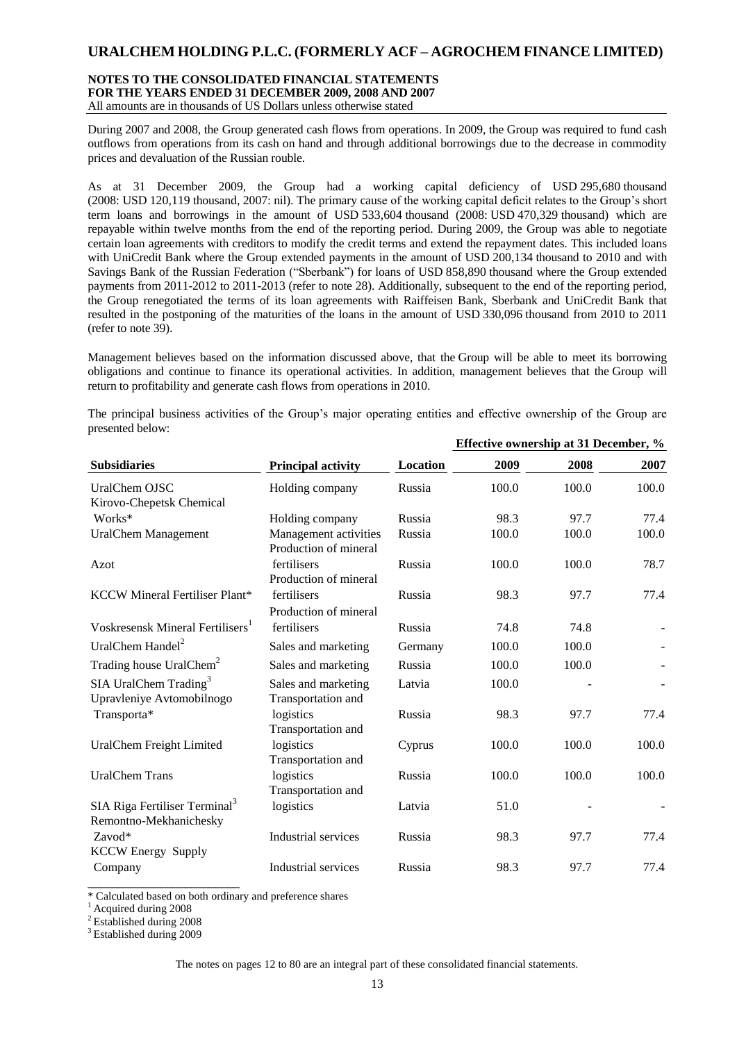During 2007 and 2008, the Group generated cash flows from operations. In 2009, the Group was required to fund cash outflows from operations from its cash on hand and through additional borrowings due to the decrease in commodity prices and devaluation of the Russian rouble.

As at 31 December 2009, the Group had a working capital deficiency of USD 295,680 thousand (2008: USD 120,119 thousand, 2007: nil). The primary cause of the working capital deficit relates to the Group's short term loans and borrowings in the amount of USD 533,604 thousand (2008: USD 470,329 thousand) which are repayable within twelve months from the end of the reporting period. During 2009, the Group was able to negotiate certain loan agreements with creditors to modify the credit terms and extend the repayment dates. This included loans with UniCredit Bank where the Group extended payments in the amount of USD 200,134 thousand to 2010 and with Savings Bank of the Russian Federation ("Sberbank") for loans of USD 858,890 thousand where the Group extended payments from 2011-2012 to 2011-2013 (refer to note 28). Additionally, subsequent to the end of the reporting period, the Group renegotiated the terms of its loan agreements with Raiffeisen Bank, Sberbank and UniCredit Bank that resulted in the postponing of the maturities of the loans in the amount of USD 330,096 thousand from 2010 to 2011 (refer to note 39).

Management believes based on the information discussed above, that the Group will be able to meet its borrowing obligations and continue to finance its operational activities. In addition, management believes that the Group will return to profitability and generate cash flows from operations in 2010.

The principal business activities of the Group's major operating entities and effective ownership of the Group are presented below:

| | | | **Effective ownership at 31 December, %** | | |
|---|---|---|---|---|---|
| **Subsidiaries** | **Principal activity** | **Location** | **2009** | **2008** | **2007** |
| UralChem OJSC | Holding company | Russia | 100.0 | 100.0 | 100.0 |
| Kirovo-Chepetsk Chemical Works* | Holding company | Russia | 98.3 | 97.7 | 77.4 |
| UralChem Management | Management activities | Russia | 100.0 | 100.0 | 100.0 |
| Azot | Production of mineral fertilisers | Russia | 100.0 | 100.0 | 78.7 |
| KCCW Mineral Fertiliser Plant* | Production of mineral fertilisers | Russia | 98.3 | 97.7 | 77.4 |
| Voskresensk Mineral Fertilisers[1] | Production of mineral fertilisers | Russia | 74.8 | 74.8 | - |
| UralChem Handel[2] | Sales and marketing | Germany | 100.0 | 100.0 | - |
| Trading house UralChem[2] | Sales and marketing | Russia | 100.0 | 100.0 | - |
| SIA UralChem Trading[3] | Sales and marketing | Latvia | 100.0 | - | - |
| Upravleniye Avtomobilnogo Transporta* | Transportation and logistics | Russia | 98.3 | 97.7 | 77.4 |
| UralChem Freight Limited | Transportation and logistics | Cyprus | 100.0 | 100.0 | 100.0 |
| UralChem Trans | Transportation and logistics | Russia | 100.0 | 100.0 | 100.0 |
| SIA Riga Fertiliser Terminal[3] | Transportation and logistics | Latvia | 51.0 | - | - |
| Remontno-Mekhanichesky Zavod* | Industrial services | Russia | 98.3 | 97.7 | 77.4 |
| KCCW Energy Supply Company | Industrial services | Russia | 98.3 | 97.7 | 77.4 |

\* Calculated based on both ordinary and preference shares
[1] Acquired during 2008
[2] Established during 2008
[3] Established during 2009

The notes on pages 12 to 80 are an integral part of these consolidated financial statements.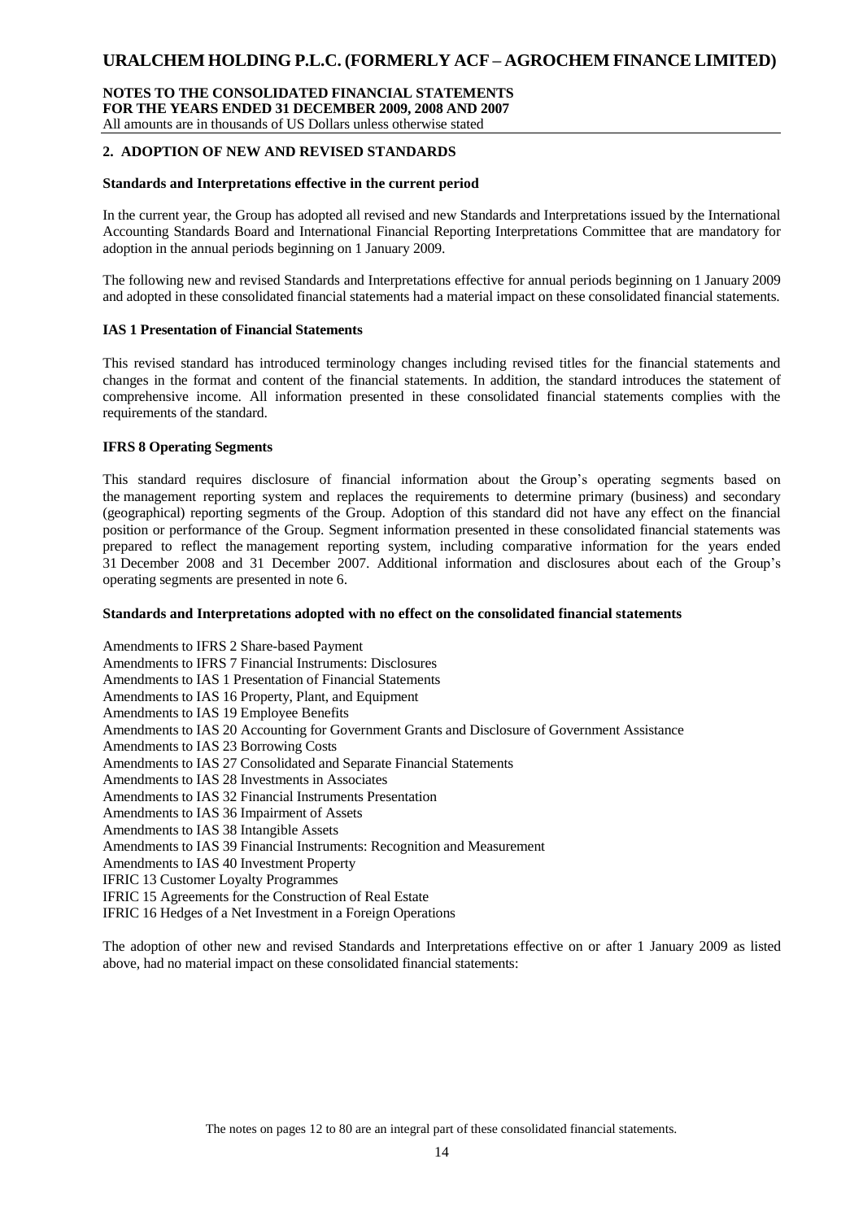## 2. ADOPTION OF NEW AND REVISED STANDARDS

### Standards and Interpretations effective in the current period

In the current year, the Group has adopted all revised and new Standards and Interpretations issued by the International Accounting Standards Board and International Financial Reporting Interpretations Committee that are mandatory for adoption in the annual periods beginning on 1 January 2009.

The following new and revised Standards and Interpretations effective for annual periods beginning on 1 January 2009 and adopted in these consolidated financial statements had a material impact on these consolidated financial statements.

#### IAS 1 Presentation of Financial Statements

This revised standard has introduced terminology changes including revised titles for the financial statements and changes in the format and content of the financial statements. In addition, the standard introduces the statement of comprehensive income. All information presented in these consolidated financial statements complies with the requirements of the standard.

#### IFRS 8 Operating Segments

This standard requires disclosure of financial information about the Group's operating segments based on the management reporting system and replaces the requirements to determine primary (business) and secondary (geographical) reporting segments of the Group. Adoption of this standard did not have any effect on the financial position or performance of the Group. Segment information presented in these consolidated financial statements was prepared to reflect the management reporting system, including comparative information for the years ended 31 December 2008 and 31 December 2007. Additional information and disclosures about each of the Group's operating segments are presented in note 6.

### Standards and Interpretations adopted with no effect on the consolidated financial statements

Amendments to IFRS 2 Share-based Payment
Amendments to IFRS 7 Financial Instruments: Disclosures
Amendments to IAS 1 Presentation of Financial Statements
Amendments to IAS 16 Property, Plant, and Equipment
Amendments to IAS 19 Employee Benefits
Amendments to IAS 20 Accounting for Government Grants and Disclosure of Government Assistance
Amendments to IAS 23 Borrowing Costs
Amendments to IAS 27 Consolidated and Separate Financial Statements
Amendments to IAS 28 Investments in Associates
Amendments to IAS 32 Financial Instruments Presentation
Amendments to IAS 36 Impairment of Assets
Amendments to IAS 38 Intangible Assets
Amendments to IAS 39 Financial Instruments: Recognition and Measurement
Amendments to IAS 40 Investment Property
IFRIC 13 Customer Loyalty Programmes
IFRIC 15 Agreements for the Construction of Real Estate
IFRIC 16 Hedges of a Net Investment in a Foreign Operations

The adoption of other new and revised Standards and Interpretations effective on or after 1 January 2009 as listed above, had no material impact on these consolidated financial statements: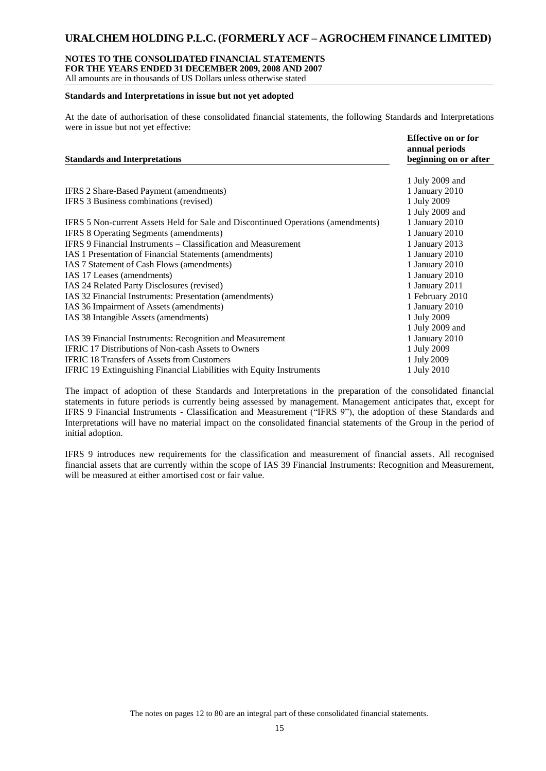### Standards and Interpretations in issue but not yet adopted

At the date of authorisation of these consolidated financial statements, the following Standards and Interpretations were in issue but not yet effective:

| Standards and Interpretations | Effective on or for annual periods beginning on or after |
|---|---|
| IFRS 2 Share-Based Payment (amendments) | 1 July 2009 and 1 January 2010 |
| IFRS 3 Business combinations (revised) | 1 July 2009 |
| IFRS 5 Non-current Assets Held for Sale and Discontinued Operations (amendments) | 1 July 2009 and 1 January 2010 |
| IFRS 8 Operating Segments (amendments) | 1 January 2010 |
| IFRS 9 Financial Instruments – Classification and Measurement | 1 January 2013 |
| IAS 1 Presentation of Financial Statements (amendments) | 1 January 2010 |
| IAS 7 Statement of Cash Flows (amendments) | 1 January 2010 |
| IAS 17 Leases (amendments) | 1 January 2010 |
| IAS 24 Related Party Disclosures (revised) | 1 January 2011 |
| IAS 32 Financial Instruments: Presentation (amendments) | 1 February 2010 |
| IAS 36 Impairment of Assets (amendments) | 1 January 2010 |
| IAS 38 Intangible Assets (amendments) | 1 July 2009 |
| IAS 39 Financial Instruments: Recognition and Measurement | 1 July 2009 and 1 January 2010 |
| IFRIC 17 Distributions of Non-cash Assets to Owners | 1 July 2009 |
| IFRIC 18 Transfers of Assets from Customers | 1 July 2009 |
| IFRIC 19 Extinguishing Financial Liabilities with Equity Instruments | 1 July 2010 |

The impact of adoption of these Standards and Interpretations in the preparation of the consolidated financial statements in future periods is currently being assessed by management. Management anticipates that, except for IFRS 9 Financial Instruments - Classification and Measurement ("IFRS 9"), the adoption of these Standards and Interpretations will have no material impact on the consolidated financial statements of the Group in the period of initial adoption.

IFRS 9 introduces new requirements for the classification and measurement of financial assets. All recognised financial assets that are currently within the scope of IAS 39 Financial Instruments: Recognition and Measurement, will be measured at either amortised cost or fair value.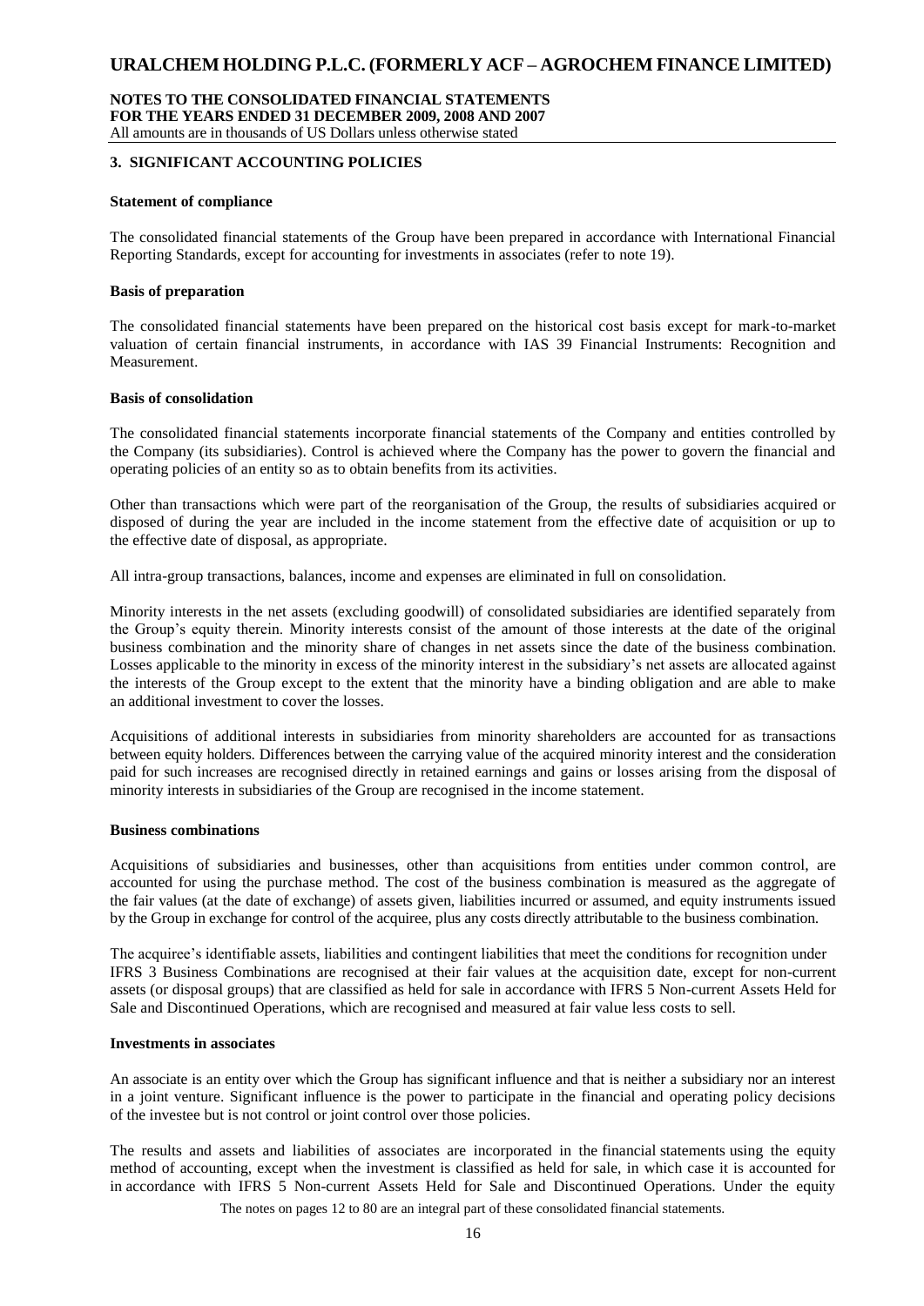## 3. SIGNIFICANT ACCOUNTING POLICIES

### Statement of compliance

The consolidated financial statements of the Group have been prepared in accordance with International Financial Reporting Standards, except for accounting for investments in associates (refer to note 19).

### Basis of preparation

The consolidated financial statements have been prepared on the historical cost basis except for mark-to-market valuation of certain financial instruments, in accordance with IAS 39 Financial Instruments: Recognition and Measurement.

### Basis of consolidation

The consolidated financial statements incorporate financial statements of the Company and entities controlled by the Company (its subsidiaries). Control is achieved where the Company has the power to govern the financial and operating policies of an entity so as to obtain benefits from its activities.

Other than transactions which were part of the reorganisation of the Group, the results of subsidiaries acquired or disposed of during the year are included in the income statement from the effective date of acquisition or up to the effective date of disposal, as appropriate.

All intra-group transactions, balances, income and expenses are eliminated in full on consolidation.

Minority interests in the net assets (excluding goodwill) of consolidated subsidiaries are identified separately from the Group's equity therein. Minority interests consist of the amount of those interests at the date of the original business combination and the minority share of changes in net assets since the date of the business combination. Losses applicable to the minority in excess of the minority interest in the subsidiary's net assets are allocated against the interests of the Group except to the extent that the minority have a binding obligation and are able to make an additional investment to cover the losses.

Acquisitions of additional interests in subsidiaries from minority shareholders are accounted for as transactions between equity holders. Differences between the carrying value of the acquired minority interest and the consideration paid for such increases are recognised directly in retained earnings and gains or losses arising from the disposal of minority interests in subsidiaries of the Group are recognised in the income statement.

### Business combinations

Acquisitions of subsidiaries and businesses, other than acquisitions from entities under common control, are accounted for using the purchase method. The cost of the business combination is measured as the aggregate of the fair values (at the date of exchange) of assets given, liabilities incurred or assumed, and equity instruments issued by the Group in exchange for control of the acquiree, plus any costs directly attributable to the business combination.

The acquiree's identifiable assets, liabilities and contingent liabilities that meet the conditions for recognition under IFRS 3 Business Combinations are recognised at their fair values at the acquisition date, except for non-current assets (or disposal groups) that are classified as held for sale in accordance with IFRS 5 Non-current Assets Held for Sale and Discontinued Operations, which are recognised and measured at fair value less costs to sell.

### Investments in associates

An associate is an entity over which the Group has significant influence and that is neither a subsidiary nor an interest in a joint venture. Significant influence is the power to participate in the financial and operating policy decisions of the investee but is not control or joint control over those policies.

The results and assets and liabilities of associates are incorporated in the financial statements using the equity method of accounting, except when the investment is classified as held for sale, in which case it is accounted for in accordance with IFRS 5 Non-current Assets Held for Sale and Discontinued Operations. Under the equity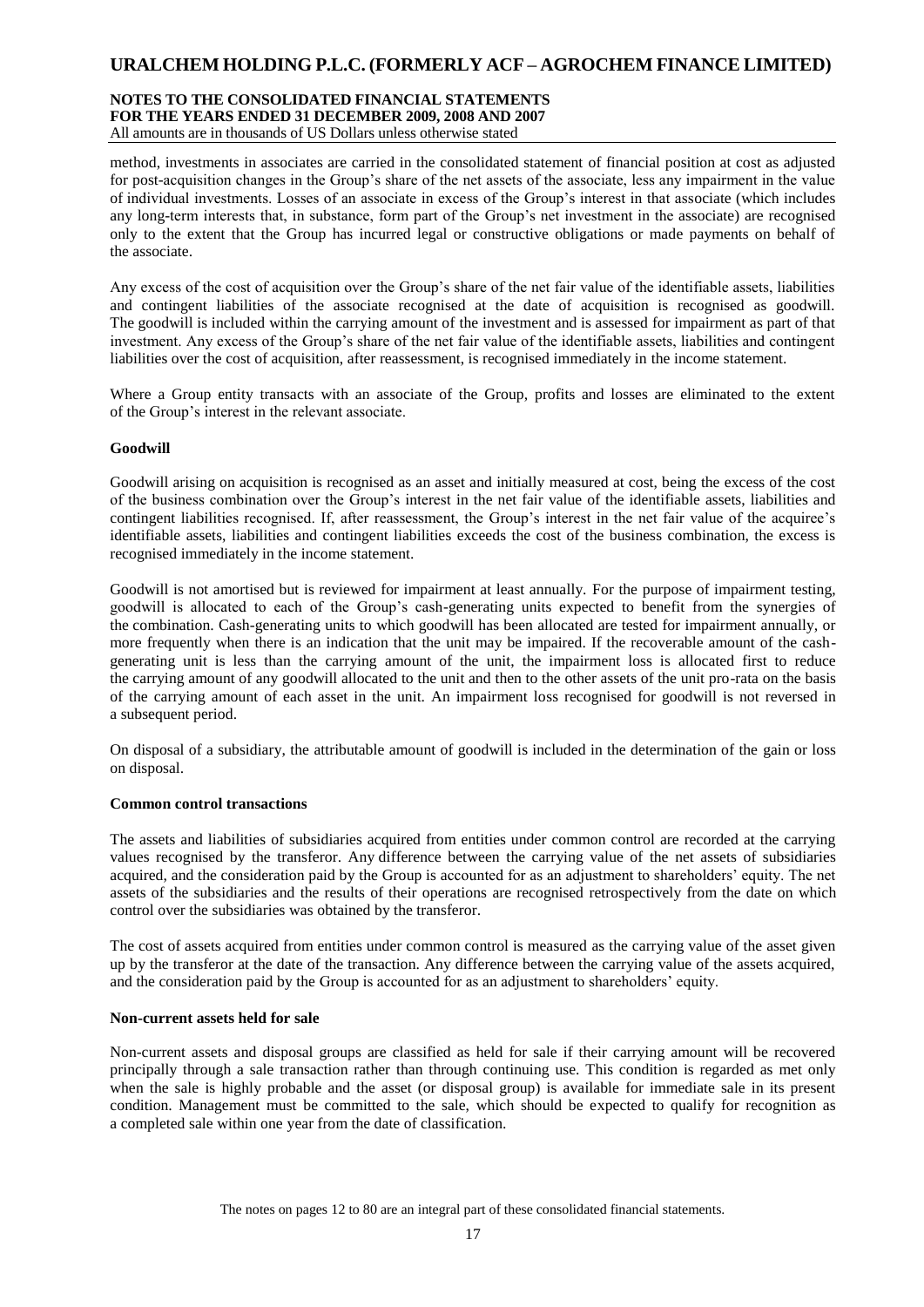method, investments in associates are carried in the consolidated statement of financial position at cost as adjusted for post-acquisition changes in the Group's share of the net assets of the associate, less any impairment in the value of individual investments. Losses of an associate in excess of the Group's interest in that associate (which includes any long-term interests that, in substance, form part of the Group's net investment in the associate) are recognised only to the extent that the Group has incurred legal or constructive obligations or made payments on behalf of the associate.

Any excess of the cost of acquisition over the Group's share of the net fair value of the identifiable assets, liabilities and contingent liabilities of the associate recognised at the date of acquisition is recognised as goodwill. The goodwill is included within the carrying amount of the investment and is assessed for impairment as part of that investment. Any excess of the Group's share of the net fair value of the identifiable assets, liabilities and contingent liabilities over the cost of acquisition, after reassessment, is recognised immediately in the income statement.

Where a Group entity transacts with an associate of the Group, profits and losses are eliminated to the extent of the Group's interest in the relevant associate.

**Goodwill**

Goodwill arising on acquisition is recognised as an asset and initially measured at cost, being the excess of the cost of the business combination over the Group's interest in the net fair value of the identifiable assets, liabilities and contingent liabilities recognised. If, after reassessment, the Group's interest in the net fair value of the acquiree's identifiable assets, liabilities and contingent liabilities exceeds the cost of the business combination, the excess is recognised immediately in the income statement.

Goodwill is not amortised but is reviewed for impairment at least annually. For the purpose of impairment testing, goodwill is allocated to each of the Group's cash-generating units expected to benefit from the synergies of the combination. Cash-generating units to which goodwill has been allocated are tested for impairment annually, or more frequently when there is an indication that the unit may be impaired. If the recoverable amount of the cash-generating unit is less than the carrying amount of the unit, the impairment loss is allocated first to reduce the carrying amount of any goodwill allocated to the unit and then to the other assets of the unit pro-rata on the basis of the carrying amount of each asset in the unit. An impairment loss recognised for goodwill is not reversed in a subsequent period.

On disposal of a subsidiary, the attributable amount of goodwill is included in the determination of the gain or loss on disposal.

**Common control transactions**

The assets and liabilities of subsidiaries acquired from entities under common control are recorded at the carrying values recognised by the transferor. Any difference between the carrying value of the net assets of subsidiaries acquired, and the consideration paid by the Group is accounted for as an adjustment to shareholders' equity. The net assets of the subsidiaries and the results of their operations are recognised retrospectively from the date on which control over the subsidiaries was obtained by the transferor.

The cost of assets acquired from entities under common control is measured as the carrying value of the asset given up by the transferor at the date of the transaction. Any difference between the carrying value of the assets acquired, and the consideration paid by the Group is accounted for as an adjustment to shareholders' equity.

**Non-current assets held for sale**

Non-current assets and disposal groups are classified as held for sale if their carrying amount will be recovered principally through a sale transaction rather than through continuing use. This condition is regarded as met only when the sale is highly probable and the asset (or disposal group) is available for immediate sale in its present condition. Management must be committed to the sale, which should be expected to qualify for recognition as a completed sale within one year from the date of classification.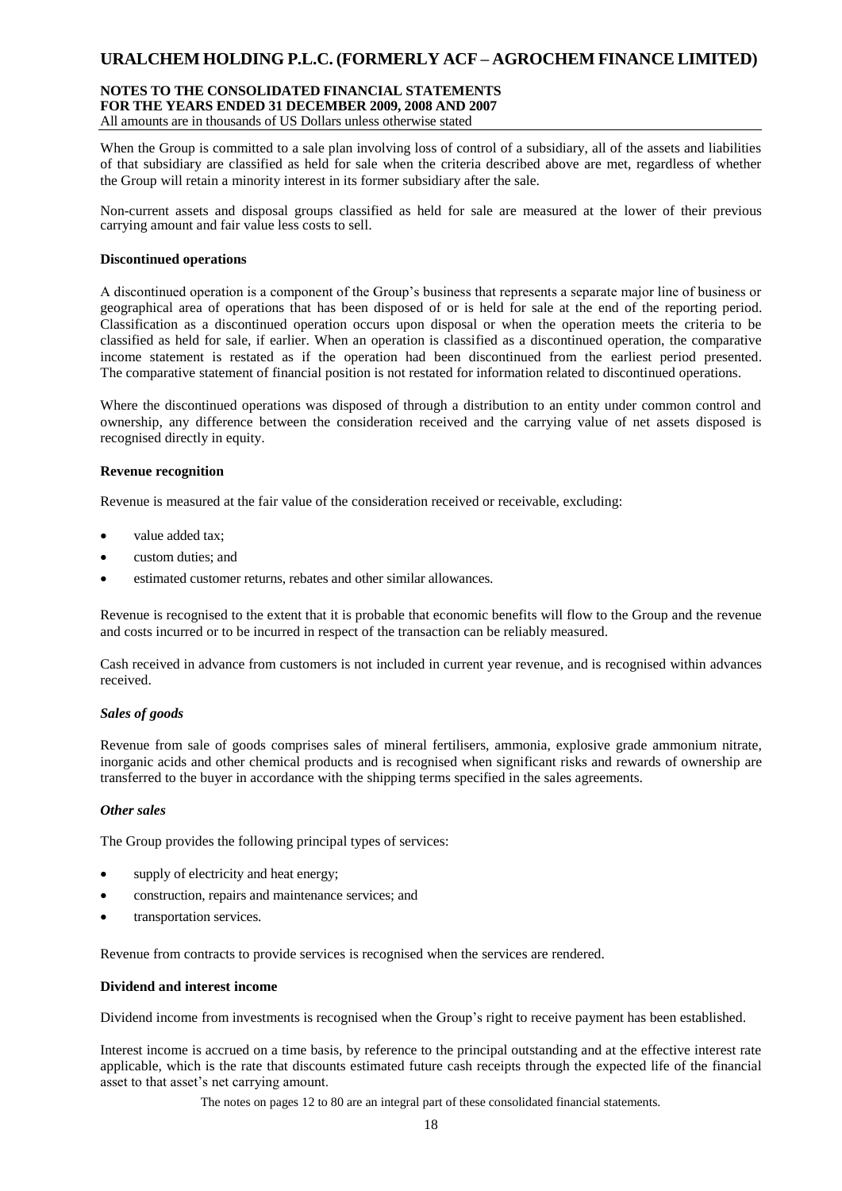When the Group is committed to a sale plan involving loss of control of a subsidiary, all of the assets and liabilities of that subsidiary are classified as held for sale when the criteria described above are met, regardless of whether the Group will retain a minority interest in its former subsidiary after the sale.

Non-current assets and disposal groups classified as held for sale are measured at the lower of their previous carrying amount and fair value less costs to sell.

**Discontinued operations**

A discontinued operation is a component of the Group's business that represents a separate major line of business or geographical area of operations that has been disposed of or is held for sale at the end of the reporting period. Classification as a discontinued operation occurs upon disposal or when the operation meets the criteria to be classified as held for sale, if earlier. When an operation is classified as a discontinued operation, the comparative income statement is restated as if the operation had been discontinued from the earliest period presented. The comparative statement of financial position is not restated for information related to discontinued operations.

Where the discontinued operations was disposed of through a distribution to an entity under common control and ownership, any difference between the consideration received and the carrying value of net assets disposed is recognised directly in equity.

**Revenue recognition**

Revenue is measured at the fair value of the consideration received or receivable, excluding:

- value added tax;
- custom duties; and
- estimated customer returns, rebates and other similar allowances.

Revenue is recognised to the extent that it is probable that economic benefits will flow to the Group and the revenue and costs incurred or to be incurred in respect of the transaction can be reliably measured.

Cash received in advance from customers is not included in current year revenue, and is recognised within advances received.

***Sales of goods***

Revenue from sale of goods comprises sales of mineral fertilisers, ammonia, explosive grade ammonium nitrate, inorganic acids and other chemical products and is recognised when significant risks and rewards of ownership are transferred to the buyer in accordance with the shipping terms specified in the sales agreements.

***Other sales***

The Group provides the following principal types of services:

- supply of electricity and heat energy;
- construction, repairs and maintenance services; and
- transportation services.

Revenue from contracts to provide services is recognised when the services are rendered.

**Dividend and interest income**

Dividend income from investments is recognised when the Group's right to receive payment has been established.

Interest income is accrued on a time basis, by reference to the principal outstanding and at the effective interest rate applicable, which is the rate that discounts estimated future cash receipts through the expected life of the financial asset to that asset's net carrying amount.

The notes on pages 12 to 80 are an integral part of these consolidated financial statements.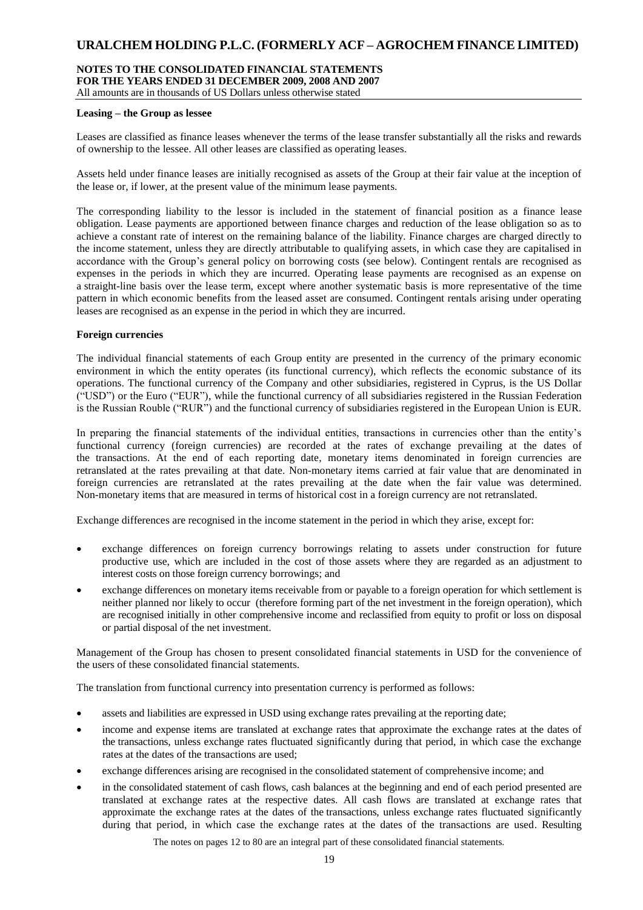#### Leasing – the Group as lessee

Leases are classified as finance leases whenever the terms of the lease transfer substantially all the risks and rewards of ownership to the lessee. All other leases are classified as operating leases.

Assets held under finance leases are initially recognised as assets of the Group at their fair value at the inception of the lease or, if lower, at the present value of the minimum lease payments.

The corresponding liability to the lessor is included in the statement of financial position as a finance lease obligation. Lease payments are apportioned between finance charges and reduction of the lease obligation so as to achieve a constant rate of interest on the remaining balance of the liability. Finance charges are charged directly to the income statement, unless they are directly attributable to qualifying assets, in which case they are capitalised in accordance with the Group's general policy on borrowing costs (see below). Contingent rentals are recognised as expenses in the periods in which they are incurred. Operating lease payments are recognised as an expense on a straight-line basis over the lease term, except where another systematic basis is more representative of the time pattern in which economic benefits from the leased asset are consumed. Contingent rentals arising under operating leases are recognised as an expense in the period in which they are incurred.

#### Foreign currencies

The individual financial statements of each Group entity are presented in the currency of the primary economic environment in which the entity operates (its functional currency), which reflects the economic substance of its operations. The functional currency of the Company and other subsidiaries, registered in Cyprus, is the US Dollar ("USD") or the Euro ("EUR"), while the functional currency of all subsidiaries registered in the Russian Federation is the Russian Rouble ("RUR") and the functional currency of subsidiaries registered in the European Union is EUR.

In preparing the financial statements of the individual entities, transactions in currencies other than the entity's functional currency (foreign currencies) are recorded at the rates of exchange prevailing at the dates of the transactions. At the end of each reporting date, monetary items denominated in foreign currencies are retranslated at the rates prevailing at that date. Non-monetary items carried at fair value that are denominated in foreign currencies are retranslated at the rates prevailing at the date when the fair value was determined. Non-monetary items that are measured in terms of historical cost in a foreign currency are not retranslated.

Exchange differences are recognised in the income statement in the period in which they arise, except for:

- exchange differences on foreign currency borrowings relating to assets under construction for future productive use, which are included in the cost of those assets where they are regarded as an adjustment to interest costs on those foreign currency borrowings; and
- exchange differences on monetary items receivable from or payable to a foreign operation for which settlement is neither planned nor likely to occur (therefore forming part of the net investment in the foreign operation), which are recognised initially in other comprehensive income and reclassified from equity to profit or loss on disposal or partial disposal of the net investment.

Management of the Group has chosen to present consolidated financial statements in USD for the convenience of the users of these consolidated financial statements.

The translation from functional currency into presentation currency is performed as follows:

- assets and liabilities are expressed in USD using exchange rates prevailing at the reporting date;
- income and expense items are translated at exchange rates that approximate the exchange rates at the dates of the transactions, unless exchange rates fluctuated significantly during that period, in which case the exchange rates at the dates of the transactions are used;
- exchange differences arising are recognised in the consolidated statement of comprehensive income; and
- in the consolidated statement of cash flows, cash balances at the beginning and end of each period presented are translated at exchange rates at the respective dates. All cash flows are translated at exchange rates that approximate the exchange rates at the dates of the transactions, unless exchange rates fluctuated significantly during that period, in which case the exchange rates at the dates of the transactions are used. Resulting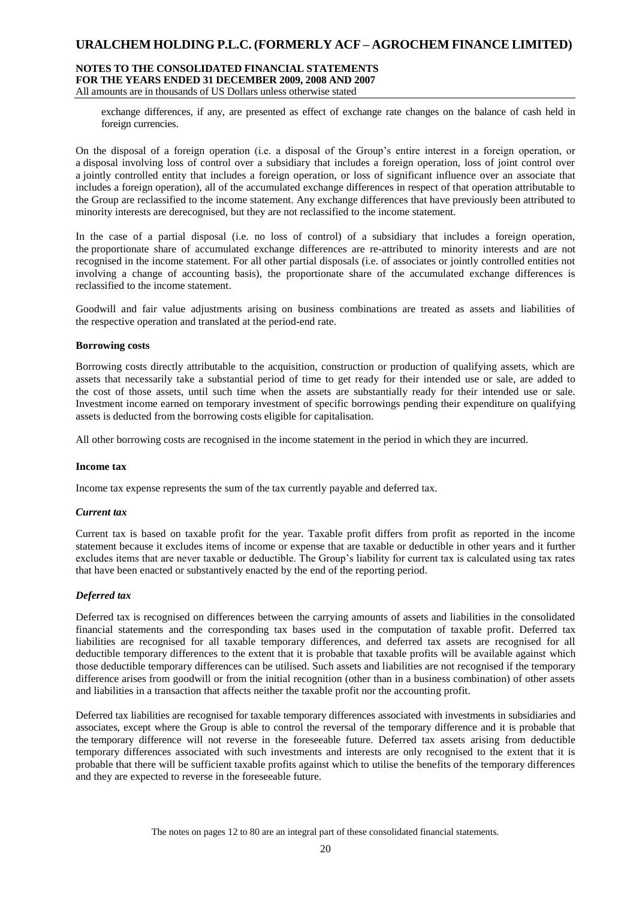exchange differences, if any, are presented as effect of exchange rate changes on the balance of cash held in foreign currencies.

On the disposal of a foreign operation (i.e. a disposal of the Group's entire interest in a foreign operation, or a disposal involving loss of control over a subsidiary that includes a foreign operation, loss of joint control over a jointly controlled entity that includes a foreign operation, or loss of significant influence over an associate that includes a foreign operation), all of the accumulated exchange differences in respect of that operation attributable to the Group are reclassified to the income statement. Any exchange differences that have previously been attributed to minority interests are derecognised, but they are not reclassified to the income statement.

In the case of a partial disposal (i.e. no loss of control) of a subsidiary that includes a foreign operation, the proportionate share of accumulated exchange differences are re-attributed to minority interests and are not recognised in the income statement. For all other partial disposals (i.e. of associates or jointly controlled entities not involving a change of accounting basis), the proportionate share of the accumulated exchange differences is reclassified to the income statement.

Goodwill and fair value adjustments arising on business combinations are treated as assets and liabilities of the respective operation and translated at the period-end rate.

**Borrowing costs**

Borrowing costs directly attributable to the acquisition, construction or production of qualifying assets, which are assets that necessarily take a substantial period of time to get ready for their intended use or sale, are added to the cost of those assets, until such time when the assets are substantially ready for their intended use or sale. Investment income earned on temporary investment of specific borrowings pending their expenditure on qualifying assets is deducted from the borrowing costs eligible for capitalisation.

All other borrowing costs are recognised in the income statement in the period in which they are incurred.

**Income tax**

Income tax expense represents the sum of the tax currently payable and deferred tax.

***Current tax***

Current tax is based on taxable profit for the year. Taxable profit differs from profit as reported in the income statement because it excludes items of income or expense that are taxable or deductible in other years and it further excludes items that are never taxable or deductible. The Group's liability for current tax is calculated using tax rates that have been enacted or substantively enacted by the end of the reporting period.

***Deferred tax***

Deferred tax is recognised on differences between the carrying amounts of assets and liabilities in the consolidated financial statements and the corresponding tax bases used in the computation of taxable profit. Deferred tax liabilities are recognised for all taxable temporary differences, and deferred tax assets are recognised for all deductible temporary differences to the extent that it is probable that taxable profits will be available against which those deductible temporary differences can be utilised. Such assets and liabilities are not recognised if the temporary difference arises from goodwill or from the initial recognition (other than in a business combination) of other assets and liabilities in a transaction that affects neither the taxable profit nor the accounting profit.

Deferred tax liabilities are recognised for taxable temporary differences associated with investments in subsidiaries and associates, except where the Group is able to control the reversal of the temporary difference and it is probable that the temporary difference will not reverse in the foreseeable future. Deferred tax assets arising from deductible temporary differences associated with such investments and interests are only recognised to the extent that it is probable that there will be sufficient taxable profits against which to utilise the benefits of the temporary differences and they are expected to reverse in the foreseeable future.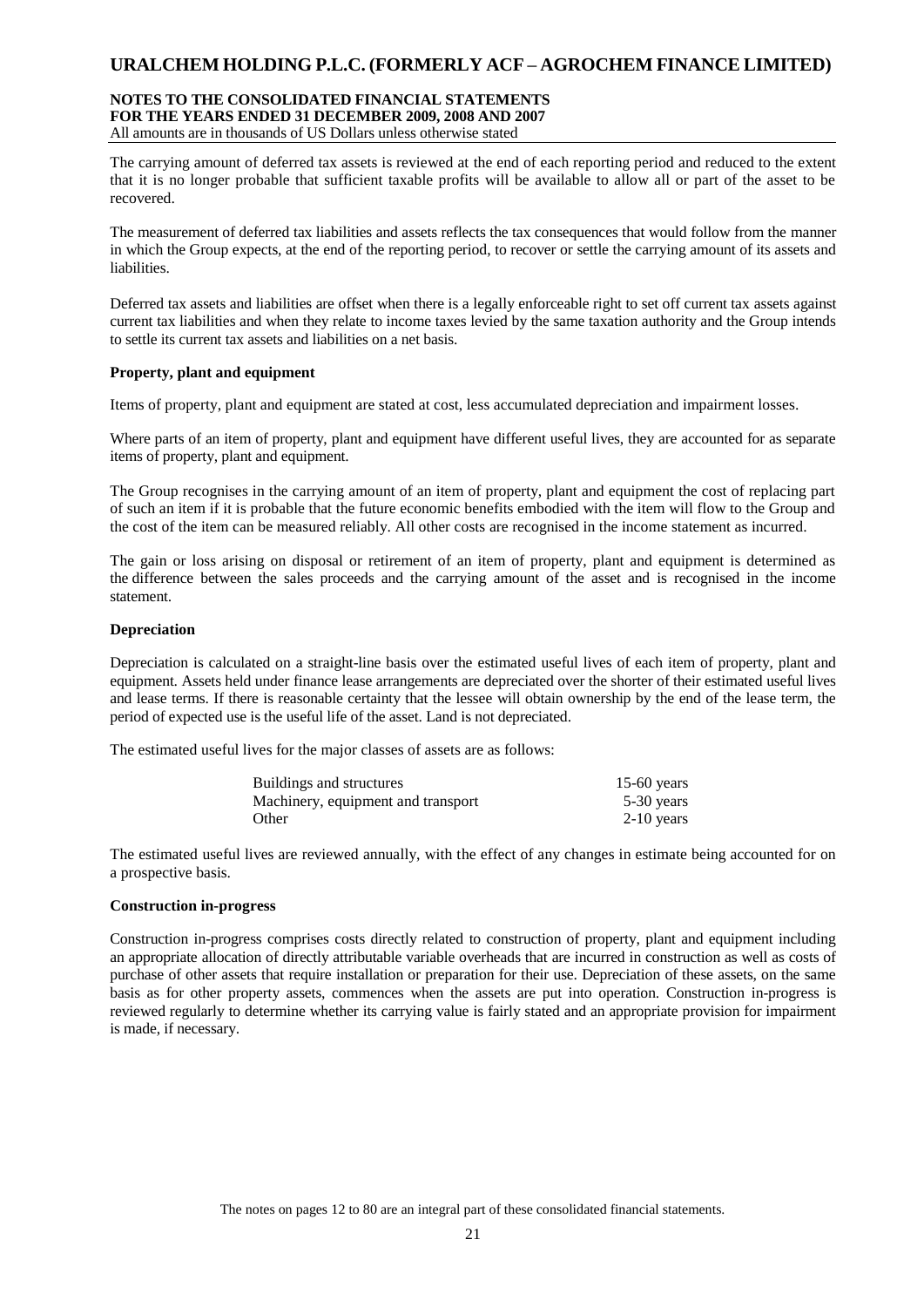The carrying amount of deferred tax assets is reviewed at the end of each reporting period and reduced to the extent that it is no longer probable that sufficient taxable profits will be available to allow all or part of the asset to be recovered.

The measurement of deferred tax liabilities and assets reflects the tax consequences that would follow from the manner in which the Group expects, at the end of the reporting period, to recover or settle the carrying amount of its assets and liabilities.

Deferred tax assets and liabilities are offset when there is a legally enforceable right to set off current tax assets against current tax liabilities and when they relate to income taxes levied by the same taxation authority and the Group intends to settle its current tax assets and liabilities on a net basis.

**Property, plant and equipment**

Items of property, plant and equipment are stated at cost, less accumulated depreciation and impairment losses.

Where parts of an item of property, plant and equipment have different useful lives, they are accounted for as separate items of property, plant and equipment.

The Group recognises in the carrying amount of an item of property, plant and equipment the cost of replacing part of such an item if it is probable that the future economic benefits embodied with the item will flow to the Group and the cost of the item can be measured reliably. All other costs are recognised in the income statement as incurred.

The gain or loss arising on disposal or retirement of an item of property, plant and equipment is determined as the difference between the sales proceeds and the carrying amount of the asset and is recognised in the income statement.

**Depreciation**

Depreciation is calculated on a straight-line basis over the estimated useful lives of each item of property, plant and equipment. Assets held under finance lease arrangements are depreciated over the shorter of their estimated useful lives and lease terms. If there is reasonable certainty that the lessee will obtain ownership by the end of the lease term, the period of expected use is the useful life of the asset. Land is not depreciated.

The estimated useful lives for the major classes of assets are as follows:

| | |
|---|---|
| Buildings and structures | 15-60 years |
| Machinery, equipment and transport | 5-30 years |
| Other | 2-10 years |

The estimated useful lives are reviewed annually, with the effect of any changes in estimate being accounted for on a prospective basis.

**Construction in-progress**

Construction in-progress comprises costs directly related to construction of property, plant and equipment including an appropriate allocation of directly attributable variable overheads that are incurred in construction as well as costs of purchase of other assets that require installation or preparation for their use. Depreciation of these assets, on the same basis as for other property assets, commences when the assets are put into operation. Construction in-progress is reviewed regularly to determine whether its carrying value is fairly stated and an appropriate provision for impairment is made, if necessary.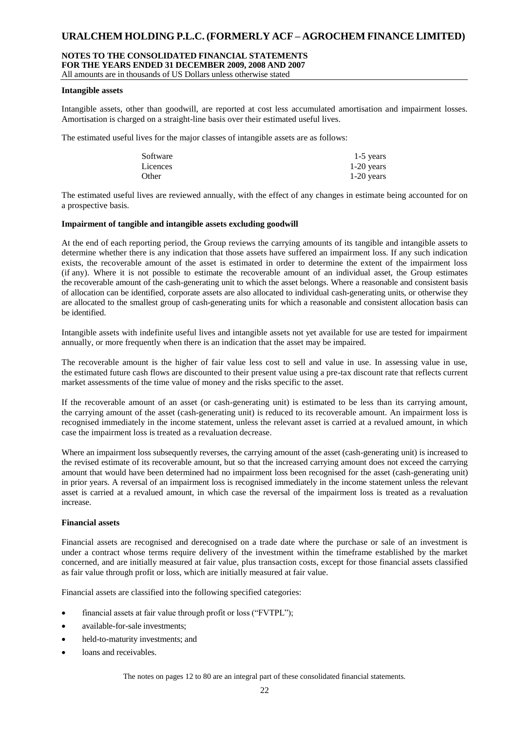#### Intangible assets

Intangible assets, other than goodwill, are reported at cost less accumulated amortisation and impairment losses. Amortisation is charged on a straight-line basis over their estimated useful lives.

The estimated useful lives for the major classes of intangible assets are as follows:

| | |
|---|---|
| Software | 1-5 years |
| Licences | 1-20 years |
| Other | 1-20 years |

The estimated useful lives are reviewed annually, with the effect of any changes in estimate being accounted for on a prospective basis.

#### Impairment of tangible and intangible assets excluding goodwill

At the end of each reporting period, the Group reviews the carrying amounts of its tangible and intangible assets to determine whether there is any indication that those assets have suffered an impairment loss. If any such indication exists, the recoverable amount of the asset is estimated in order to determine the extent of the impairment loss (if any). Where it is not possible to estimate the recoverable amount of an individual asset, the Group estimates the recoverable amount of the cash-generating unit to which the asset belongs. Where a reasonable and consistent basis of allocation can be identified, corporate assets are also allocated to individual cash-generating units, or otherwise they are allocated to the smallest group of cash-generating units for which a reasonable and consistent allocation basis can be identified.

Intangible assets with indefinite useful lives and intangible assets not yet available for use are tested for impairment annually, or more frequently when there is an indication that the asset may be impaired.

The recoverable amount is the higher of fair value less cost to sell and value in use. In assessing value in use, the estimated future cash flows are discounted to their present value using a pre-tax discount rate that reflects current market assessments of the time value of money and the risks specific to the asset.

If the recoverable amount of an asset (or cash-generating unit) is estimated to be less than its carrying amount, the carrying amount of the asset (cash-generating unit) is reduced to its recoverable amount. An impairment loss is recognised immediately in the income statement, unless the relevant asset is carried at a revalued amount, in which case the impairment loss is treated as a revaluation decrease.

Where an impairment loss subsequently reverses, the carrying amount of the asset (cash-generating unit) is increased to the revised estimate of its recoverable amount, but so that the increased carrying amount does not exceed the carrying amount that would have been determined had no impairment loss been recognised for the asset (cash-generating unit) in prior years. A reversal of an impairment loss is recognised immediately in the income statement unless the relevant asset is carried at a revalued amount, in which case the reversal of the impairment loss is treated as a revaluation increase.

#### Financial assets

Financial assets are recognised and derecognised on a trade date where the purchase or sale of an investment is under a contract whose terms require delivery of the investment within the timeframe established by the market concerned, and are initially measured at fair value, plus transaction costs, except for those financial assets classified as fair value through profit or loss, which are initially measured at fair value.

Financial assets are classified into the following specified categories:

- financial assets at fair value through profit or loss ("FVTPL");
- available-for-sale investments;
- held-to-maturity investments; and
- loans and receivables.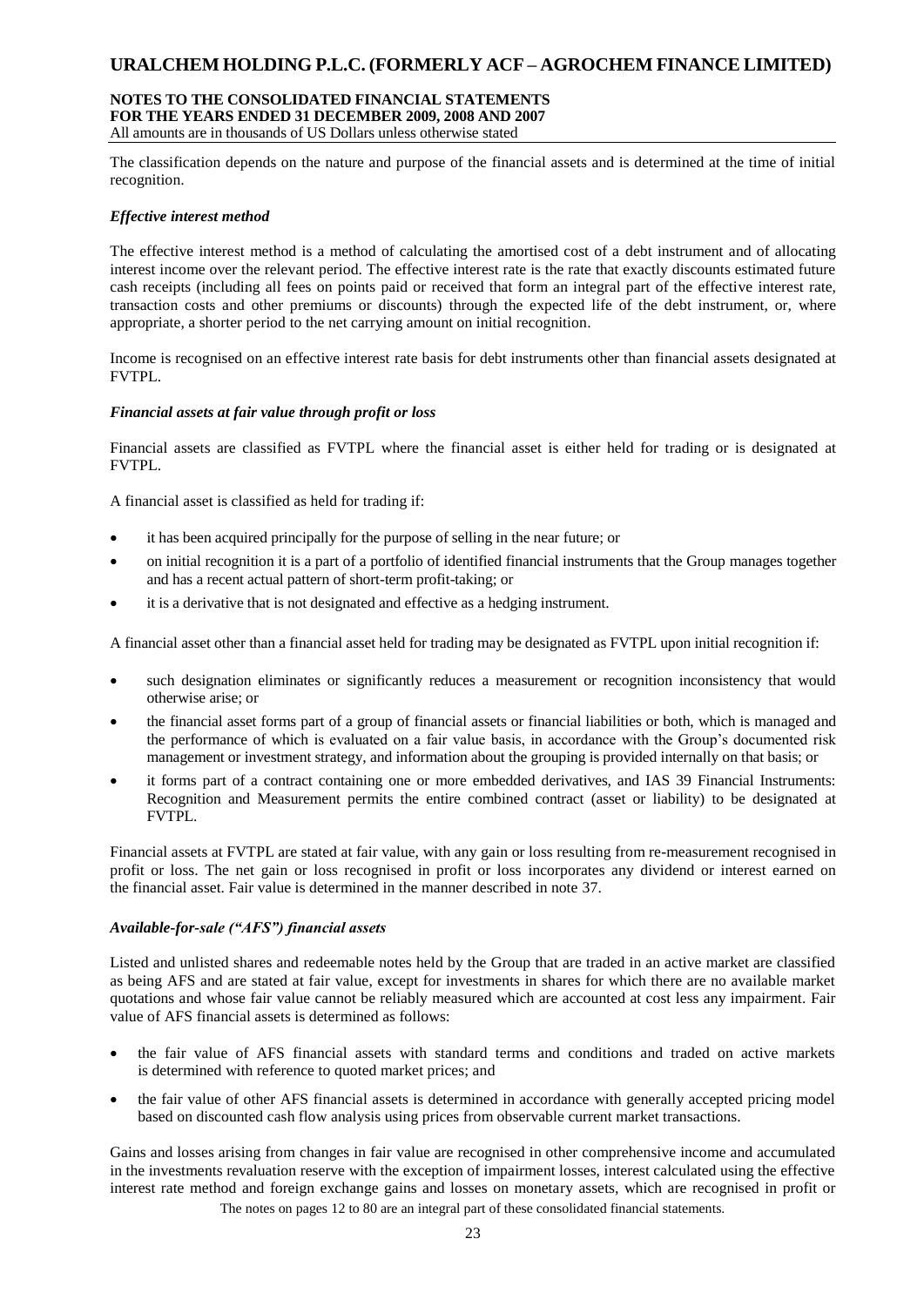The classification depends on the nature and purpose of the financial assets and is determined at the time of initial recognition.

### *Effective interest method*

The effective interest method is a method of calculating the amortised cost of a debt instrument and of allocating interest income over the relevant period. The effective interest rate is the rate that exactly discounts estimated future cash receipts (including all fees on points paid or received that form an integral part of the effective interest rate, transaction costs and other premiums or discounts) through the expected life of the debt instrument, or, where appropriate, a shorter period to the net carrying amount on initial recognition.

Income is recognised on an effective interest rate basis for debt instruments other than financial assets designated at FVTPL.

### *Financial assets at fair value through profit or loss*

Financial assets are classified as FVTPL where the financial asset is either held for trading or is designated at FVTPL.

A financial asset is classified as held for trading if:

- it has been acquired principally for the purpose of selling in the near future; or
- on initial recognition it is a part of a portfolio of identified financial instruments that the Group manages together and has a recent actual pattern of short-term profit-taking; or
- it is a derivative that is not designated and effective as a hedging instrument.

A financial asset other than a financial asset held for trading may be designated as FVTPL upon initial recognition if:

- such designation eliminates or significantly reduces a measurement or recognition inconsistency that would otherwise arise; or
- the financial asset forms part of a group of financial assets or financial liabilities or both, which is managed and the performance of which is evaluated on a fair value basis, in accordance with the Group's documented risk management or investment strategy, and information about the grouping is provided internally on that basis; or
- it forms part of a contract containing one or more embedded derivatives, and IAS 39 Financial Instruments: Recognition and Measurement permits the entire combined contract (asset or liability) to be designated at FVTPL.

Financial assets at FVTPL are stated at fair value, with any gain or loss resulting from re-measurement recognised in profit or loss. The net gain or loss recognised in profit or loss incorporates any dividend or interest earned on the financial asset. Fair value is determined in the manner described in note 37.

### *Available-for-sale ("AFS") financial assets*

Listed and unlisted shares and redeemable notes held by the Group that are traded in an active market are classified as being AFS and are stated at fair value, except for investments in shares for which there are no available market quotations and whose fair value cannot be reliably measured which are accounted at cost less any impairment. Fair value of AFS financial assets is determined as follows:

- the fair value of AFS financial assets with standard terms and conditions and traded on active markets is determined with reference to quoted market prices; and
- the fair value of other AFS financial assets is determined in accordance with generally accepted pricing model based on discounted cash flow analysis using prices from observable current market transactions.

Gains and losses arising from changes in fair value are recognised in other comprehensive income and accumulated in the investments revaluation reserve with the exception of impairment losses, interest calculated using the effective interest rate method and foreign exchange gains and losses on monetary assets, which are recognised in profit or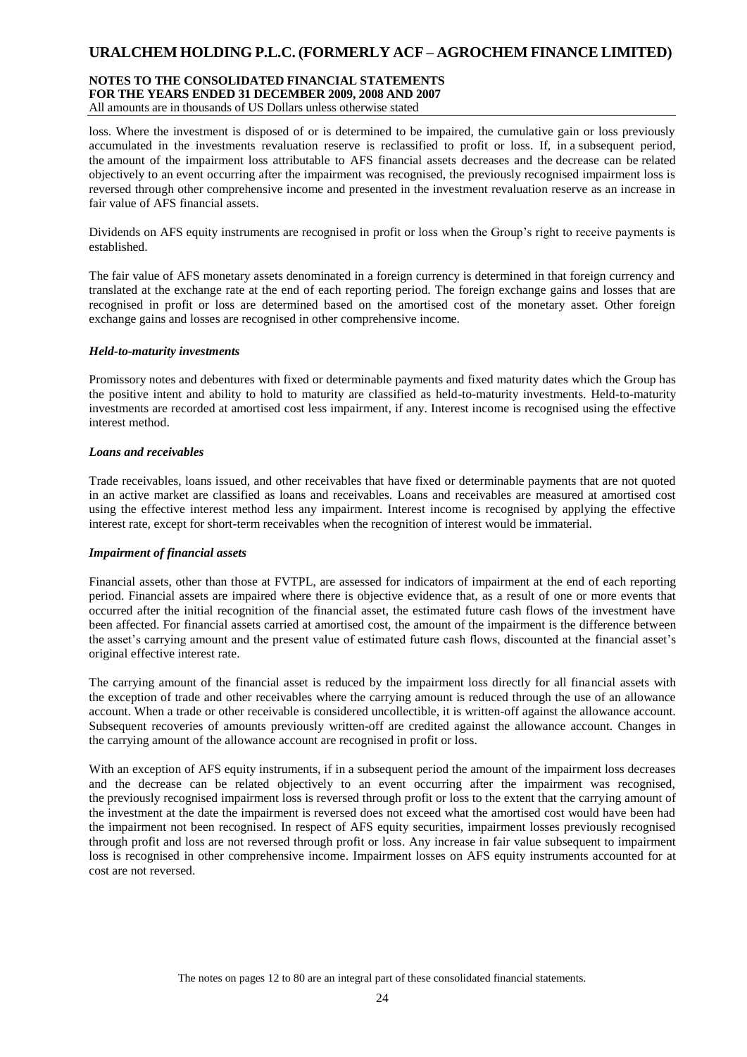loss. Where the investment is disposed of or is determined to be impaired, the cumulative gain or loss previously accumulated in the investments revaluation reserve is reclassified to profit or loss. If, in a subsequent period, the amount of the impairment loss attributable to AFS financial assets decreases and the decrease can be related objectively to an event occurring after the impairment was recognised, the previously recognised impairment loss is reversed through other comprehensive income and presented in the investment revaluation reserve as an increase in fair value of AFS financial assets.

Dividends on AFS equity instruments are recognised in profit or loss when the Group's right to receive payments is established.

The fair value of AFS monetary assets denominated in a foreign currency is determined in that foreign currency and translated at the exchange rate at the end of each reporting period. The foreign exchange gains and losses that are recognised in profit or loss are determined based on the amortised cost of the monetary asset. Other foreign exchange gains and losses are recognised in other comprehensive income.

***Held-to-maturity investments***

Promissory notes and debentures with fixed or determinable payments and fixed maturity dates which the Group has the positive intent and ability to hold to maturity are classified as held-to-maturity investments. Held-to-maturity investments are recorded at amortised cost less impairment, if any. Interest income is recognised using the effective interest method.

***Loans and receivables***

Trade receivables, loans issued, and other receivables that have fixed or determinable payments that are not quoted in an active market are classified as loans and receivables. Loans and receivables are measured at amortised cost using the effective interest method less any impairment. Interest income is recognised by applying the effective interest rate, except for short-term receivables when the recognition of interest would be immaterial.

***Impairment of financial assets***

Financial assets, other than those at FVTPL, are assessed for indicators of impairment at the end of each reporting period. Financial assets are impaired where there is objective evidence that, as a result of one or more events that occurred after the initial recognition of the financial asset, the estimated future cash flows of the investment have been affected. For financial assets carried at amortised cost, the amount of the impairment is the difference between the asset's carrying amount and the present value of estimated future cash flows, discounted at the financial asset's original effective interest rate.

The carrying amount of the financial asset is reduced by the impairment loss directly for all financial assets with the exception of trade and other receivables where the carrying amount is reduced through the use of an allowance account. When a trade or other receivable is considered uncollectible, it is written-off against the allowance account. Subsequent recoveries of amounts previously written-off are credited against the allowance account. Changes in the carrying amount of the allowance account are recognised in profit or loss.

With an exception of AFS equity instruments, if in a subsequent period the amount of the impairment loss decreases and the decrease can be related objectively to an event occurring after the impairment was recognised, the previously recognised impairment loss is reversed through profit or loss to the extent that the carrying amount of the investment at the date the impairment is reversed does not exceed what the amortised cost would have been had the impairment not been recognised. In respect of AFS equity securities, impairment losses previously recognised through profit and loss are not reversed through profit or loss. Any increase in fair value subsequent to impairment loss is recognised in other comprehensive income. Impairment losses on AFS equity instruments accounted for at cost are not reversed.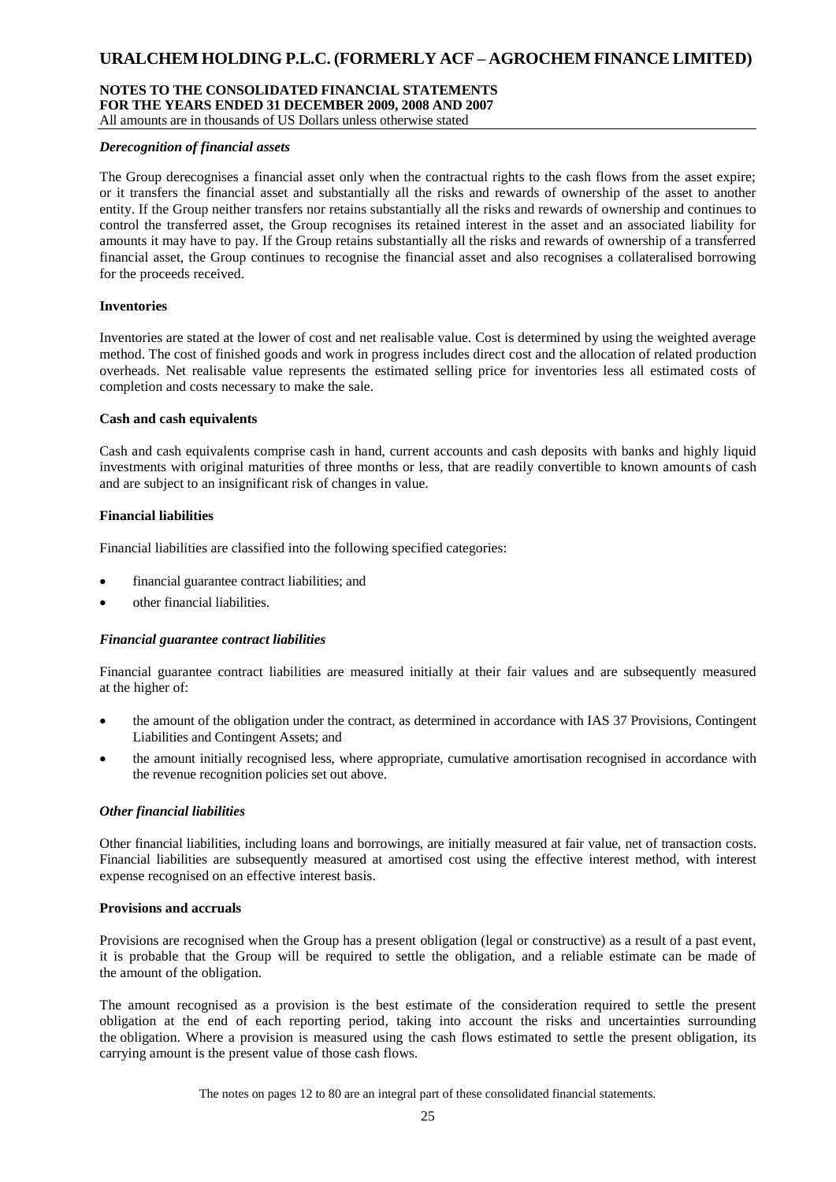#### *Derecognition of financial assets*

The Group derecognises a financial asset only when the contractual rights to the cash flows from the asset expire; or it transfers the financial asset and substantially all the risks and rewards of ownership of the asset to another entity. If the Group neither transfers nor retains substantially all the risks and rewards of ownership and continues to control the transferred asset, the Group recognises its retained interest in the asset and an associated liability for amounts it may have to pay. If the Group retains substantially all the risks and rewards of ownership of a transferred financial asset, the Group continues to recognise the financial asset and also recognises a collateralised borrowing for the proceeds received.

### Inventories

Inventories are stated at the lower of cost and net realisable value. Cost is determined by using the weighted average method. The cost of finished goods and work in progress includes direct cost and the allocation of related production overheads. Net realisable value represents the estimated selling price for inventories less all estimated costs of completion and costs necessary to make the sale.

### Cash and cash equivalents

Cash and cash equivalents comprise cash in hand, current accounts and cash deposits with banks and highly liquid investments with original maturities of three months or less, that are readily convertible to known amounts of cash and are subject to an insignificant risk of changes in value.

### Financial liabilities

Financial liabilities are classified into the following specified categories:

- financial guarantee contract liabilities; and
- other financial liabilities.

#### *Financial guarantee contract liabilities*

Financial guarantee contract liabilities are measured initially at their fair values and are subsequently measured at the higher of:

- the amount of the obligation under the contract, as determined in accordance with IAS 37 Provisions, Contingent Liabilities and Contingent Assets; and
- the amount initially recognised less, where appropriate, cumulative amortisation recognised in accordance with the revenue recognition policies set out above.

#### *Other financial liabilities*

Other financial liabilities, including loans and borrowings, are initially measured at fair value, net of transaction costs. Financial liabilities are subsequently measured at amortised cost using the effective interest method, with interest expense recognised on an effective interest basis.

### Provisions and accruals

Provisions are recognised when the Group has a present obligation (legal or constructive) as a result of a past event, it is probable that the Group will be required to settle the obligation, and a reliable estimate can be made of the amount of the obligation.

The amount recognised as a provision is the best estimate of the consideration required to settle the present obligation at the end of each reporting period, taking into account the risks and uncertainties surrounding the obligation. Where a provision is measured using the cash flows estimated to settle the present obligation, its carrying amount is the present value of those cash flows.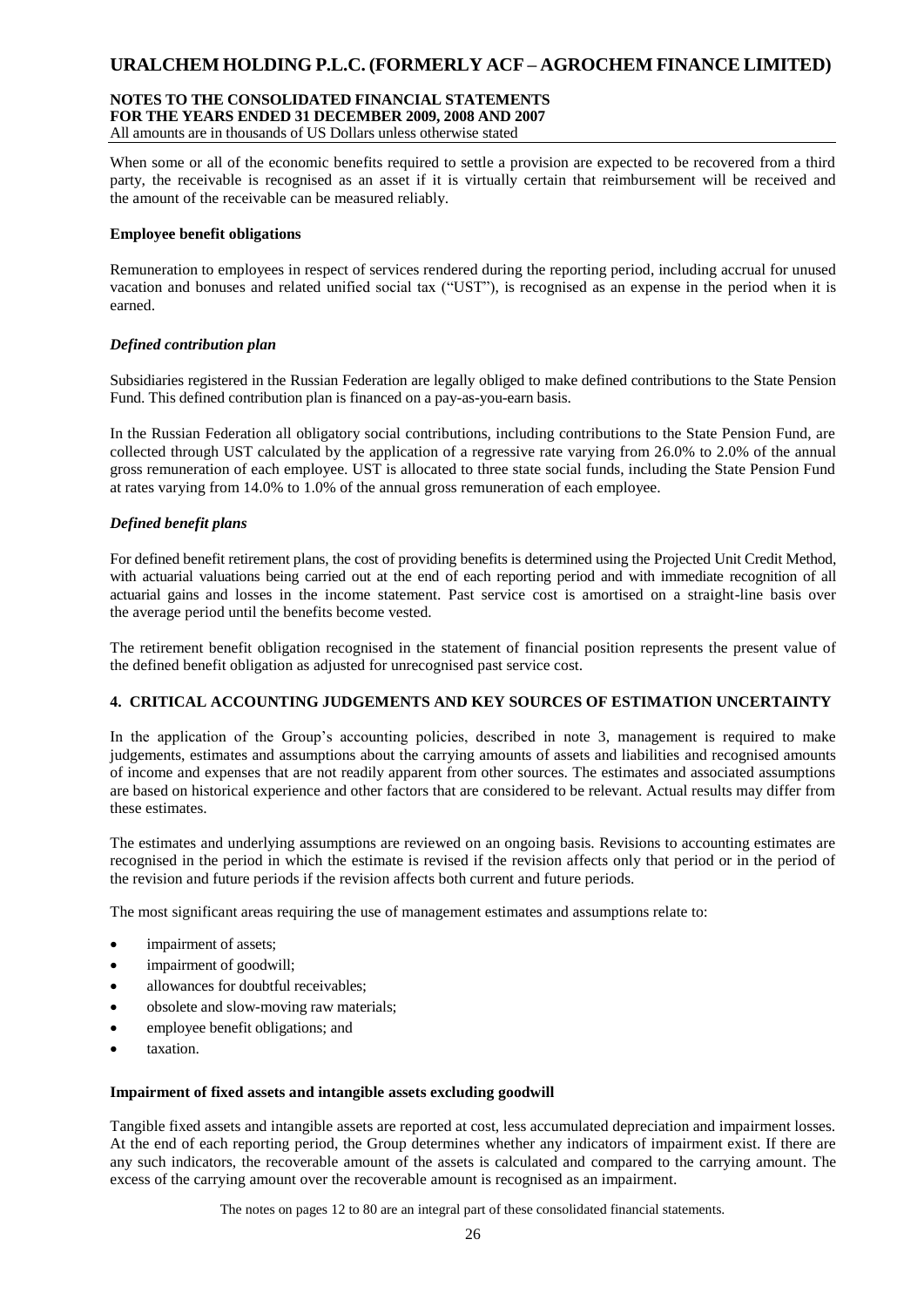When some or all of the economic benefits required to settle a provision are expected to be recovered from a third party, the receivable is recognised as an asset if it is virtually certain that reimbursement will be received and the amount of the receivable can be measured reliably.

**Employee benefit obligations**

Remuneration to employees in respect of services rendered during the reporting period, including accrual for unused vacation and bonuses and related unified social tax ("UST"), is recognised as an expense in the period when it is earned.

***Defined contribution plan***

Subsidiaries registered in the Russian Federation are legally obliged to make defined contributions to the State Pension Fund. This defined contribution plan is financed on a pay-as-you-earn basis.

In the Russian Federation all obligatory social contributions, including contributions to the State Pension Fund, are collected through UST calculated by the application of a regressive rate varying from 26.0% to 2.0% of the annual gross remuneration of each employee. UST is allocated to three state social funds, including the State Pension Fund at rates varying from 14.0% to 1.0% of the annual gross remuneration of each employee.

***Defined benefit plans***

For defined benefit retirement plans, the cost of providing benefits is determined using the Projected Unit Credit Method, with actuarial valuations being carried out at the end of each reporting period and with immediate recognition of all actuarial gains and losses in the income statement. Past service cost is amortised on a straight-line basis over the average period until the benefits become vested.

The retirement benefit obligation recognised in the statement of financial position represents the present value of the defined benefit obligation as adjusted for unrecognised past service cost.

## 4. CRITICAL ACCOUNTING JUDGEMENTS AND KEY SOURCES OF ESTIMATION UNCERTAINTY

In the application of the Group's accounting policies, described in note 3, management is required to make judgements, estimates and assumptions about the carrying amounts of assets and liabilities and recognised amounts of income and expenses that are not readily apparent from other sources. The estimates and associated assumptions are based on historical experience and other factors that are considered to be relevant. Actual results may differ from these estimates.

The estimates and underlying assumptions are reviewed on an ongoing basis. Revisions to accounting estimates are recognised in the period in which the estimate is revised if the revision affects only that period or in the period of the revision and future periods if the revision affects both current and future periods.

The most significant areas requiring the use of management estimates and assumptions relate to:

- impairment of assets;
- impairment of goodwill;
- allowances for doubtful receivables;
- obsolete and slow-moving raw materials;
- employee benefit obligations; and
- taxation.

**Impairment of fixed assets and intangible assets excluding goodwill**

Tangible fixed assets and intangible assets are reported at cost, less accumulated depreciation and impairment losses. At the end of each reporting period, the Group determines whether any indicators of impairment exist. If there are any such indicators, the recoverable amount of the assets is calculated and compared to the carrying amount. The excess of the carrying amount over the recoverable amount is recognised as an impairment.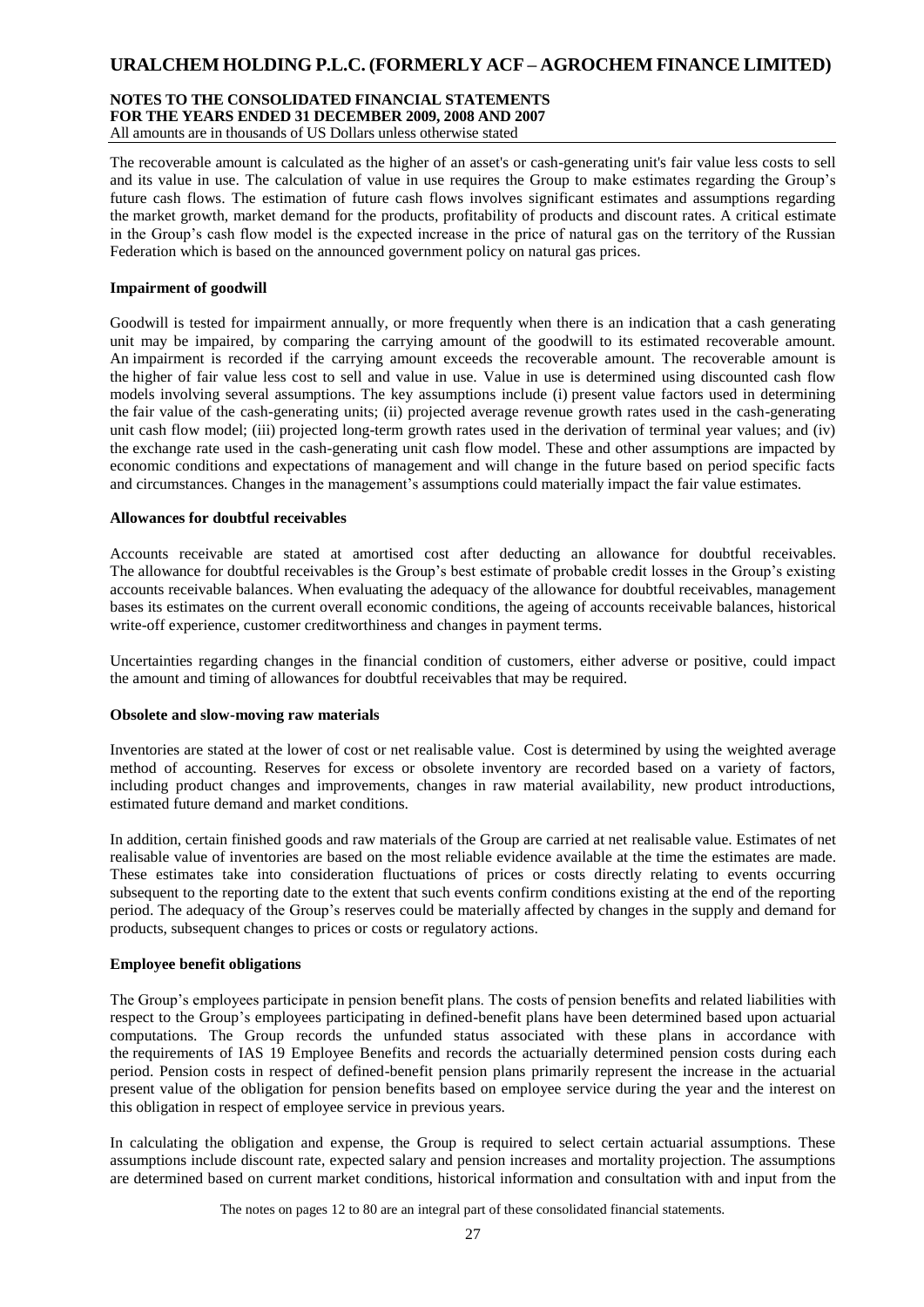The recoverable amount is calculated as the higher of an asset's or cash-generating unit's fair value less costs to sell and its value in use. The calculation of value in use requires the Group to make estimates regarding the Group's future cash flows. The estimation of future cash flows involves significant estimates and assumptions regarding the market growth, market demand for the products, profitability of products and discount rates. A critical estimate in the Group's cash flow model is the expected increase in the price of natural gas on the territory of the Russian Federation which is based on the announced government policy on natural gas prices.

**Impairment of goodwill**

Goodwill is tested for impairment annually, or more frequently when there is an indication that a cash generating unit may be impaired, by comparing the carrying amount of the goodwill to its estimated recoverable amount. An impairment is recorded if the carrying amount exceeds the recoverable amount. The recoverable amount is the higher of fair value less cost to sell and value in use. Value in use is determined using discounted cash flow models involving several assumptions. The key assumptions include (i) present value factors used in determining the fair value of the cash-generating units; (ii) projected average revenue growth rates used in the cash-generating unit cash flow model; (iii) projected long-term growth rates used in the derivation of terminal year values; and (iv) the exchange rate used in the cash-generating unit cash flow model. These and other assumptions are impacted by economic conditions and expectations of management and will change in the future based on period specific facts and circumstances. Changes in the management's assumptions could materially impact the fair value estimates.

**Allowances for doubtful receivables**

Accounts receivable are stated at amortised cost after deducting an allowance for doubtful receivables. The allowance for doubtful receivables is the Group's best estimate of probable credit losses in the Group's existing accounts receivable balances. When evaluating the adequacy of the allowance for doubtful receivables, management bases its estimates on the current overall economic conditions, the ageing of accounts receivable balances, historical write-off experience, customer creditworthiness and changes in payment terms.

Uncertainties regarding changes in the financial condition of customers, either adverse or positive, could impact the amount and timing of allowances for doubtful receivables that may be required.

**Obsolete and slow-moving raw materials**

Inventories are stated at the lower of cost or net realisable value. Cost is determined by using the weighted average method of accounting. Reserves for excess or obsolete inventory are recorded based on a variety of factors, including product changes and improvements, changes in raw material availability, new product introductions, estimated future demand and market conditions.

In addition, certain finished goods and raw materials of the Group are carried at net realisable value. Estimates of net realisable value of inventories are based on the most reliable evidence available at the time the estimates are made. These estimates take into consideration fluctuations of prices or costs directly relating to events occurring subsequent to the reporting date to the extent that such events confirm conditions existing at the end of the reporting period. The adequacy of the Group's reserves could be materially affected by changes in the supply and demand for products, subsequent changes to prices or costs or regulatory actions.

**Employee benefit obligations**

The Group's employees participate in pension benefit plans. The costs of pension benefits and related liabilities with respect to the Group's employees participating in defined-benefit plans have been determined based upon actuarial computations. The Group records the unfunded status associated with these plans in accordance with the requirements of IAS 19 Employee Benefits and records the actuarially determined pension costs during each period. Pension costs in respect of defined-benefit pension plans primarily represent the increase in the actuarial present value of the obligation for pension benefits based on employee service during the year and the interest on this obligation in respect of employee service in previous years.

In calculating the obligation and expense, the Group is required to select certain actuarial assumptions. These assumptions include discount rate, expected salary and pension increases and mortality projection. The assumptions are determined based on current market conditions, historical information and consultation with and input from the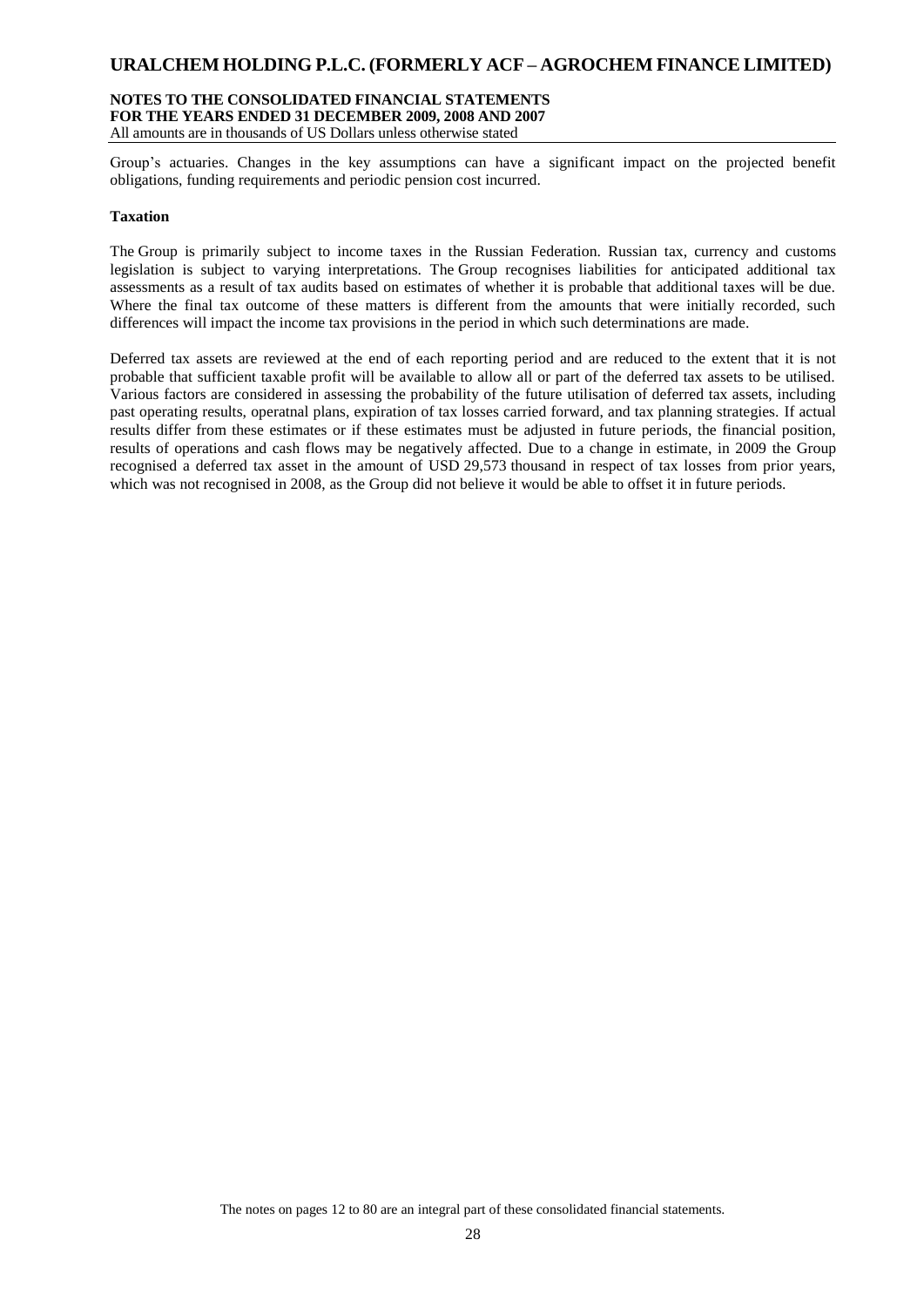Group's actuaries. Changes in the key assumptions can have a significant impact on the projected benefit obligations, funding requirements and periodic pension cost incurred.

**Taxation**

The Group is primarily subject to income taxes in the Russian Federation. Russian tax, currency and customs legislation is subject to varying interpretations. The Group recognises liabilities for anticipated additional tax assessments as a result of tax audits based on estimates of whether it is probable that additional taxes will be due. Where the final tax outcome of these matters is different from the amounts that were initially recorded, such differences will impact the income tax provisions in the period in which such determinations are made.

Deferred tax assets are reviewed at the end of each reporting period and are reduced to the extent that it is not probable that sufficient taxable profit will be available to allow all or part of the deferred tax assets to be utilised. Various factors are considered in assessing the probability of the future utilisation of deferred tax assets, including past operating results, operatnal plans, expiration of tax losses carried forward, and tax planning strategies. If actual results differ from these estimates or if these estimates must be adjusted in future periods, the financial position, results of operations and cash flows may be negatively affected. Due to a change in estimate, in 2009 the Group recognised a deferred tax asset in the amount of USD 29,573 thousand in respect of tax losses from prior years, which was not recognised in 2008, as the Group did not believe it would be able to offset it in future periods.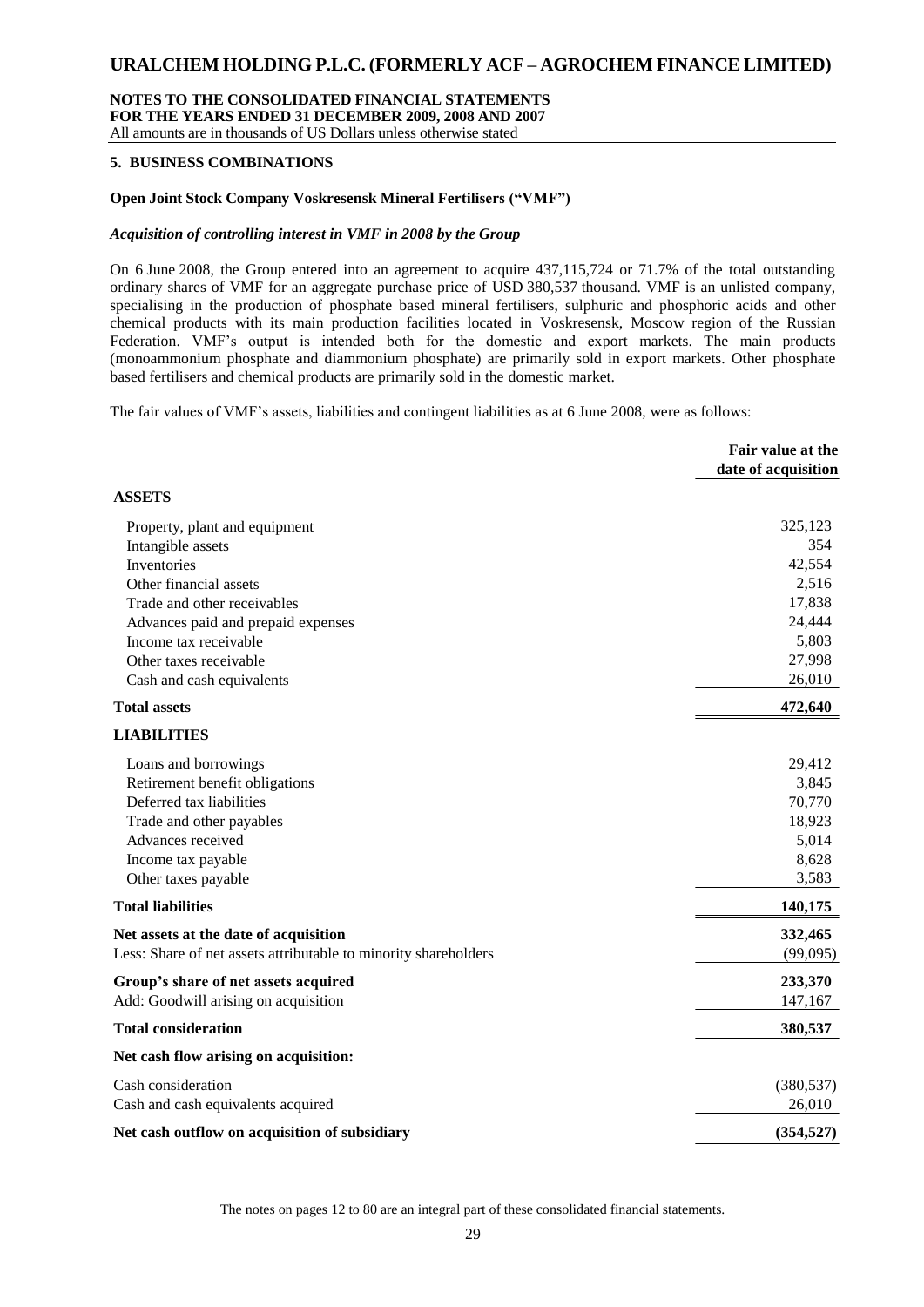## 5. BUSINESS COMBINATIONS

### Open Joint Stock Company Voskresensk Mineral Fertilisers ("VMF")

#### *Acquisition of controlling interest in VMF in 2008 by the Group*

On 6 June 2008, the Group entered into an agreement to acquire 437,115,724 or 71.7% of the total outstanding ordinary shares of VMF for an aggregate purchase price of USD 380,537 thousand. VMF is an unlisted company, specialising in the production of phosphate based mineral fertilisers, sulphuric and phosphoric acids and other chemical products with its main production facilities located in Voskresensk, Moscow region of the Russian Federation. VMF's output is intended both for the domestic and export markets. The main products (monoammonium phosphate and diammonium phosphate) are primarily sold in export markets. Other phosphate based fertilisers and chemical products are primarily sold in the domestic market.

The fair values of VMF's assets, liabilities and contingent liabilities as at 6 June 2008, were as follows:

| | Fair value at the date of acquisition |
|---|---|
| **ASSETS** | |
| Property, plant and equipment | 325,123 |
| Intangible assets | 354 |
| Inventories | 42,554 |
| Other financial assets | 2,516 |
| Trade and other receivables | 17,838 |
| Advances paid and prepaid expenses | 24,444 |
| Income tax receivable | 5,803 |
| Other taxes receivable | 27,998 |
| Cash and cash equivalents | 26,010 |
| **Total assets** | **472,640** |
| **LIABILITIES** | |
| Loans and borrowings | 29,412 |
| Retirement benefit obligations | 3,845 |
| Deferred tax liabilities | 70,770 |
| Trade and other payables | 18,923 |
| Advances received | 5,014 |
| Income tax payable | 8,628 |
| Other taxes payable | 3,583 |
| **Total liabilities** | **140,175** |
| **Net assets at the date of acquisition** | **332,465** |
| Less: Share of net assets attributable to minority shareholders | (99,095) |
| **Group's share of net assets acquired** | **233,370** |
| Add: Goodwill arising on acquisition | 147,167 |
| **Total consideration** | **380,537** |
| **Net cash flow arising on acquisition:** | |
| Cash consideration | (380,537) |
| Cash and cash equivalents acquired | 26,010 |
| **Net cash outflow on acquisition of subsidiary** | **(354,527)** |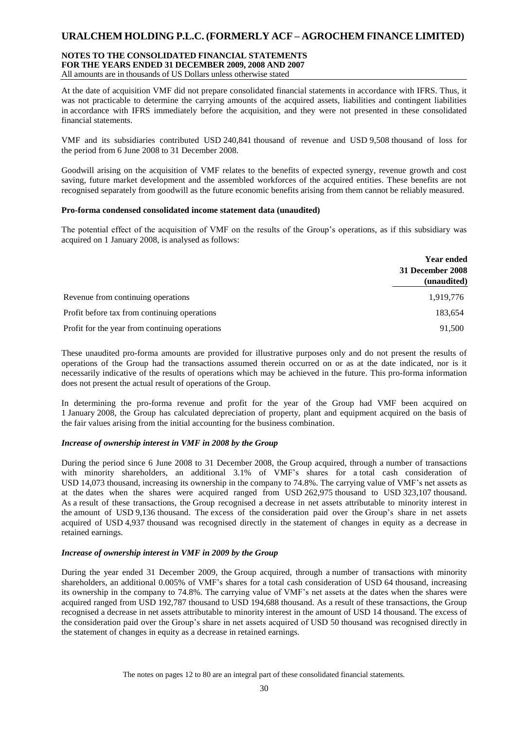At the date of acquisition VMF did not prepare consolidated financial statements in accordance with IFRS. Thus, it was not practicable to determine the carrying amounts of the acquired assets, liabilities and contingent liabilities in accordance with IFRS immediately before the acquisition, and they were not presented in these consolidated financial statements.

VMF and its subsidiaries contributed USD 240,841 thousand of revenue and USD 9,508 thousand of loss for the period from 6 June 2008 to 31 December 2008.

Goodwill arising on the acquisition of VMF relates to the benefits of expected synergy, revenue growth and cost saving, future market development and the assembled workforces of the acquired entities. These benefits are not recognised separately from goodwill as the future economic benefits arising from them cannot be reliably measured.

**Pro-forma condensed consolidated income statement data (unaudited)**

The potential effect of the acquisition of VMF on the results of the Group's operations, as if this subsidiary was acquired on 1 January 2008, is analysed as follows:

| | Year ended 31 December 2008 (unaudited) |
|---|---|
| Revenue from continuing operations | 1,919,776 |
| Profit before tax from continuing operations | 183,654 |
| Profit for the year from continuing operations | 91,500 |

These unaudited pro-forma amounts are provided for illustrative purposes only and do not present the results of operations of the Group had the transactions assumed therein occurred on or as at the date indicated, nor is it necessarily indicative of the results of operations which may be achieved in the future. This pro-forma information does not present the actual result of operations of the Group.

In determining the pro-forma revenue and profit for the year of the Group had VMF been acquired on 1 January 2008, the Group has calculated depreciation of property, plant and equipment acquired on the basis of the fair values arising from the initial accounting for the business combination.

***Increase of ownership interest in VMF in 2008 by the Group***

During the period since 6 June 2008 to 31 December 2008, the Group acquired, through a number of transactions with minority shareholders, an additional 3.1% of VMF's shares for a total cash consideration of USD 14,073 thousand, increasing its ownership in the company to 74.8%. The carrying value of VMF's net assets as at the dates when the shares were acquired ranged from USD 262,975 thousand to USD 323,107 thousand. As a result of these transactions, the Group recognised a decrease in net assets attributable to minority interest in the amount of USD 9,136 thousand. The excess of the consideration paid over the Group's share in net assets acquired of USD 4,937 thousand was recognised directly in the statement of changes in equity as a decrease in retained earnings.

***Increase of ownership interest in VMF in 2009 by the Group***

During the year ended 31 December 2009, the Group acquired, through a number of transactions with minority shareholders, an additional 0.005% of VMF's shares for a total cash consideration of USD 64 thousand, increasing its ownership in the company to 74.8%. The carrying value of VMF's net assets at the dates when the shares were acquired ranged from USD 192,787 thousand to USD 194,688 thousand. As a result of these transactions, the Group recognised a decrease in net assets attributable to minority interest in the amount of USD 14 thousand. The excess of the consideration paid over the Group's share in net assets acquired of USD 50 thousand was recognised directly in the statement of changes in equity as a decrease in retained earnings.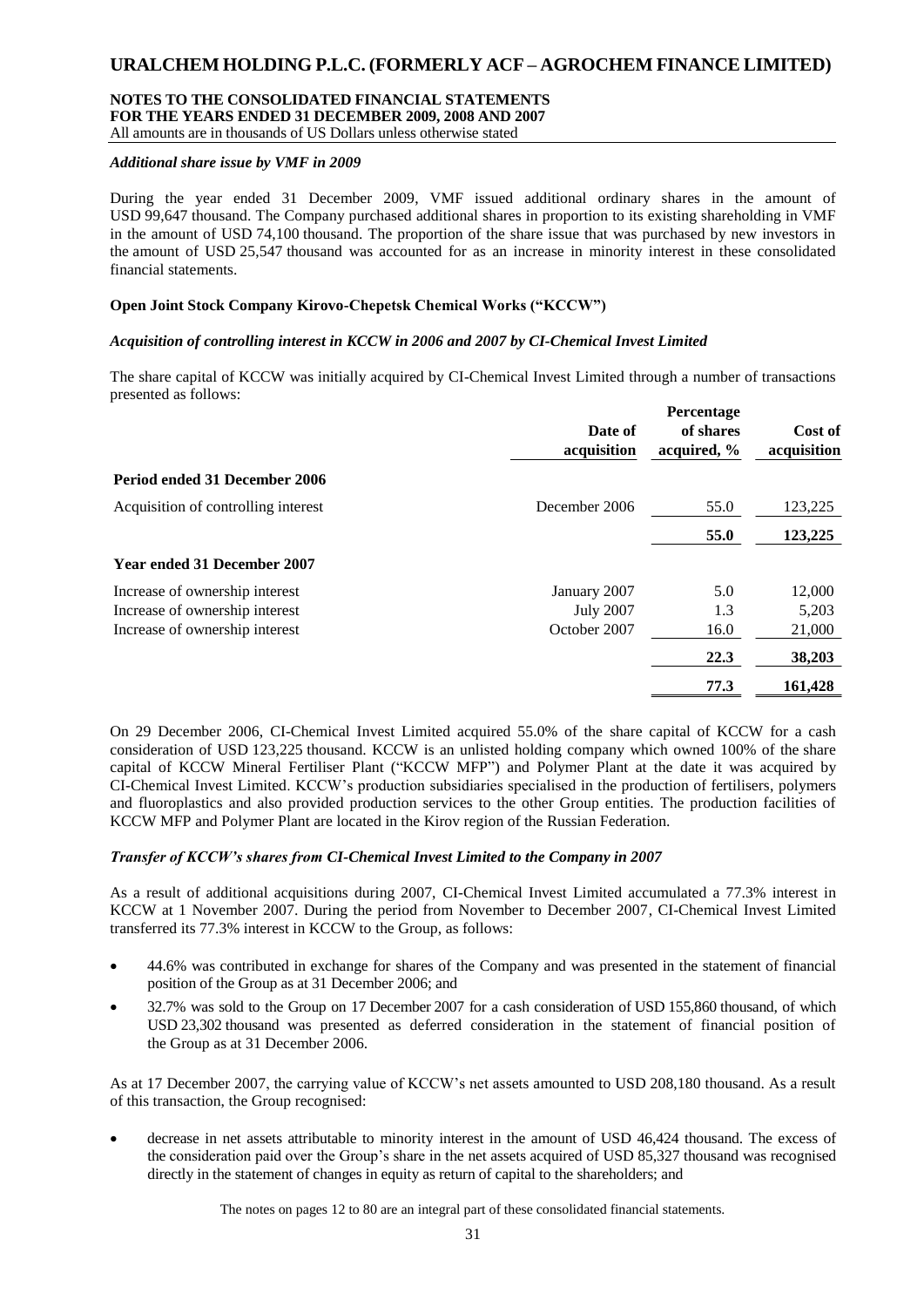#### *Additional share issue by VMF in 2009*

During the year ended 31 December 2009, VMF issued additional ordinary shares in the amount of USD 99,647 thousand. The Company purchased additional shares in proportion to its existing shareholding in VMF in the amount of USD 74,100 thousand. The proportion of the share issue that was purchased by new investors in the amount of USD 25,547 thousand was accounted for as an increase in minority interest in these consolidated financial statements.

### Open Joint Stock Company Kirovo-Chepetsk Chemical Works ("KCCW")

#### *Acquisition of controlling interest in KCCW in 2006 and 2007 by CI-Chemical Invest Limited*

The share capital of KCCW was initially acquired by CI-Chemical Invest Limited through a number of transactions presented as follows:

| | Date of acquisition | Percentage of shares acquired, % | Cost of acquisition |
|---|---|---|---|
| **Period ended 31 December 2006** | | | |
| Acquisition of controlling interest | December 2006 | 55.0 | 123,225 |
| | | **55.0** | **123,225** |
| **Year ended 31 December 2007** | | | |
| Increase of ownership interest | January 2007 | 5.0 | 12,000 |
| Increase of ownership interest | July 2007 | 1.3 | 5,203 |
| Increase of ownership interest | October 2007 | 16.0 | 21,000 |
| | | **22.3** | **38,203** |
| | | **77.3** | **161,428** |

On 29 December 2006, CI-Chemical Invest Limited acquired 55.0% of the share capital of KCCW for a cash consideration of USD 123,225 thousand. KCCW is an unlisted holding company which owned 100% of the share capital of KCCW Mineral Fertiliser Plant ("KCCW MFP") and Polymer Plant at the date it was acquired by CI-Chemical Invest Limited. KCCW's production subsidiaries specialised in the production of fertilisers, polymers and fluoroplastics and also provided production services to the other Group entities. The production facilities of KCCW MFP and Polymer Plant are located in the Kirov region of the Russian Federation.

#### *Transfer of KCCW's shares from CI-Chemical Invest Limited to the Company in 2007*

As a result of additional acquisitions during 2007, CI-Chemical Invest Limited accumulated a 77.3% interest in KCCW at 1 November 2007. During the period from November to December 2007, CI-Chemical Invest Limited transferred its 77.3% interest in KCCW to the Group, as follows:

- 44.6% was contributed in exchange for shares of the Company and was presented in the statement of financial position of the Group as at 31 December 2006; and
- 32.7% was sold to the Group on 17 December 2007 for a cash consideration of USD 155,860 thousand, of which USD 23,302 thousand was presented as deferred consideration in the statement of financial position of the Group as at 31 December 2006.

As at 17 December 2007, the carrying value of KCCW's net assets amounted to USD 208,180 thousand. As a result of this transaction, the Group recognised:

- decrease in net assets attributable to minority interest in the amount of USD 46,424 thousand. The excess of the consideration paid over the Group's share in the net assets acquired of USD 85,327 thousand was recognised directly in the statement of changes in equity as return of capital to the shareholders; and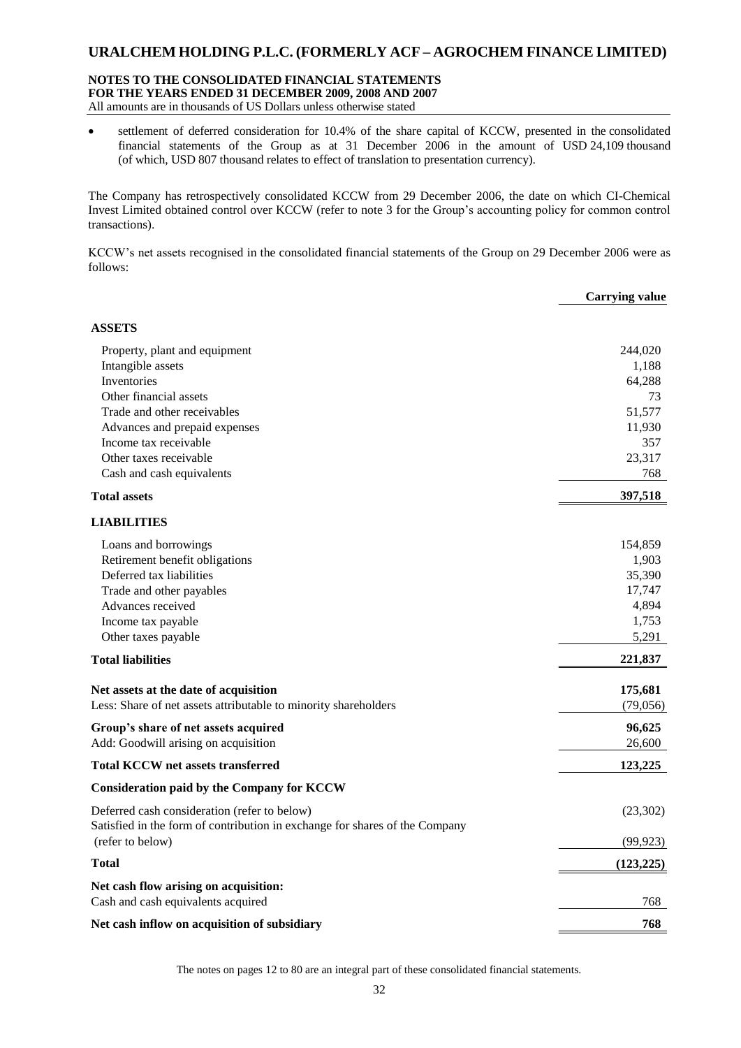- settlement of deferred consideration for 10.4% of the share capital of KCCW, presented in the consolidated financial statements of the Group as at 31 December 2006 in the amount of USD 24,109 thousand (of which, USD 807 thousand relates to effect of translation to presentation currency).

The Company has retrospectively consolidated KCCW from 29 December 2006, the date on which CI-Chemical Invest Limited obtained control over KCCW (refer to note 3 for the Group's accounting policy for common control transactions).

KCCW's net assets recognised in the consolidated financial statements of the Group on 29 December 2006 were as follows:

| | Carrying value |
|---|---|
| **ASSETS** | |
| Property, plant and equipment | 244,020 |
| Intangible assets | 1,188 |
| Inventories | 64,288 |
| Other financial assets | 73 |
| Trade and other receivables | 51,577 |
| Advances and prepaid expenses | 11,930 |
| Income tax receivable | 357 |
| Other taxes receivable | 23,317 |
| Cash and cash equivalents | 768 |
| **Total assets** | **397,518** |
| **LIABILITIES** | |
| Loans and borrowings | 154,859 |
| Retirement benefit obligations | 1,903 |
| Deferred tax liabilities | 35,390 |
| Trade and other payables | 17,747 |
| Advances received | 4,894 |
| Income tax payable | 1,753 |
| Other taxes payable | 5,291 |
| **Total liabilities** | **221,837** |
| **Net assets at the date of acquisition** | **175,681** |
| Less: Share of net assets attributable to minority shareholders | (79,056) |
| **Group's share of net assets acquired** | **96,625** |
| Add: Goodwill arising on acquisition | 26,600 |
| **Total KCCW net assets transferred** | **123,225** |
| **Consideration paid by the Company for KCCW** | |
| Deferred cash consideration (refer to below) | (23,302) |
| Satisfied in the form of contribution in exchange for shares of the Company (refer to below) | (99,923) |
| **Total** | **(123,225)** |
| **Net cash flow arising on acquisition:** | |
| Cash and cash equivalents acquired | 768 |
| **Net cash inflow on acquisition of subsidiary** | **768** |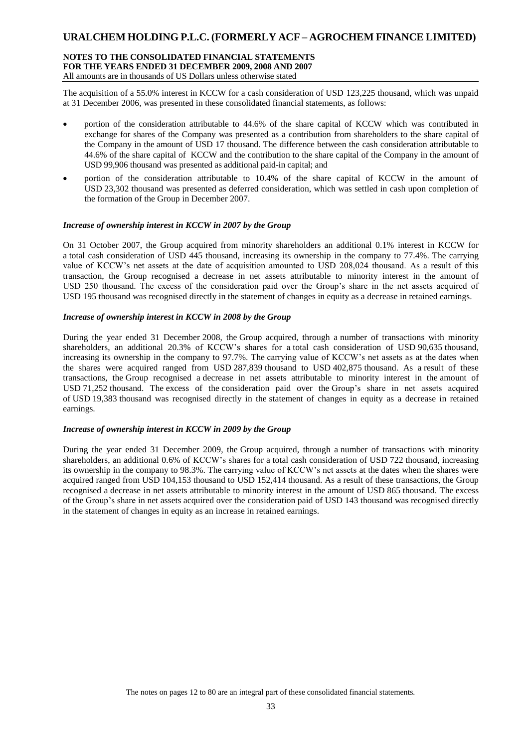The acquisition of a 55.0% interest in KCCW for a cash consideration of USD 123,225 thousand, which was unpaid at 31 December 2006, was presented in these consolidated financial statements, as follows:

- portion of the consideration attributable to 44.6% of the share capital of KCCW which was contributed in exchange for shares of the Company was presented as a contribution from shareholders to the share capital of the Company in the amount of USD 17 thousand. The difference between the cash consideration attributable to 44.6% of the share capital of KCCW and the contribution to the share capital of the Company in the amount of USD 99,906 thousand was presented as additional paid-in capital; and
- portion of the consideration attributable to 10.4% of the share capital of KCCW in the amount of USD 23,302 thousand was presented as deferred consideration, which was settled in cash upon completion of the formation of the Group in December 2007.

***Increase of ownership interest in KCCW in 2007 by the Group***

On 31 October 2007, the Group acquired from minority shareholders an additional 0.1% interest in KCCW for a total cash consideration of USD 445 thousand, increasing its ownership in the company to 77.4%. The carrying value of KCCW's net assets at the date of acquisition amounted to USD 208,024 thousand. As a result of this transaction, the Group recognised a decrease in net assets attributable to minority interest in the amount of USD 250 thousand. The excess of the consideration paid over the Group's share in the net assets acquired of USD 195 thousand was recognised directly in the statement of changes in equity as a decrease in retained earnings.

***Increase of ownership interest in KCCW in 2008 by the Group***

During the year ended 31 December 2008, the Group acquired, through a number of transactions with minority shareholders, an additional 20.3% of KCCW's shares for a total cash consideration of USD 90,635 thousand, increasing its ownership in the company to 97.7%. The carrying value of KCCW's net assets as at the dates when the shares were acquired ranged from USD 287,839 thousand to USD 402,875 thousand. As a result of these transactions, the Group recognised a decrease in net assets attributable to minority interest in the amount of USD 71,252 thousand. The excess of the consideration paid over the Group's share in net assets acquired of USD 19,383 thousand was recognised directly in the statement of changes in equity as a decrease in retained earnings.

***Increase of ownership interest in KCCW in 2009 by the Group***

During the year ended 31 December 2009, the Group acquired, through a number of transactions with minority shareholders, an additional 0.6% of KCCW's shares for a total cash consideration of USD 722 thousand, increasing its ownership in the company to 98.3%. The carrying value of KCCW's net assets at the dates when the shares were acquired ranged from USD 104,153 thousand to USD 152,414 thousand. As a result of these transactions, the Group recognised a decrease in net assets attributable to minority interest in the amount of USD 865 thousand. The excess of the Group's share in net assets acquired over the consideration paid of USD 143 thousand was recognised directly in the statement of changes in equity as an increase in retained earnings.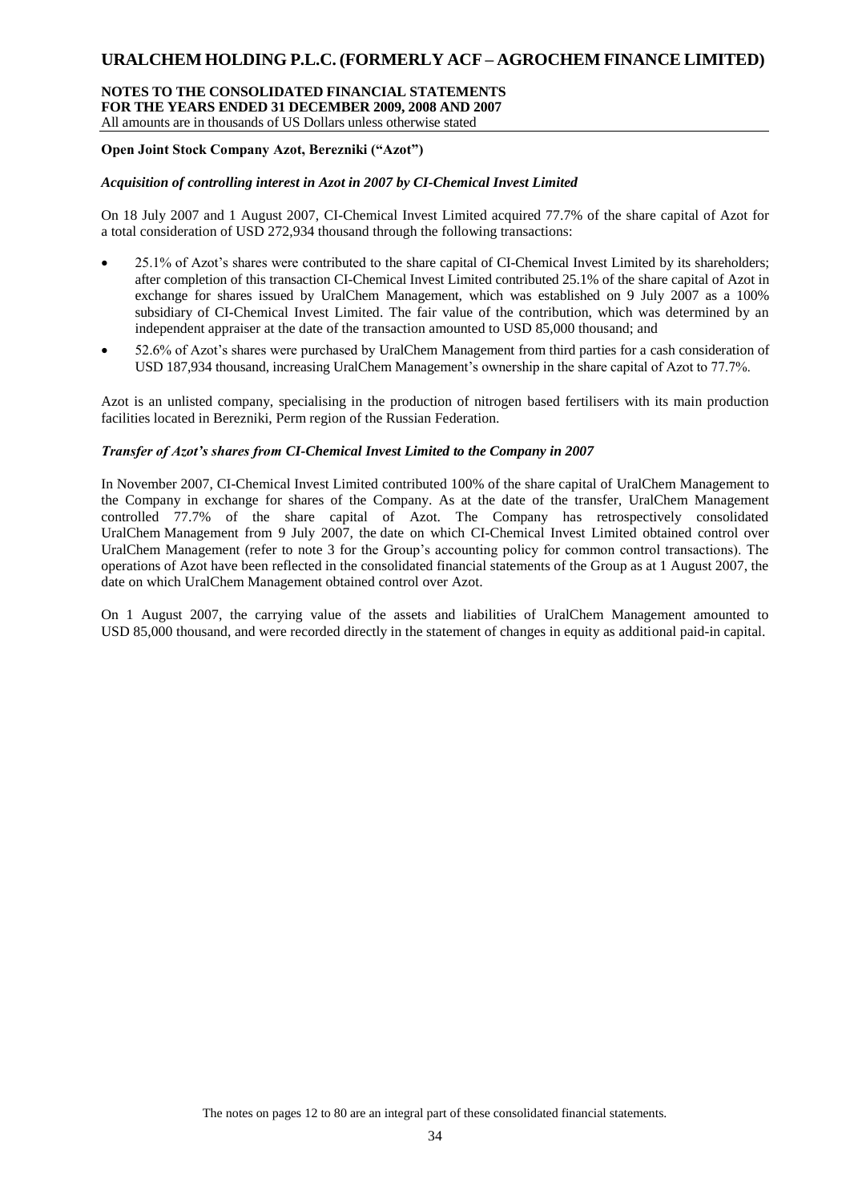**Open Joint Stock Company Azot, Berezniki ("Azot")**

***Acquisition of controlling interest in Azot in 2007 by CI-Chemical Invest Limited***

On 18 July 2007 and 1 August 2007, CI-Chemical Invest Limited acquired 77.7% of the share capital of Azot for a total consideration of USD 272,934 thousand through the following transactions:

- 25.1% of Azot's shares were contributed to the share capital of CI-Chemical Invest Limited by its shareholders; after completion of this transaction CI-Chemical Invest Limited contributed 25.1% of the share capital of Azot in exchange for shares issued by UralChem Management, which was established on 9 July 2007 as a 100% subsidiary of CI-Chemical Invest Limited. The fair value of the contribution, which was determined by an independent appraiser at the date of the transaction amounted to USD 85,000 thousand; and
- 52.6% of Azot's shares were purchased by UralChem Management from third parties for a cash consideration of USD 187,934 thousand, increasing UralChem Management's ownership in the share capital of Azot to 77.7%.

Azot is an unlisted company, specialising in the production of nitrogen based fertilisers with its main production facilities located in Berezniki, Perm region of the Russian Federation.

***Transfer of Azot's shares from CI-Chemical Invest Limited to the Company in 2007***

In November 2007, CI-Chemical Invest Limited contributed 100% of the share capital of UralChem Management to the Company in exchange for shares of the Company. As at the date of the transfer, UralChem Management controlled 77.7% of the share capital of Azot. The Company has retrospectively consolidated UralChem Management from 9 July 2007, the date on which CI-Chemical Invest Limited obtained control over UralChem Management (refer to note 3 for the Group's accounting policy for common control transactions). The operations of Azot have been reflected in the consolidated financial statements of the Group as at 1 August 2007, the date on which UralChem Management obtained control over Azot.

On 1 August 2007, the carrying value of the assets and liabilities of UralChem Management amounted to USD 85,000 thousand, and were recorded directly in the statement of changes in equity as additional paid-in capital.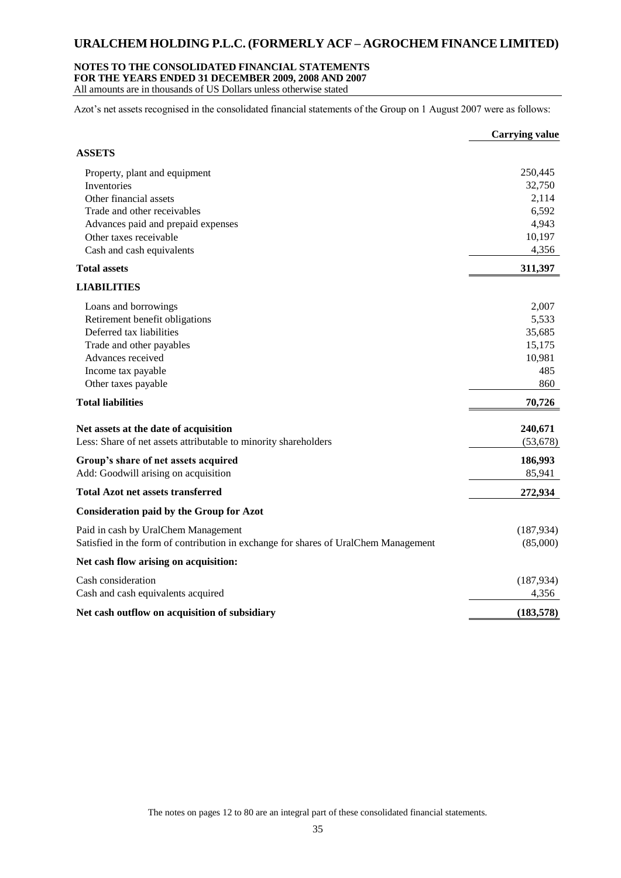Azot's net assets recognised in the consolidated financial statements of the Group on 1 August 2007 were as follows:

| | Carrying value |
|---|---|
| **ASSETS** | |
| Property, plant and equipment | 250,445 |
| Inventories | 32,750 |
| Other financial assets | 2,114 |
| Trade and other receivables | 6,592 |
| Advances paid and prepaid expenses | 4,943 |
| Other taxes receivable | 10,197 |
| Cash and cash equivalents | 4,356 |
| **Total assets** | **311,397** |
| **LIABILITIES** | |
| Loans and borrowings | 2,007 |
| Retirement benefit obligations | 5,533 |
| Deferred tax liabilities | 35,685 |
| Trade and other payables | 15,175 |
| Advances received | 10,981 |
| Income tax payable | 485 |
| Other taxes payable | 860 |
| **Total liabilities** | **70,726** |
| **Net assets at the date of acquisition** | **240,671** |
| Less: Share of net assets attributable to minority shareholders | (53,678) |
| **Group's share of net assets acquired** | **186,993** |
| Add: Goodwill arising on acquisition | 85,941 |
| **Total Azot net assets transferred** | **272,934** |
| **Consideration paid by the Group for Azot** | |
| Paid in cash by UralChem Management | (187,934) |
| Satisfied in the form of contribution in exchange for shares of UralChem Management | (85,000) |
| **Net cash flow arising on acquisition:** | |
| Cash consideration | (187,934) |
| Cash and cash equivalents acquired | 4,356 |
| **Net cash outflow on acquisition of subsidiary** | **(183,578)** |

The notes on pages 12 to 80 are an integral part of these consolidated financial statements.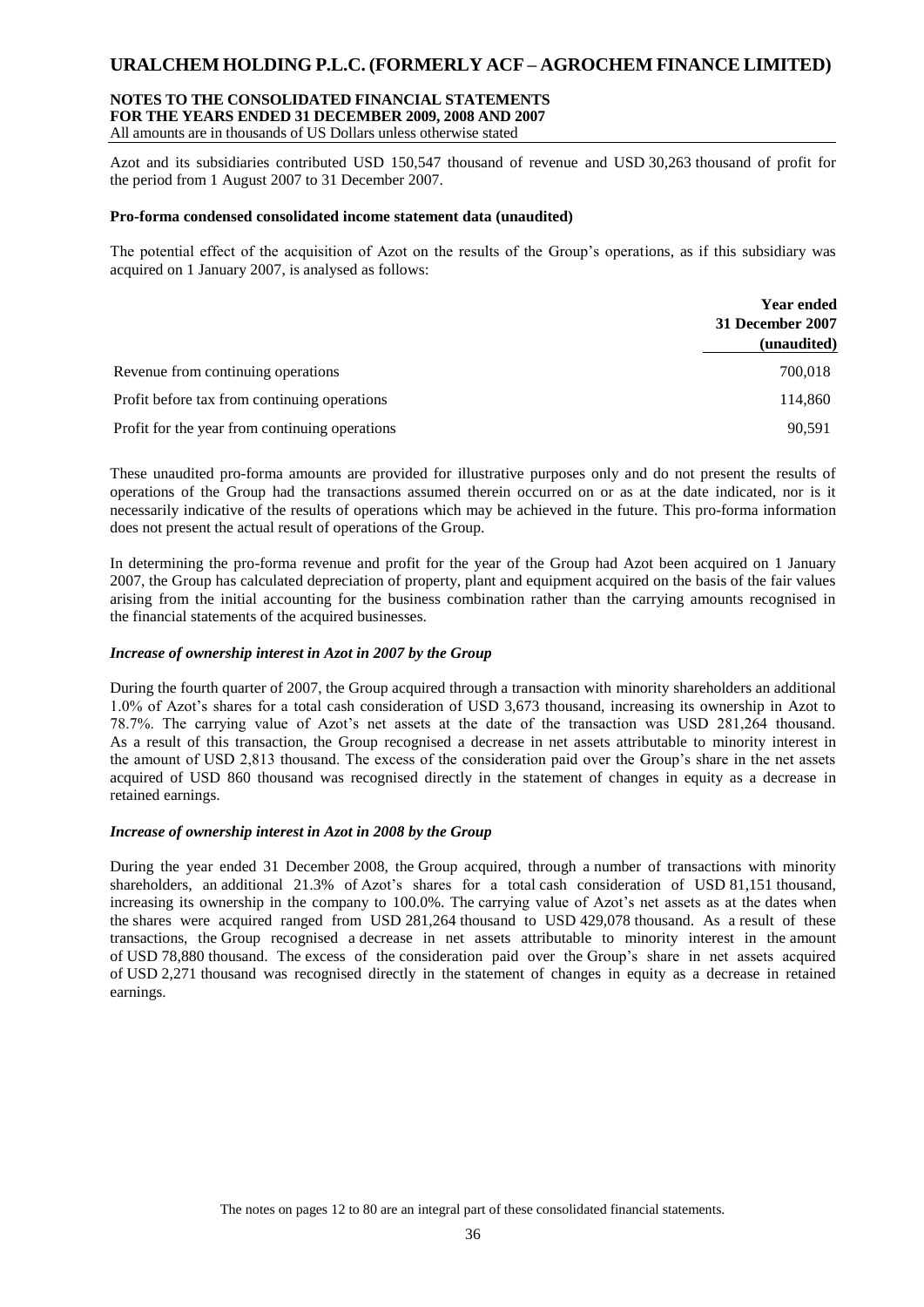Azot and its subsidiaries contributed USD 150,547 thousand of revenue and USD 30,263 thousand of profit for the period from 1 August 2007 to 31 December 2007.

**Pro-forma condensed consolidated income statement data (unaudited)**

The potential effect of the acquisition of Azot on the results of the Group's operations, as if this subsidiary was acquired on 1 January 2007, is analysed as follows:

| | **Year ended 31 December 2007 (unaudited)** |
|---|---|
| Revenue from continuing operations | 700,018 |
| Profit before tax from continuing operations | 114,860 |
| Profit for the year from continuing operations | 90,591 |

These unaudited pro-forma amounts are provided for illustrative purposes only and do not present the results of operations of the Group had the transactions assumed therein occurred on or as at the date indicated, nor is it necessarily indicative of the results of operations which may be achieved in the future. This pro-forma information does not present the actual result of operations of the Group.

In determining the pro-forma revenue and profit for the year of the Group had Azot been acquired on 1 January 2007, the Group has calculated depreciation of property, plant and equipment acquired on the basis of the fair values arising from the initial accounting for the business combination rather than the carrying amounts recognised in the financial statements of the acquired businesses.

***Increase of ownership interest in Azot in 2007 by the Group***

During the fourth quarter of 2007, the Group acquired through a transaction with minority shareholders an additional 1.0% of Azot's shares for a total cash consideration of USD 3,673 thousand, increasing its ownership in Azot to 78.7%. The carrying value of Azot's net assets at the date of the transaction was USD 281,264 thousand. As a result of this transaction, the Group recognised a decrease in net assets attributable to minority interest in the amount of USD 2,813 thousand. The excess of the consideration paid over the Group's share in the net assets acquired of USD 860 thousand was recognised directly in the statement of changes in equity as a decrease in retained earnings.

***Increase of ownership interest in Azot in 2008 by the Group***

During the year ended 31 December 2008, the Group acquired, through a number of transactions with minority shareholders, an additional 21.3% of Azot's shares for a total cash consideration of USD 81,151 thousand, increasing its ownership in the company to 100.0%. The carrying value of Azot's net assets as at the dates when the shares were acquired ranged from USD 281,264 thousand to USD 429,078 thousand. As a result of these transactions, the Group recognised a decrease in net assets attributable to minority interest in the amount of USD 78,880 thousand. The excess of the consideration paid over the Group's share in net assets acquired of USD 2,271 thousand was recognised directly in the statement of changes in equity as a decrease in retained earnings.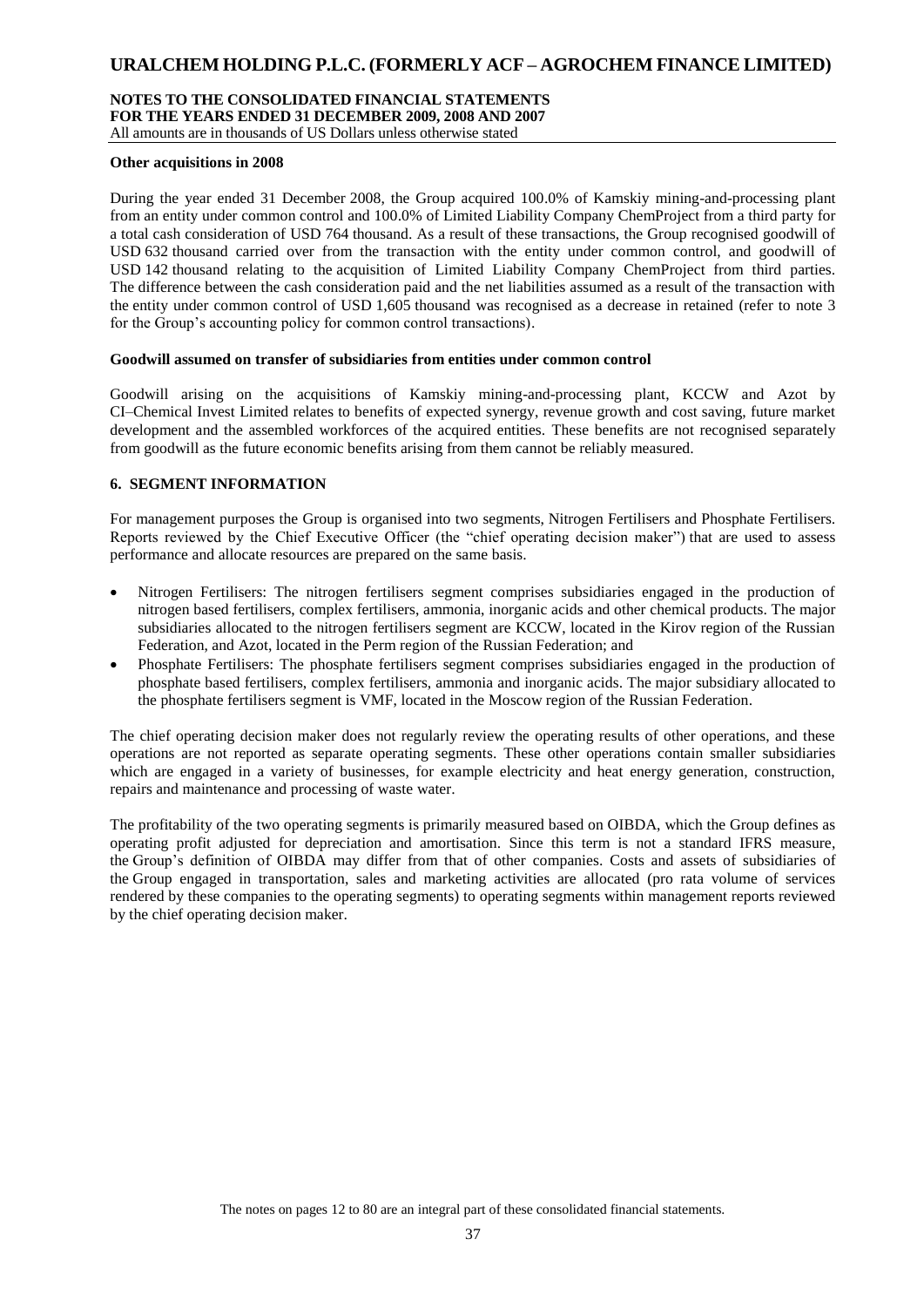**Other acquisitions in 2008**

During the year ended 31 December 2008, the Group acquired 100.0% of Kamskiy mining-and-processing plant from an entity under common control and 100.0% of Limited Liability Company ChemProject from a third party for a total cash consideration of USD 764 thousand. As a result of these transactions, the Group recognised goodwill of USD 632 thousand carried over from the transaction with the entity under common control, and goodwill of USD 142 thousand relating to the acquisition of Limited Liability Company ChemProject from third parties. The difference between the cash consideration paid and the net liabilities assumed as a result of the transaction with the entity under common control of USD 1,605 thousand was recognised as a decrease in retained (refer to note 3 for the Group's accounting policy for common control transactions).

**Goodwill assumed on transfer of subsidiaries from entities under common control**

Goodwill arising on the acquisitions of Kamskiy mining-and-processing plant, KCCW and Azot by CI–Chemical Invest Limited relates to benefits of expected synergy, revenue growth and cost saving, future market development and the assembled workforces of the acquired entities. These benefits are not recognised separately from goodwill as the future economic benefits arising from them cannot be reliably measured.

## 6. SEGMENT INFORMATION

For management purposes the Group is organised into two segments, Nitrogen Fertilisers and Phosphate Fertilisers. Reports reviewed by the Chief Executive Officer (the "chief operating decision maker") that are used to assess performance and allocate resources are prepared on the same basis.

- Nitrogen Fertilisers: The nitrogen fertilisers segment comprises subsidiaries engaged in the production of nitrogen based fertilisers, complex fertilisers, ammonia, inorganic acids and other chemical products. The major subsidiaries allocated to the nitrogen fertilisers segment are KCCW, located in the Kirov region of the Russian Federation, and Azot, located in the Perm region of the Russian Federation; and
- Phosphate Fertilisers: The phosphate fertilisers segment comprises subsidiaries engaged in the production of phosphate based fertilisers, complex fertilisers, ammonia and inorganic acids. The major subsidiary allocated to the phosphate fertilisers segment is VMF, located in the Moscow region of the Russian Federation.

The chief operating decision maker does not regularly review the operating results of other operations, and these operations are not reported as separate operating segments. These other operations contain smaller subsidiaries which are engaged in a variety of businesses, for example electricity and heat energy generation, construction, repairs and maintenance and processing of waste water.

The profitability of the two operating segments is primarily measured based on OIBDA, which the Group defines as operating profit adjusted for depreciation and amortisation. Since this term is not a standard IFRS measure, the Group's definition of OIBDA may differ from that of other companies. Costs and assets of subsidiaries of the Group engaged in transportation, sales and marketing activities are allocated (pro rata volume of services rendered by these companies to the operating segments) to operating segments within management reports reviewed by the chief operating decision maker.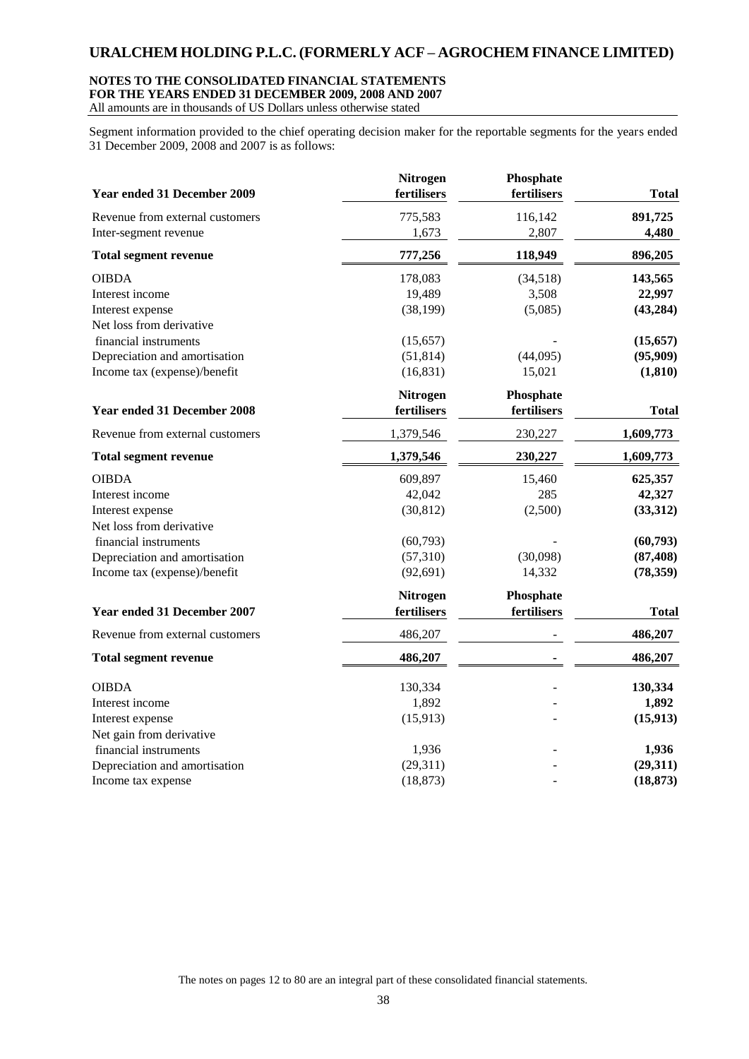Segment information provided to the chief operating decision maker for the reportable segments for the years ended 31 December 2009, 2008 and 2007 is as follows:

| Year ended 31 December 2009 | Nitrogen fertilisers | Phosphate fertilisers | Total |
|---|---|---|---|
| Revenue from external customers | 775,583 | 116,142 | **891,725** |
| Inter-segment revenue | 1,673 | 2,807 | **4,480** |
| **Total segment revenue** | **777,256** | **118,949** | **896,205** |
| OIBDA | 178,083 | (34,518) | **143,565** |
| Interest income | 19,489 | 3,508 | **22,997** |
| Interest expense | (38,199) | (5,085) | **(43,284)** |
| Net loss from derivative financial instruments | (15,657) | - | **(15,657)** |
| Depreciation and amortisation | (51,814) | (44,095) | **(95,909)** |
| Income tax (expense)/benefit | (16,831) | 15,021 | **(1,810)** |

| Year ended 31 December 2008 | Nitrogen fertilisers | Phosphate fertilisers | Total |
|---|---|---|---|
| Revenue from external customers | 1,379,546 | 230,227 | **1,609,773** |
| **Total segment revenue** | **1,379,546** | **230,227** | **1,609,773** |
| OIBDA | 609,897 | 15,460 | **625,357** |
| Interest income | 42,042 | 285 | **42,327** |
| Interest expense | (30,812) | (2,500) | **(33,312)** |
| Net loss from derivative financial instruments | (60,793) | - | **(60,793)** |
| Depreciation and amortisation | (57,310) | (30,098) | **(87,408)** |
| Income tax (expense)/benefit | (92,691) | 14,332 | **(78,359)** |

| Year ended 31 December 2007 | Nitrogen fertilisers | Phosphate fertilisers | Total |
|---|---|---|---|
| Revenue from external customers | 486,207 | - | **486,207** |
| **Total segment revenue** | **486,207** | **-** | **486,207** |
| OIBDA | 130,334 | - | **130,334** |
| Interest income | 1,892 | - | **1,892** |
| Interest expense | (15,913) | - | **(15,913)** |
| Net gain from derivative financial instruments | 1,936 | - | **1,936** |
| Depreciation and amortisation | (29,311) | - | **(29,311)** |
| Income tax expense | (18,873) | - | **(18,873)** |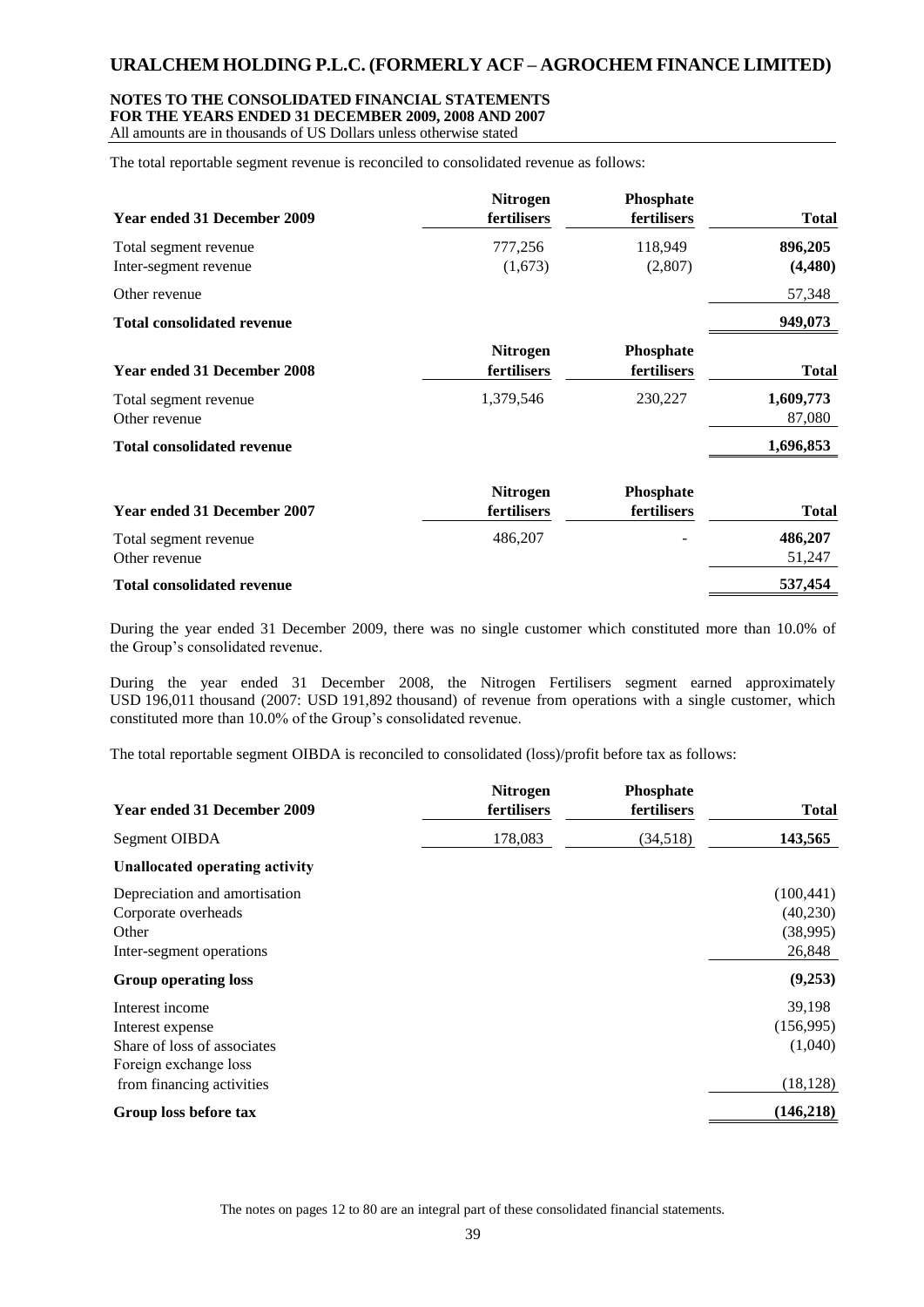The total reportable segment revenue is reconciled to consolidated revenue as follows:

| Year ended 31 December 2009 | Nitrogen fertilisers | Phosphate fertilisers | Total |
|---|---|---|---|
| Total segment revenue | 777,256 | 118,949 | **896,205** |
| Inter-segment revenue | (1,673) | (2,807) | **(4,480)** |
| Other revenue | | | 57,348 |
| **Total consolidated revenue** | | | **949,073** |

| Year ended 31 December 2008 | Nitrogen fertilisers | Phosphate fertilisers | Total |
|---|---|---|---|
| Total segment revenue | 1,379,546 | 230,227 | **1,609,773** |
| Other revenue | | | 87,080 |
| **Total consolidated revenue** | | | **1,696,853** |

| Year ended 31 December 2007 | Nitrogen fertilisers | Phosphate fertilisers | Total |
|---|---|---|---|
| Total segment revenue | 486,207 | - | **486,207** |
| Other revenue | | | 51,247 |
| **Total consolidated revenue** | | | **537,454** |

During the year ended 31 December 2009, there was no single customer which constituted more than 10.0% of the Group's consolidated revenue.

During the year ended 31 December 2008, the Nitrogen Fertilisers segment earned approximately USD 196,011 thousand (2007: USD 191,892 thousand) of revenue from operations with a single customer, which constituted more than 10.0% of the Group's consolidated revenue.

The total reportable segment OIBDA is reconciled to consolidated (loss)/profit before tax as follows:

| Year ended 31 December 2009 | Nitrogen fertilisers | Phosphate fertilisers | Total |
|---|---|---|---|
| Segment OIBDA | 178,083 | (34,518) | **143,565** |
| **Unallocated operating activity** | | | |
| Depreciation and amortisation | | | (100,441) |
| Corporate overheads | | | (40,230) |
| Other | | | (38,995) |
| Inter-segment operations | | | 26,848 |
| **Group operating loss** | | | **(9,253)** |
| Interest income | | | 39,198 |
| Interest expense | | | (156,995) |
| Share of loss of associates | | | (1,040) |
| Foreign exchange loss from financing activities | | | (18,128) |
| **Group loss before tax** | | | **(146,218)** |

The notes on pages 12 to 80 are an integral part of these consolidated financial statements.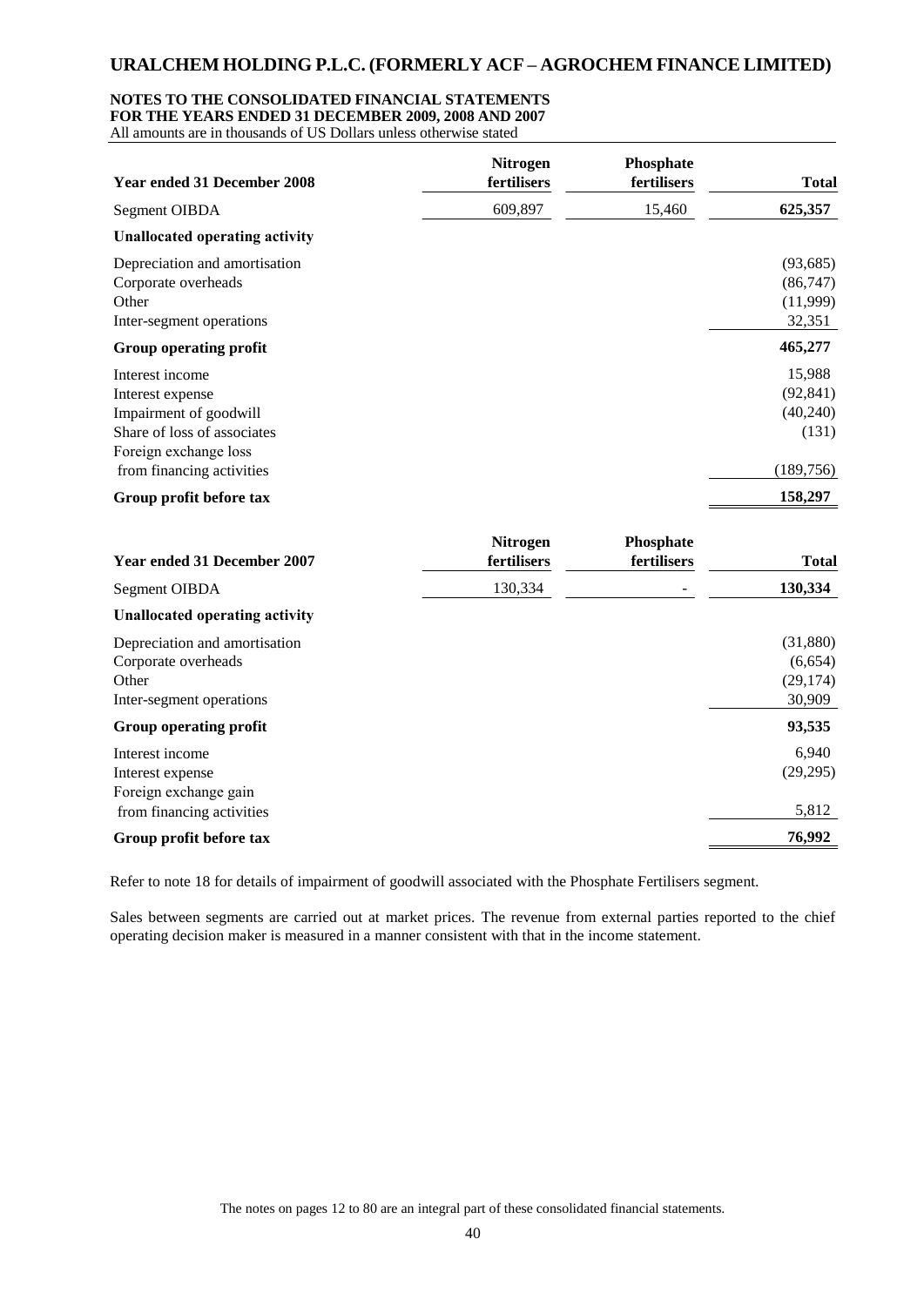**NOTES TO THE CONSOLIDATED FINANCIAL STATEMENTS**
**FOR THE YEARS ENDED 31 DECEMBER 2009, 2008 AND 2007**
All amounts are in thousands of US Dollars unless otherwise stated

| Year ended 31 December 2008 | Nitrogen fertilisers | Phosphate fertilisers | Total |
|---|---|---|---|
| Segment OIBDA | 609,897 | 15,460 | **625,357** |
| **Unallocated operating activity** | | | |
| Depreciation and amortisation | | | (93,685) |
| Corporate overheads | | | (86,747) |
| Other | | | (11,999) |
| Inter-segment operations | | | 32,351 |
| **Group operating profit** | | | **465,277** |
| Interest income | | | 15,988 |
| Interest expense | | | (92,841) |
| Impairment of goodwill | | | (40,240) |
| Share of loss of associates | | | (131) |
| Foreign exchange loss from financing activities | | | (189,756) |
| **Group profit before tax** | | | **158,297** |

| Year ended 31 December 2007 | Nitrogen fertilisers | Phosphate fertilisers | Total |
|---|---|---|---|
| Segment OIBDA | 130,334 | - | **130,334** |
| **Unallocated operating activity** | | | |
| Depreciation and amortisation | | | (31,880) |
| Corporate overheads | | | (6,654) |
| Other | | | (29,174) |
| Inter-segment operations | | | 30,909 |
| **Group operating profit** | | | **93,535** |
| Interest income | | | 6,940 |
| Interest expense | | | (29,295) |
| Foreign exchange gain from financing activities | | | 5,812 |
| **Group profit before tax** | | | **76,992** |

Refer to note 18 for details of impairment of goodwill associated with the Phosphate Fertilisers segment.

Sales between segments are carried out at market prices. The revenue from external parties reported to the chief operating decision maker is measured in a manner consistent with that in the income statement.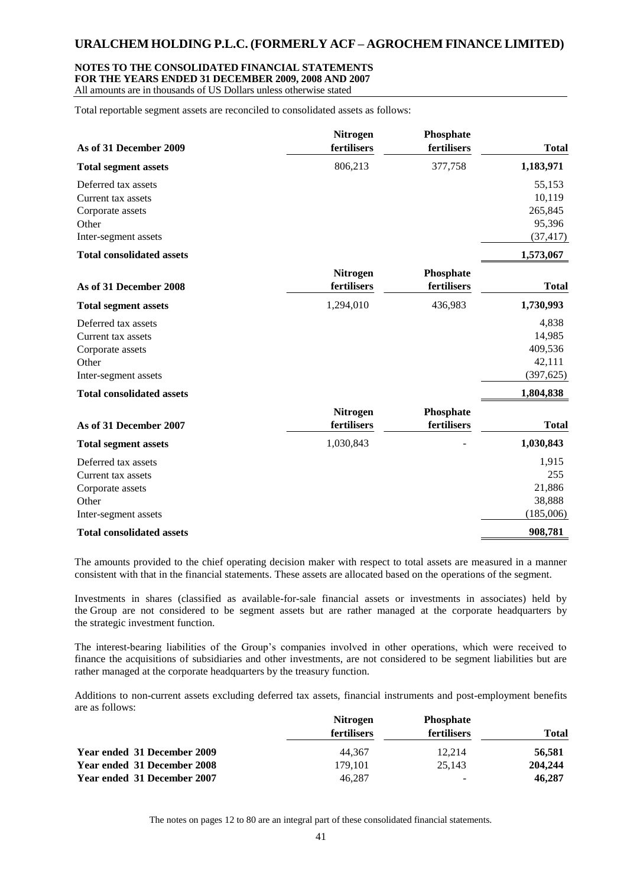Total reportable segment assets are reconciled to consolidated assets as follows:

| As of 31 December 2009 | Nitrogen fertilisers | Phosphate fertilisers | Total |
|---|---|---|---|
| **Total segment assets** | 806,213 | 377,758 | **1,183,971** |
| Deferred tax assets | | | 55,153 |
| Current tax assets | | | 10,119 |
| Corporate assets | | | 265,845 |
| Other | | | 95,396 |
| Inter-segment assets | | | (37,417) |
| **Total consolidated assets** | | | **1,573,067** |

| As of 31 December 2008 | Nitrogen fertilisers | Phosphate fertilisers | Total |
|---|---|---|---|
| **Total segment assets** | 1,294,010 | 436,983 | **1,730,993** |
| Deferred tax assets | | | 4,838 |
| Current tax assets | | | 14,985 |
| Corporate assets | | | 409,536 |
| Other | | | 42,111 |
| Inter-segment assets | | | (397,625) |
| **Total consolidated assets** | | | **1,804,838** |

| As of 31 December 2007 | Nitrogen fertilisers | Phosphate fertilisers | Total |
|---|---|---|---|
| **Total segment assets** | 1,030,843 | - | **1,030,843** |
| Deferred tax assets | | | 1,915 |
| Current tax assets | | | 255 |
| Corporate assets | | | 21,886 |
| Other | | | 38,888 |
| Inter-segment assets | | | (185,006) |
| **Total consolidated assets** | | | **908,781** |

The amounts provided to the chief operating decision maker with respect to total assets are measured in a manner consistent with that in the financial statements. These assets are allocated based on the operations of the segment.

Investments in shares (classified as available-for-sale financial assets or investments in associates) held by the Group are not considered to be segment assets but are rather managed at the corporate headquarters by the strategic investment function.

The interest-bearing liabilities of the Group's companies involved in other operations, which were received to finance the acquisitions of subsidiaries and other investments, are not considered to be segment liabilities but are rather managed at the corporate headquarters by the treasury function.

Additions to non-current assets excluding deferred tax assets, financial instruments and post-employment benefits are as follows:

| | Nitrogen fertilisers | Phosphate fertilisers | Total |
|---|---|---|---|
| **Year ended 31 December 2009** | 44,367 | 12,214 | **56,581** |
| **Year ended 31 December 2008** | 179,101 | 25,143 | **204,244** |
| **Year ended 31 December 2007** | 46,287 | - | **46,287** |

The notes on pages 12 to 80 are an integral part of these consolidated financial statements.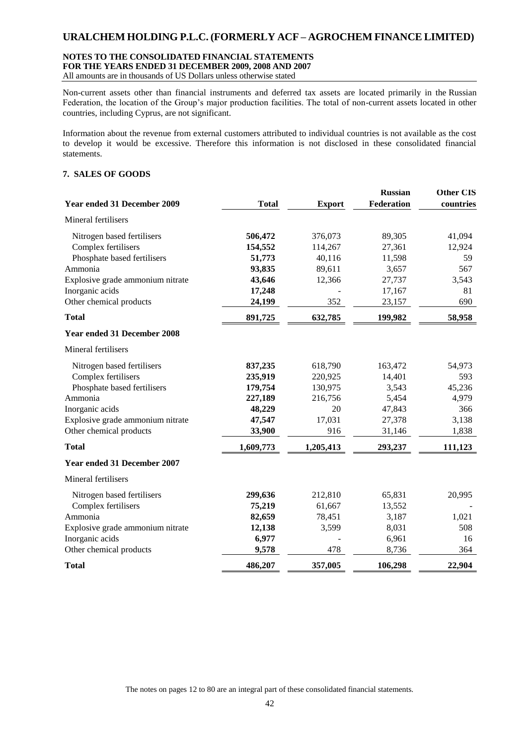Non-current assets other than financial instruments and deferred tax assets are located primarily in the Russian Federation, the location of the Group's major production facilities. The total of non-current assets located in other countries, including Cyprus, are not significant.

Information about the revenue from external customers attributed to individual countries is not available as the cost to develop it would be excessive. Therefore this information is not disclosed in these consolidated financial statements.

## 7. SALES OF GOODS

| Year ended 31 December 2009 | Total | Export | Russian Federation | Other CIS countries |
|---|---|---|---|---|
| Mineral fertilisers | | | | |
| Nitrogen based fertilisers | **506,472** | 376,073 | 89,305 | 41,094 |
| Complex fertilisers | **154,552** | 114,267 | 27,361 | 12,924 |
| Phosphate based fertilisers | **51,773** | 40,116 | 11,598 | 59 |
| Ammonia | **93,835** | 89,611 | 3,657 | 567 |
| Explosive grade ammonium nitrate | **43,646** | 12,366 | 27,737 | 3,543 |
| Inorganic acids | **17,248** | - | 17,167 | 81 |
| Other chemical products | **24,199** | 352 | 23,157 | 690 |
| **Total** | **891,725** | **632,785** | **199,982** | **58,958** |
| **Year ended 31 December 2008** | | | | |
| Mineral fertilisers | | | | |
| Nitrogen based fertilisers | **837,235** | 618,790 | 163,472 | 54,973 |
| Complex fertilisers | **235,919** | 220,925 | 14,401 | 593 |
| Phosphate based fertilisers | **179,754** | 130,975 | 3,543 | 45,236 |
| Ammonia | **227,189** | 216,756 | 5,454 | 4,979 |
| Inorganic acids | **48,229** | 20 | 47,843 | 366 |
| Explosive grade ammonium nitrate | **47,547** | 17,031 | 27,378 | 3,138 |
| Other chemical products | **33,900** | 916 | 31,146 | 1,838 |
| **Total** | **1,609,773** | **1,205,413** | **293,237** | **111,123** |
| **Year ended 31 December 2007** | | | | |
| Mineral fertilisers | | | | |
| Nitrogen based fertilisers | **299,636** | 212,810 | 65,831 | 20,995 |
| Complex fertilisers | **75,219** | 61,667 | 13,552 | - |
| Ammonia | **82,659** | 78,451 | 3,187 | 1,021 |
| Explosive grade ammonium nitrate | **12,138** | 3,599 | 8,031 | 508 |
| Inorganic acids | **6,977** | - | 6,961 | 16 |
| Other chemical products | **9,578** | 478 | 8,736 | 364 |
| **Total** | **486,207** | **357,005** | **106,298** | **22,904** |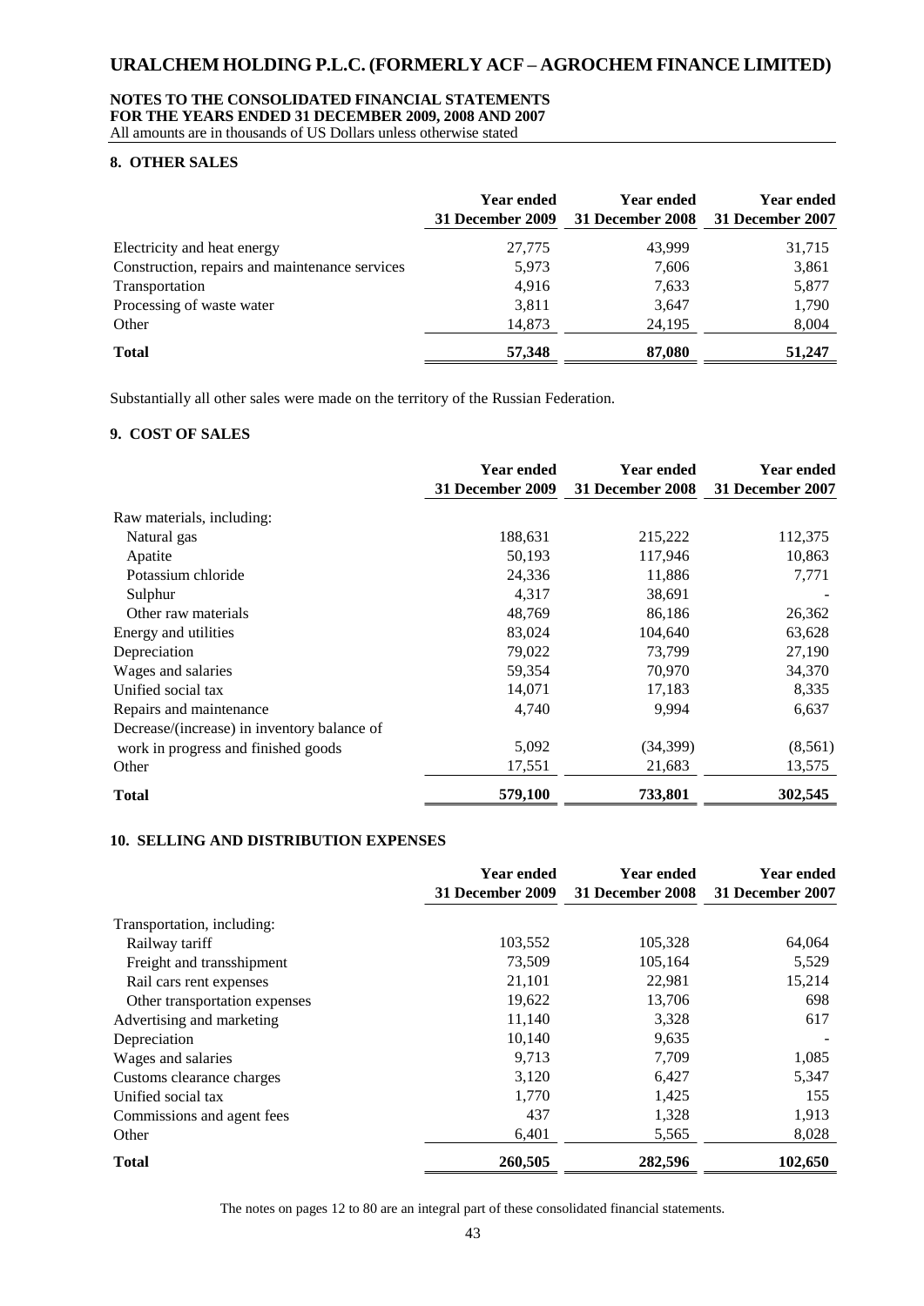## 8. OTHER SALES

| | Year ended 31 December 2009 | Year ended 31 December 2008 | Year ended 31 December 2007 |
|---|---|---|---|
| Electricity and heat energy | 27,775 | 43,999 | 31,715 |
| Construction, repairs and maintenance services | 5,973 | 7,606 | 3,861 |
| Transportation | 4,916 | 7,633 | 5,877 |
| Processing of waste water | 3,811 | 3,647 | 1,790 |
| Other | 14,873 | 24,195 | 8,004 |
| **Total** | **57,348** | **87,080** | **51,247** |

Substantially all other sales were made on the territory of the Russian Federation.

## 9. COST OF SALES

| | Year ended 31 December 2009 | Year ended 31 December 2008 | Year ended 31 December 2007 |
|---|---|---|---|
| Raw materials, including: | | | |
| Natural gas | 188,631 | 215,222 | 112,375 |
| Apatite | 50,193 | 117,946 | 10,863 |
| Potassium chloride | 24,336 | 11,886 | 7,771 |
| Sulphur | 4,317 | 38,691 | - |
| Other raw materials | 48,769 | 86,186 | 26,362 |
| Energy and utilities | 83,024 | 104,640 | 63,628 |
| Depreciation | 79,022 | 73,799 | 27,190 |
| Wages and salaries | 59,354 | 70,970 | 34,370 |
| Unified social tax | 14,071 | 17,183 | 8,335 |
| Repairs and maintenance | 4,740 | 9,994 | 6,637 |
| Decrease/(increase) in inventory balance of work in progress and finished goods | 5,092 | (34,399) | (8,561) |
| Other | 17,551 | 21,683 | 13,575 |
| **Total** | **579,100** | **733,801** | **302,545** |

## 10. SELLING AND DISTRIBUTION EXPENSES

| | Year ended 31 December 2009 | Year ended 31 December 2008 | Year ended 31 December 2007 |
|---|---|---|---|
| Transportation, including: | | | |
| Railway tariff | 103,552 | 105,328 | 64,064 |
| Freight and transshipment | 73,509 | 105,164 | 5,529 |
| Rail cars rent expenses | 21,101 | 22,981 | 15,214 |
| Other transportation expenses | 19,622 | 13,706 | 698 |
| Advertising and marketing | 11,140 | 3,328 | 617 |
| Depreciation | 10,140 | 9,635 | - |
| Wages and salaries | 9,713 | 7,709 | 1,085 |
| Customs clearance charges | 3,120 | 6,427 | 5,347 |
| Unified social tax | 1,770 | 1,425 | 155 |
| Commissions and agent fees | 437 | 1,328 | 1,913 |
| Other | 6,401 | 5,565 | 8,028 |
| **Total** | **260,505** | **282,596** | **102,650** |

The notes on pages 12 to 80 are an integral part of these consolidated financial statements.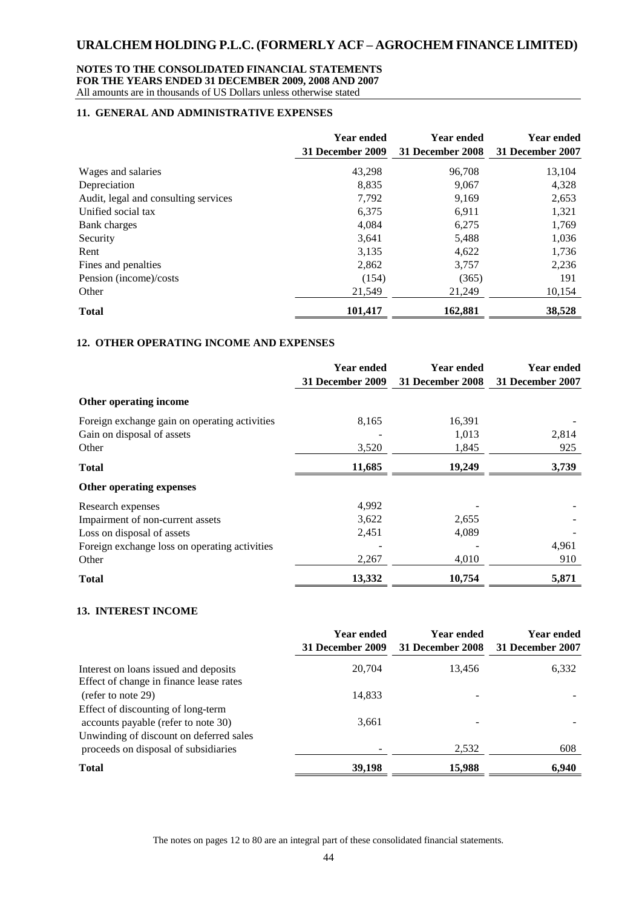## 11. GENERAL AND ADMINISTRATIVE EXPENSES

| | Year ended 31 December 2009 | Year ended 31 December 2008 | Year ended 31 December 2007 |
|---|---|---|---|
| Wages and salaries | 43,298 | 96,708 | 13,104 |
| Depreciation | 8,835 | 9,067 | 4,328 |
| Audit, legal and consulting services | 7,792 | 9,169 | 2,653 |
| Unified social tax | 6,375 | 6,911 | 1,321 |
| Bank charges | 4,084 | 6,275 | 1,769 |
| Security | 3,641 | 5,488 | 1,036 |
| Rent | 3,135 | 4,622 | 1,736 |
| Fines and penalties | 2,862 | 3,757 | 2,236 |
| Pension (income)/costs | (154) | (365) | 191 |
| Other | 21,549 | 21,249 | 10,154 |
| **Total** | **101,417** | **162,881** | **38,528** |

## 12. OTHER OPERATING INCOME AND EXPENSES

| | Year ended 31 December 2009 | Year ended 31 December 2008 | Year ended 31 December 2007 |
|---|---|---|---|
| **Other operating income** | | | |
| Foreign exchange gain on operating activities | 8,165 | 16,391 | - |
| Gain on disposal of assets | - | 1,013 | 2,814 |
| Other | 3,520 | 1,845 | 925 |
| **Total** | **11,685** | **19,249** | **3,739** |
| **Other operating expenses** | | | |
| Research expenses | 4,992 | - | - |
| Impairment of non-current assets | 3,622 | 2,655 | - |
| Loss on disposal of assets | 2,451 | 4,089 | - |
| Foreign exchange loss on operating activities | - | - | 4,961 |
| Other | 2,267 | 4,010 | 910 |
| **Total** | **13,332** | **10,754** | **5,871** |

## 13. INTEREST INCOME

| | Year ended 31 December 2009 | Year ended 31 December 2008 | Year ended 31 December 2007 |
|---|---|---|---|
| Interest on loans issued and deposits | 20,704 | 13,456 | 6,332 |
| Effect of change in finance lease rates (refer to note 29) | 14,833 | - | - |
| Effect of discounting of long-term accounts payable (refer to note 30) | 3,661 | - | - |
| Unwinding of discount on deferred sales proceeds on disposal of subsidiaries | - | 2,532 | 608 |
| **Total** | **39,198** | **15,988** | **6,940** |

The notes on pages 12 to 80 are an integral part of these consolidated financial statements.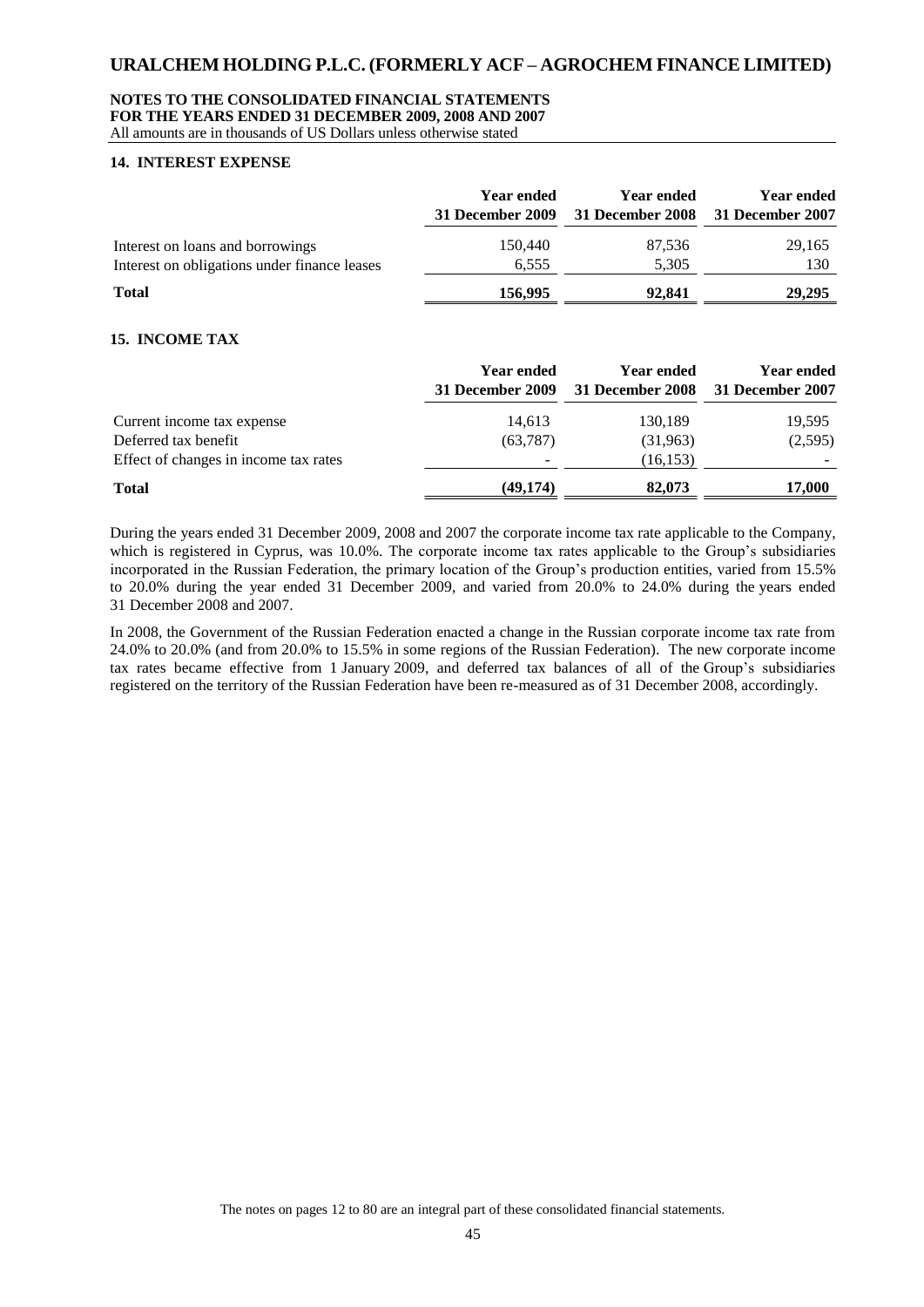## 14. INTEREST EXPENSE

| | Year ended 31 December 2009 | Year ended 31 December 2008 | Year ended 31 December 2007 |
|---|---|---|---|
| Interest on loans and borrowings | 150,440 | 87,536 | 29,165 |
| Interest on obligations under finance leases | 6,555 | 5,305 | 130 |
| **Total** | **156,995** | **92,841** | **29,295** |

## 15. INCOME TAX

| | Year ended 31 December 2009 | Year ended 31 December 2008 | Year ended 31 December 2007 |
|---|---|---|---|
| Current income tax expense | 14,613 | 130,189 | 19,595 |
| Deferred tax benefit | (63,787) | (31,963) | (2,595) |
| Effect of changes in income tax rates | - | (16,153) | - |
| **Total** | **(49,174)** | **82,073** | **17,000** |

During the years ended 31 December 2009, 2008 and 2007 the corporate income tax rate applicable to the Company, which is registered in Cyprus, was 10.0%. The corporate income tax rates applicable to the Group's subsidiaries incorporated in the Russian Federation, the primary location of the Group's production entities, varied from 15.5% to 20.0% during the year ended 31 December 2009, and varied from 20.0% to 24.0% during the years ended 31 December 2008 and 2007.

In 2008, the Government of the Russian Federation enacted a change in the Russian corporate income tax rate from 24.0% to 20.0% (and from 20.0% to 15.5% in some regions of the Russian Federation). The new corporate income tax rates became effective from 1 January 2009, and deferred tax balances of all of the Group's subsidiaries registered on the territory of the Russian Federation have been re-measured as of 31 December 2008, accordingly.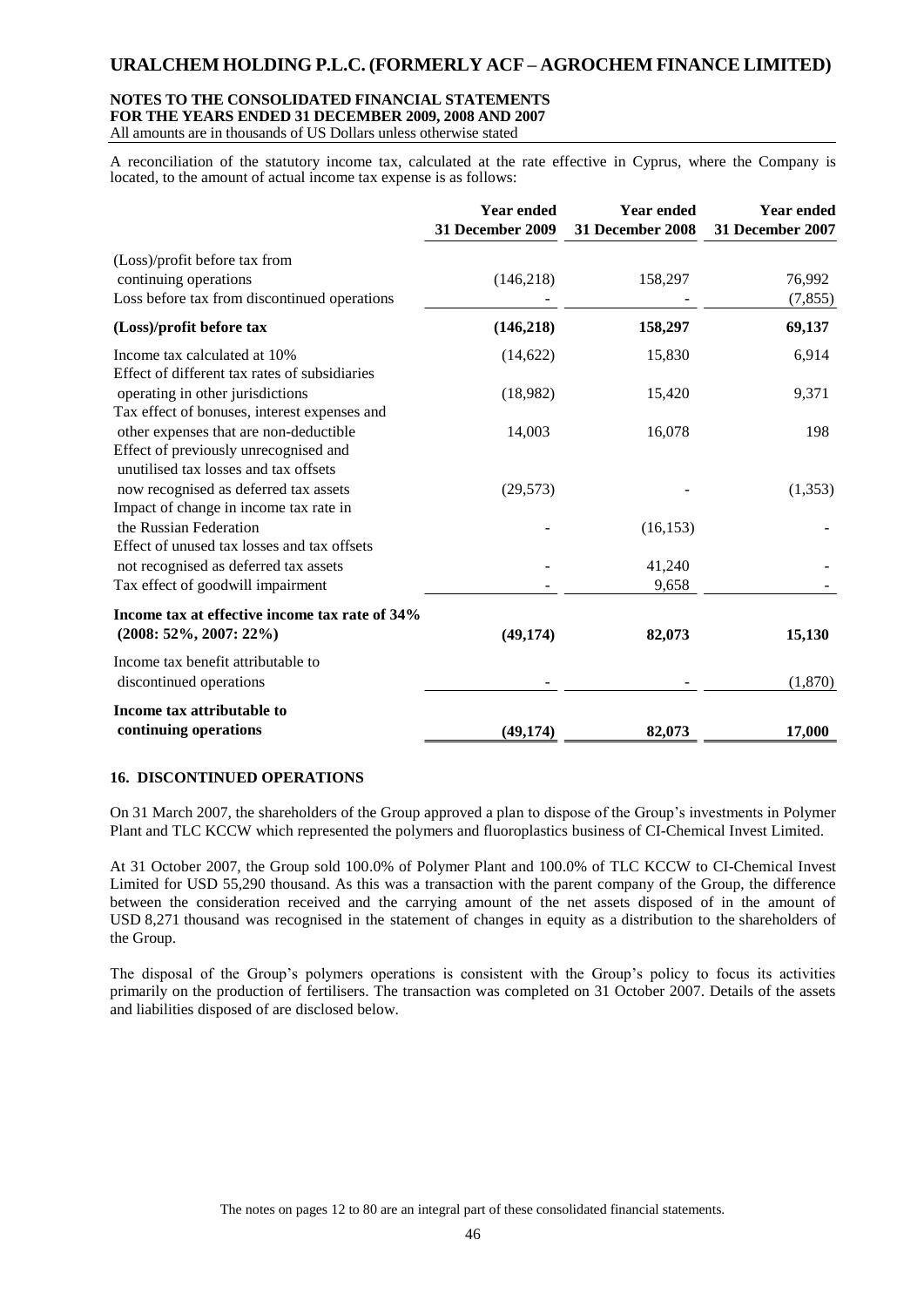A reconciliation of the statutory income tax, calculated at the rate effective in Cyprus, where the Company is located, to the amount of actual income tax expense is as follows:

| | Year ended 31 December 2009 | Year ended 31 December 2008 | Year ended 31 December 2007 |
|---|---|---|---|
| (Loss)/profit before tax from continuing operations | (146,218) | 158,297 | 76,992 |
| Loss before tax from discontinued operations | - | - | (7,855) |
| **(Loss)/profit before tax** | **(146,218)** | **158,297** | **69,137** |
| Income tax calculated at 10% | (14,622) | 15,830 | 6,914 |
| Effect of different tax rates of subsidiaries operating in other jurisdictions | (18,982) | 15,420 | 9,371 |
| Tax effect of bonuses, interest expenses and other expenses that are non-deductible | 14,003 | 16,078 | 198 |
| Effect of previously unrecognised and unutilised tax losses and tax offsets now recognised as deferred tax assets | (29,573) | - | (1,353) |
| Impact of change in income tax rate in the Russian Federation | - | (16,153) | - |
| Effect of unused tax losses and tax offsets not recognised as deferred tax assets | - | 41,240 | - |
| Tax effect of goodwill impairment | - | 9,658 | - |
| **Income tax at effective income tax rate of 34% (2008: 52%, 2007: 22%)** | **(49,174)** | **82,073** | **15,130** |
| Income tax benefit attributable to discontinued operations | - | - | (1,870) |
| **Income tax attributable to continuing operations** | **(49,174)** | **82,073** | **17,000** |

## 16. DISCONTINUED OPERATIONS

On 31 March 2007, the shareholders of the Group approved a plan to dispose of the Group's investments in Polymer Plant and TLC KCCW which represented the polymers and fluoroplastics business of CI-Chemical Invest Limited.

At 31 October 2007, the Group sold 100.0% of Polymer Plant and 100.0% of TLC KCCW to CI-Chemical Invest Limited for USD 55,290 thousand. As this was a transaction with the parent company of the Group, the difference between the consideration received and the carrying amount of the net assets disposed of in the amount of USD 8,271 thousand was recognised in the statement of changes in equity as a distribution to the shareholders of the Group.

The disposal of the Group's polymers operations is consistent with the Group's policy to focus its activities primarily on the production of fertilisers. The transaction was completed on 31 October 2007. Details of the assets and liabilities disposed of are disclosed below.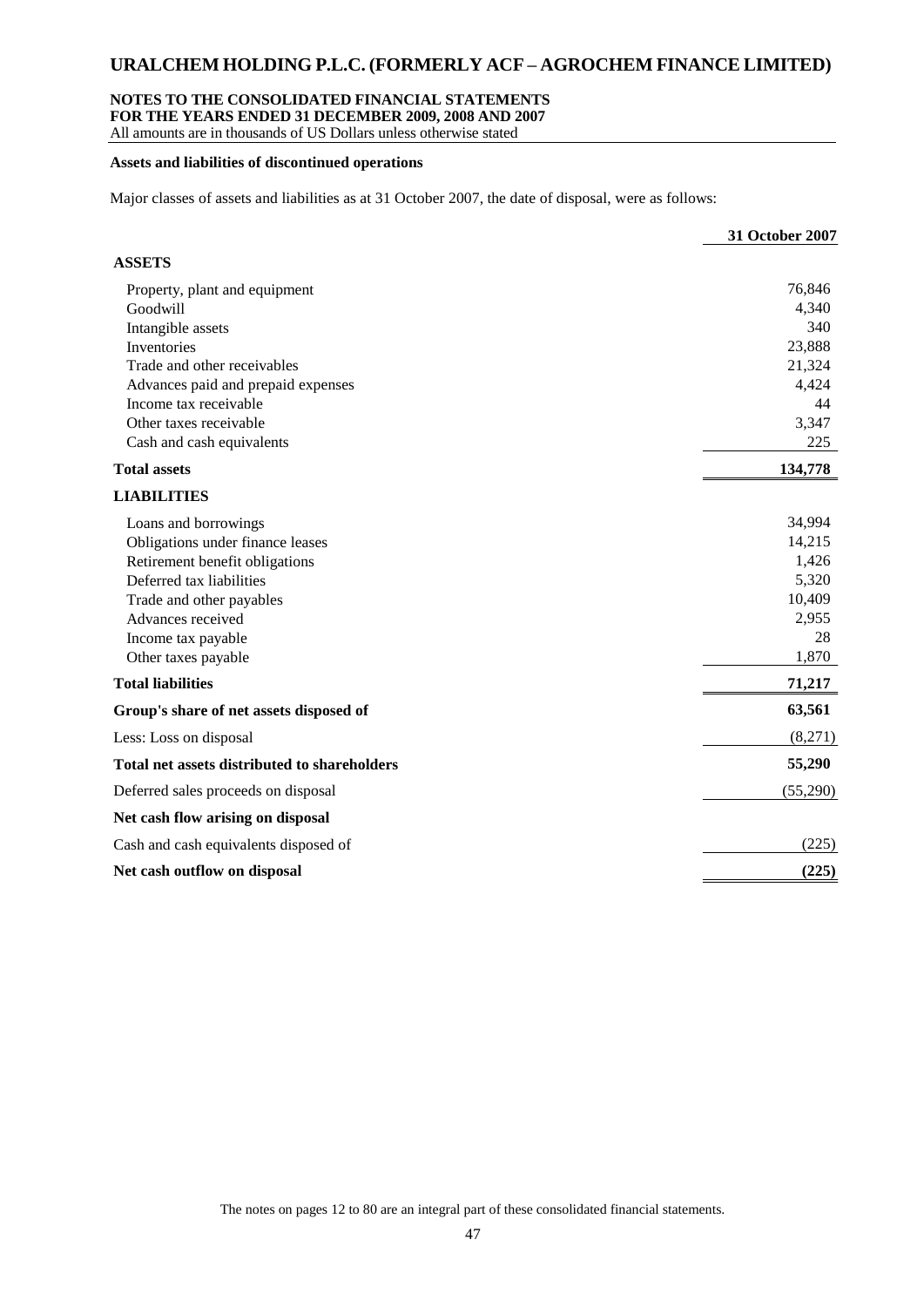**Assets and liabilities of discontinued operations**

Major classes of assets and liabilities as at 31 October 2007, the date of disposal, were as follows:

| | 31 October 2007 |
|---|---|
| **ASSETS** | |
| Property, plant and equipment | 76,846 |
| Goodwill | 4,340 |
| Intangible assets | 340 |
| Inventories | 23,888 |
| Trade and other receivables | 21,324 |
| Advances paid and prepaid expenses | 4,424 |
| Income tax receivable | 44 |
| Other taxes receivable | 3,347 |
| Cash and cash equivalents | 225 |
| **Total assets** | **134,778** |
| **LIABILITIES** | |
| Loans and borrowings | 34,994 |
| Obligations under finance leases | 14,215 |
| Retirement benefit obligations | 1,426 |
| Deferred tax liabilities | 5,320 |
| Trade and other payables | 10,409 |
| Advances received | 2,955 |
| Income tax payable | 28 |
| Other taxes payable | 1,870 |
| **Total liabilities** | **71,217** |
| **Group's share of net assets disposed of** | **63,561** |
| Less: Loss on disposal | (8,271) |
| **Total net assets distributed to shareholders** | **55,290** |
| Deferred sales proceeds on disposal | (55,290) |
| **Net cash flow arising on disposal** | |
| Cash and cash equivalents disposed of | (225) |
| **Net cash outflow on disposal** | **(225)** |

The notes on pages 12 to 80 are an integral part of these consolidated financial statements.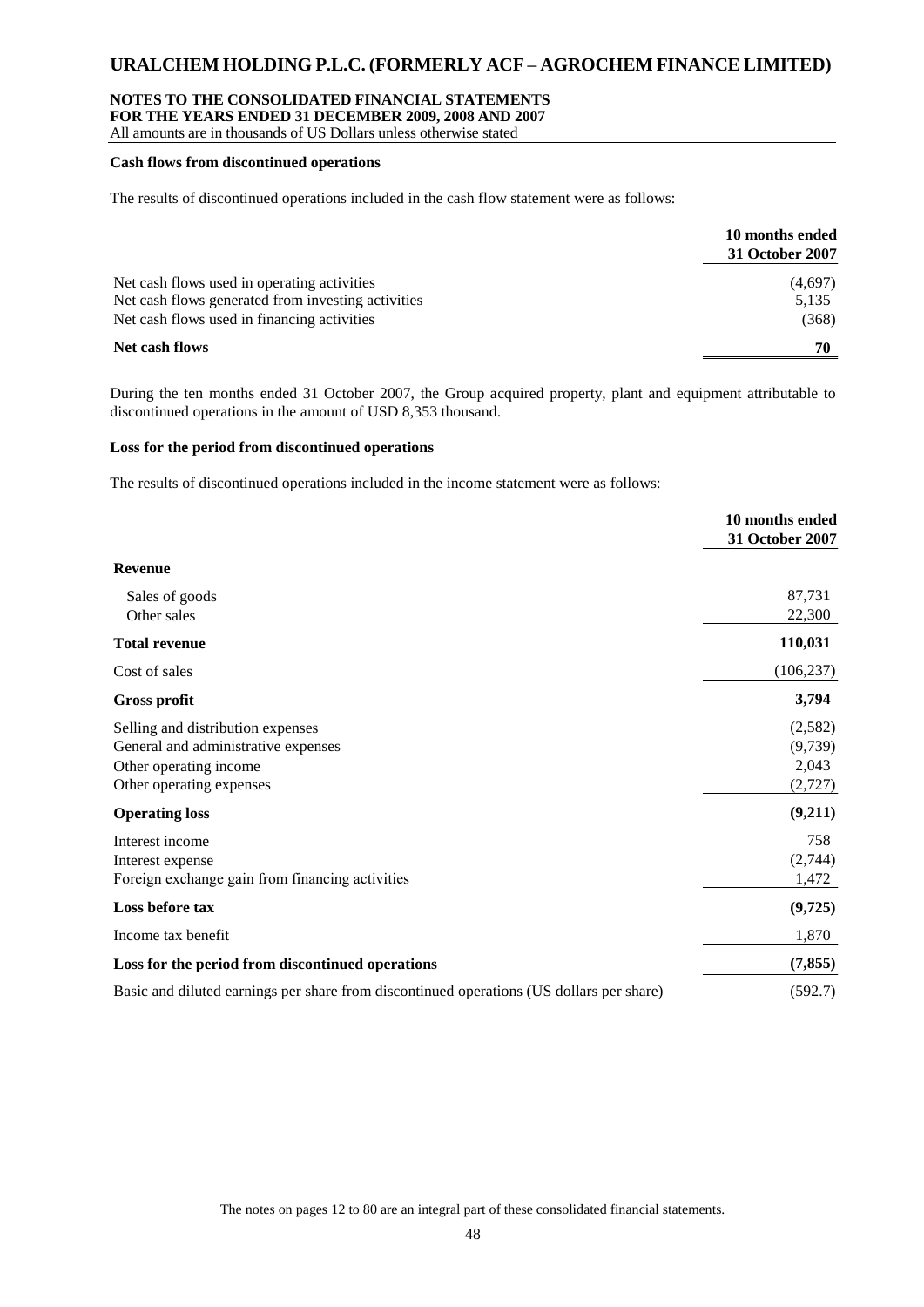**Cash flows from discontinued operations**

The results of discontinued operations included in the cash flow statement were as follows:

| | 10 months ended 31 October 2007 |
|---|---|
| Net cash flows used in operating activities | (4,697) |
| Net cash flows generated from investing activities | 5,135 |
| Net cash flows used in financing activities | (368) |
| **Net cash flows** | **70** |

During the ten months ended 31 October 2007, the Group acquired property, plant and equipment attributable to discontinued operations in the amount of USD 8,353 thousand.

**Loss for the period from discontinued operations**

The results of discontinued operations included in the income statement were as follows:

| | 10 months ended 31 October 2007 |
|---|---|
| **Revenue** | |
| Sales of goods | 87,731 |
| Other sales | 22,300 |
| **Total revenue** | **110,031** |
| Cost of sales | (106,237) |
| **Gross profit** | **3,794** |
| Selling and distribution expenses | (2,582) |
| General and administrative expenses | (9,739) |
| Other operating income | 2,043 |
| Other operating expenses | (2,727) |
| **Operating loss** | **(9,211)** |
| Interest income | 758 |
| Interest expense | (2,744) |
| Foreign exchange gain from financing activities | 1,472 |
| **Loss before tax** | **(9,725)** |
| Income tax benefit | 1,870 |
| **Loss for the period from discontinued operations** | **(7,855)** |
| Basic and diluted earnings per share from discontinued operations (US dollars per share) | (592.7) |

The notes on pages 12 to 80 are an integral part of these consolidated financial statements.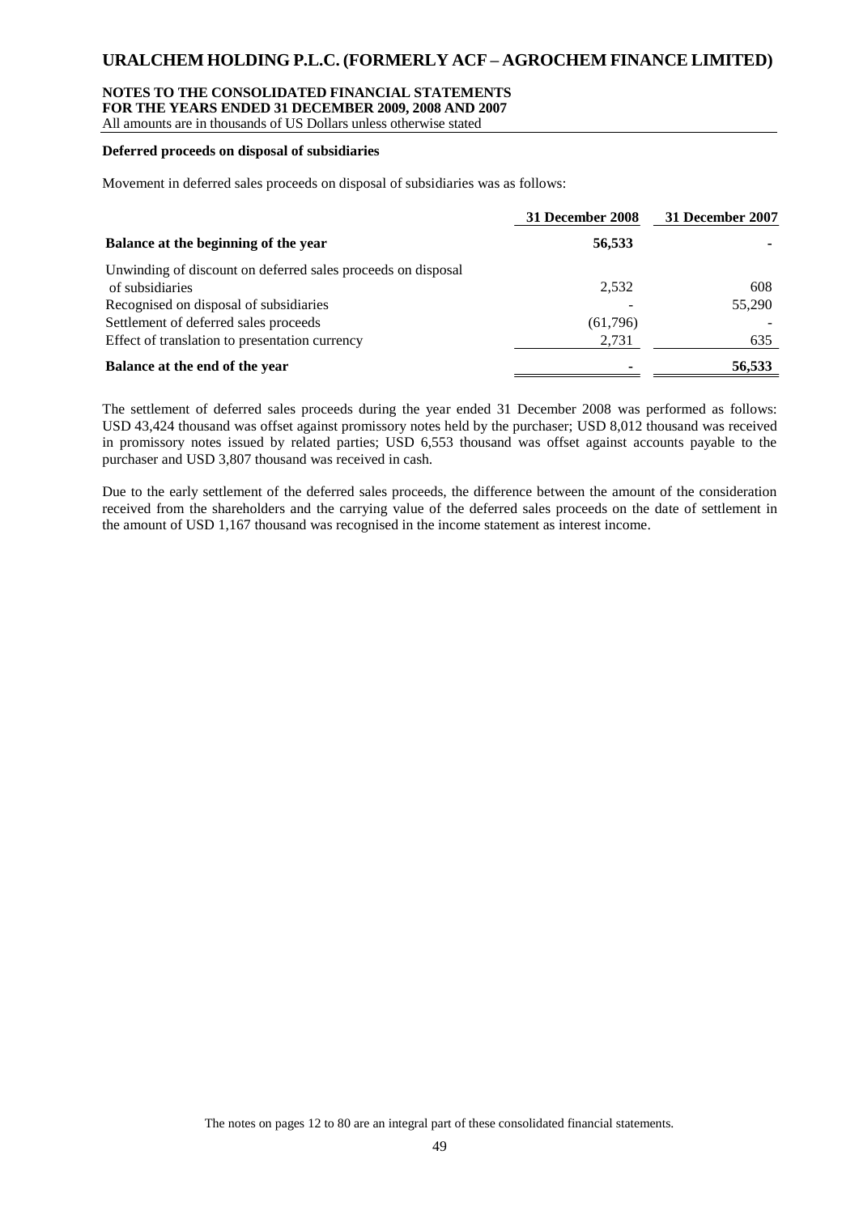**Deferred proceeds on disposal of subsidiaries**

Movement in deferred sales proceeds on disposal of subsidiaries was as follows:

| | 31 December 2008 | 31 December 2007 |
|---|---|---|
| **Balance at the beginning of the year** | **56,533** | **-** |
| Unwinding of discount on deferred sales proceeds on disposal of subsidiaries | 2,532 | 608 |
| Recognised on disposal of subsidiaries | - | 55,290 |
| Settlement of deferred sales proceeds | (61,796) | - |
| Effect of translation to presentation currency | 2,731 | 635 |
| **Balance at the end of the year** | **-** | **56,533** |

The settlement of deferred sales proceeds during the year ended 31 December 2008 was performed as follows: USD 43,424 thousand was offset against promissory notes held by the purchaser; USD 8,012 thousand was received in promissory notes issued by related parties; USD 6,553 thousand was offset against accounts payable to the purchaser and USD 3,807 thousand was received in cash.

Due to the early settlement of the deferred sales proceeds, the difference between the amount of the consideration received from the shareholders and the carrying value of the deferred sales proceeds on the date of settlement in the amount of USD 1,167 thousand was recognised in the income statement as interest income.

The notes on pages 12 to 80 are an integral part of these consolidated financial statements.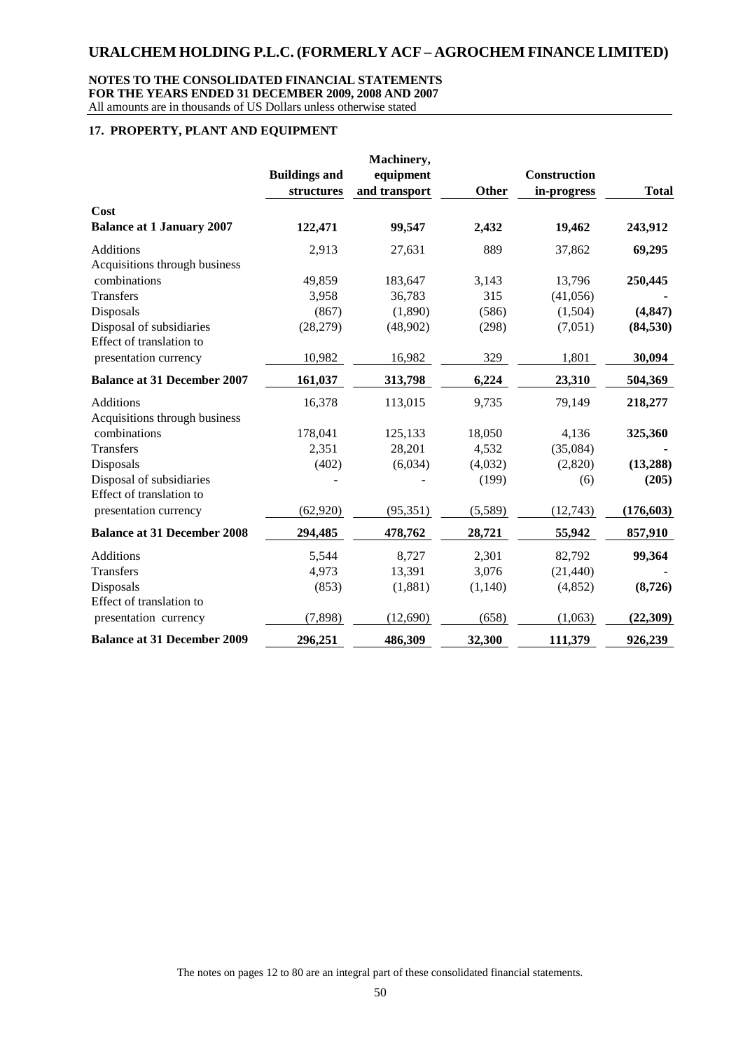# URALCHEM HOLDING P.L.C. (FORMERLY ACF – AGROCHEM FINANCE LIMITED)

**NOTES TO THE CONSOLIDATED FINANCIAL STATEMENTS**
**FOR THE YEARS ENDED 31 DECEMBER 2009, 2008 AND 2007**
All amounts are in thousands of US Dollars unless otherwise stated

## 17. PROPERTY, PLANT AND EQUIPMENT

| | Buildings and structures | Machinery, equipment and transport | Other | Construction in-progress | Total |
|---|---|---|---|---|---|
| **Cost** | | | | | |
| **Balance at 1 January 2007** | **122,471** | **99,547** | **2,432** | **19,462** | **243,912** |
| Additions | 2,913 | 27,631 | 889 | 37,862 | **69,295** |
| Acquisitions through business combinations | 49,859 | 183,647 | 3,143 | 13,796 | **250,445** |
| Transfers | 3,958 | 36,783 | 315 | (41,056) | **-** |
| Disposals | (867) | (1,890) | (586) | (1,504) | **(4,847)** |
| Disposal of subsidiaries | (28,279) | (48,902) | (298) | (7,051) | **(84,530)** |
| Effect of translation to presentation currency | 10,982 | 16,982 | 329 | 1,801 | **30,094** |
| **Balance at 31 December 2007** | **161,037** | **313,798** | **6,224** | **23,310** | **504,369** |
| Additions | 16,378 | 113,015 | 9,735 | 79,149 | **218,277** |
| Acquisitions through business combinations | 178,041 | 125,133 | 18,050 | 4,136 | **325,360** |
| Transfers | 2,351 | 28,201 | 4,532 | (35,084) | **-** |
| Disposals | (402) | (6,034) | (4,032) | (2,820) | **(13,288)** |
| Disposal of subsidiaries | - | - | (199) | (6) | **(205)** |
| Effect of translation to presentation currency | (62,920) | (95,351) | (5,589) | (12,743) | **(176,603)** |
| **Balance at 31 December 2008** | **294,485** | **478,762** | **28,721** | **55,942** | **857,910** |
| Additions | 5,544 | 8,727 | 2,301 | 82,792 | **99,364** |
| Transfers | 4,973 | 13,391 | 3,076 | (21,440) | **-** |
| Disposals | (853) | (1,881) | (1,140) | (4,852) | **(8,726)** |
| Effect of translation to presentation currency | (7,898) | (12,690) | (658) | (1,063) | **(22,309)** |
| **Balance at 31 December 2009** | **296,251** | **486,309** | **32,300** | **111,379** | **926,239** |

The notes on pages 12 to 80 are an integral part of these consolidated financial statements.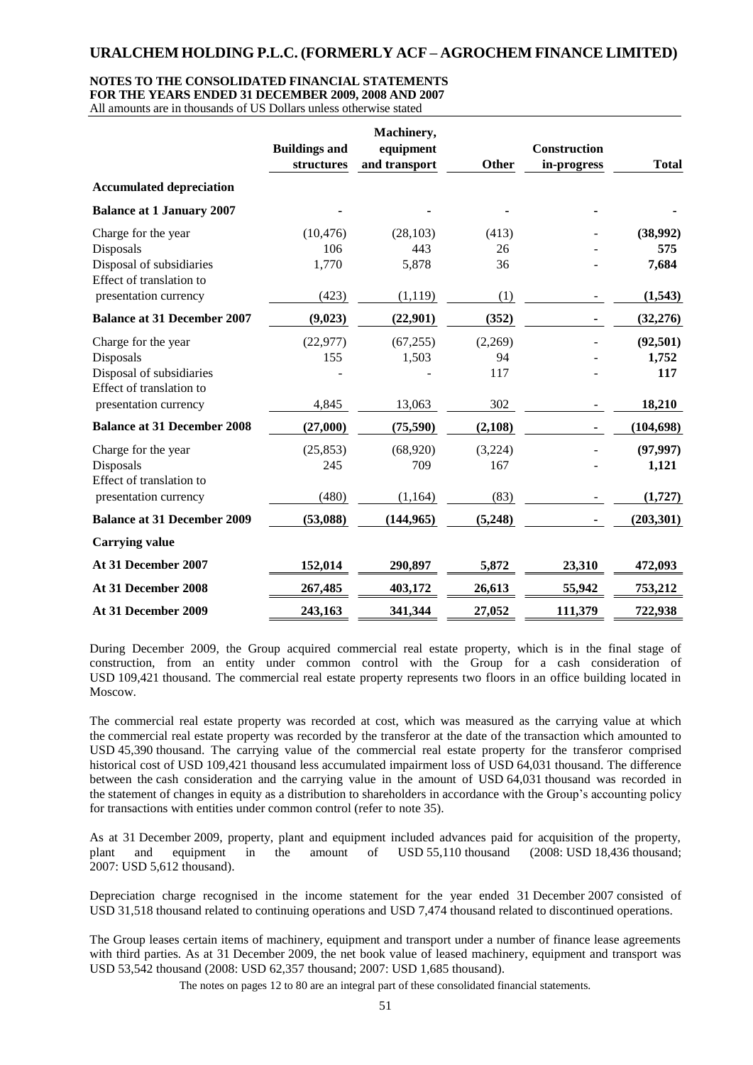| | Buildings and structures | Machinery, equipment and transport | Other | Construction in-progress | Total |
|---|---|---|---|---|---|
| **Accumulated depreciation** | | | | | |
| **Balance at 1 January 2007** | - | - | - | - | - |
| Charge for the year | (10,476) | (28,103) | (413) | - | **(38,992)** |
| Disposals | 106 | 443 | 26 | - | **575** |
| Disposal of subsidiaries | 1,770 | 5,878 | 36 | - | **7,684** |
| Effect of translation to presentation currency | (423) | (1,119) | (1) | - | **(1,543)** |
| **Balance at 31 December 2007** | **(9,023)** | **(22,901)** | **(352)** | **-** | **(32,276)** |
| Charge for the year | (22,977) | (67,255) | (2,269) | - | **(92,501)** |
| Disposals | 155 | 1,503 | 94 | - | **1,752** |
| Disposal of subsidiaries | - | - | 117 | - | **117** |
| Effect of translation to presentation currency | 4,845 | 13,063 | 302 | - | **18,210** |
| **Balance at 31 December 2008** | **(27,000)** | **(75,590)** | **(2,108)** | **-** | **(104,698)** |
| Charge for the year | (25,853) | (68,920) | (3,224) | - | **(97,997)** |
| Disposals | 245 | 709 | 167 | - | **1,121** |
| Effect of translation to presentation currency | (480) | (1,164) | (83) | - | **(1,727)** |
| **Balance at 31 December 2009** | **(53,088)** | **(144,965)** | **(5,248)** | **-** | **(203,301)** |
| **Carrying value** | | | | | |
| **At 31 December 2007** | **152,014** | **290,897** | **5,872** | **23,310** | **472,093** |
| **At 31 December 2008** | **267,485** | **403,172** | **26,613** | **55,942** | **753,212** |
| **At 31 December 2009** | **243,163** | **341,344** | **27,052** | **111,379** | **722,938** |

During December 2009, the Group acquired commercial real estate property, which is in the final stage of construction, from an entity under common control with the Group for a cash consideration of USD 109,421 thousand. The commercial real estate property represents two floors in an office building located in Moscow.

The commercial real estate property was recorded at cost, which was measured as the carrying value at which the commercial real estate property was recorded by the transferor at the date of the transaction which amounted to USD 45,390 thousand. The carrying value of the commercial real estate property for the transferor comprised historical cost of USD 109,421 thousand less accumulated impairment loss of USD 64,031 thousand. The difference between the cash consideration and the carrying value in the amount of USD 64,031 thousand was recorded in the statement of changes in equity as a distribution to shareholders in accordance with the Group's accounting policy for transactions with entities under common control (refer to note 35).

As at 31 December 2009, property, plant and equipment included advances paid for acquisition of the property, plant and equipment in the amount of USD 55,110 thousand (2008: USD 18,436 thousand; 2007: USD 5,612 thousand).

Depreciation charge recognised in the income statement for the year ended 31 December 2007 consisted of USD 31,518 thousand related to continuing operations and USD 7,474 thousand related to discontinued operations.

The Group leases certain items of machinery, equipment and transport under a number of finance lease agreements with third parties. As at 31 December 2009, the net book value of leased machinery, equipment and transport was USD 53,542 thousand (2008: USD 62,357 thousand; 2007: USD 1,685 thousand).

The notes on pages 12 to 80 are an integral part of these consolidated financial statements.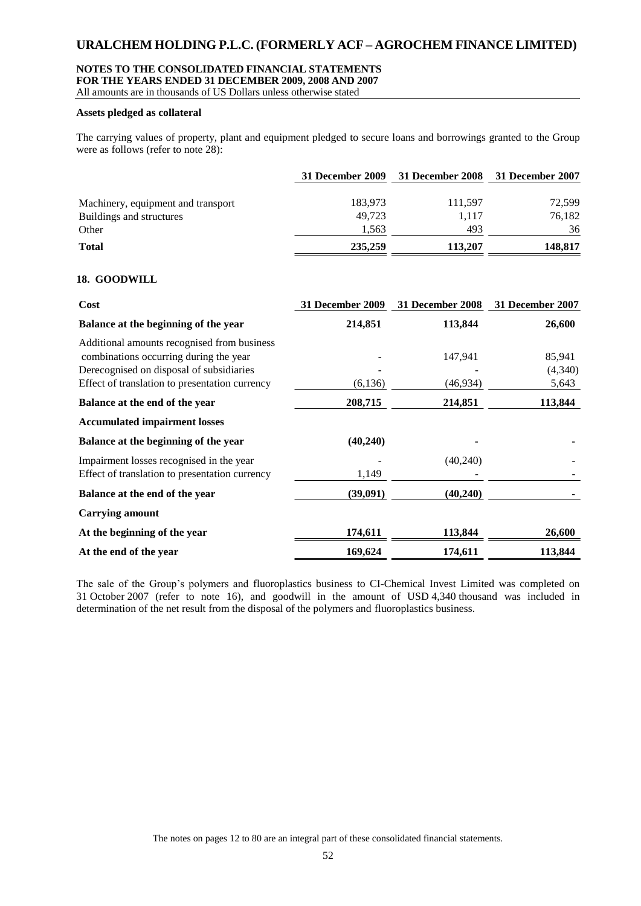**Assets pledged as collateral**

The carrying values of property, plant and equipment pledged to secure loans and borrowings granted to the Group were as follows (refer to note 28):

| | 31 December 2009 | 31 December 2008 | 31 December 2007 |
|---|---|---|---|
| Machinery, equipment and transport | 183,973 | 111,597 | 72,599 |
| Buildings and structures | 49,723 | 1,117 | 76,182 |
| Other | 1,563 | 493 | 36 |
| **Total** | **235,259** | **113,207** | **148,817** |

## 18. GOODWILL

| **Cost** | **31 December 2009** | **31 December 2008** | **31 December 2007** |
|---|---|---|---|
| **Balance at the beginning of the year** | **214,851** | **113,844** | **26,600** |
| Additional amounts recognised from business combinations occurring during the year | - | 147,941 | 85,941 |
| Derecognised on disposal of subsidiaries | - | - | (4,340) |
| Effect of translation to presentation currency | (6,136) | (46,934) | 5,643 |
| **Balance at the end of the year** | **208,715** | **214,851** | **113,844** |
| **Accumulated impairment losses** | | | |
| **Balance at the beginning of the year** | **(40,240)** | **-** | **-** |
| Impairment losses recognised in the year | - | (40,240) | - |
| Effect of translation to presentation currency | 1,149 | - | - |
| **Balance at the end of the year** | **(39,091)** | **(40,240)** | **-** |
| **Carrying amount** | | | |
| **At the beginning of the year** | **174,611** | **113,844** | **26,600** |
| **At the end of the year** | **169,624** | **174,611** | **113,844** |

The sale of the Group's polymers and fluoroplastics business to CI-Chemical Invest Limited was completed on 31 October 2007 (refer to note 16), and goodwill in the amount of USD 4,340 thousand was included in determination of the net result from the disposal of the polymers and fluoroplastics business.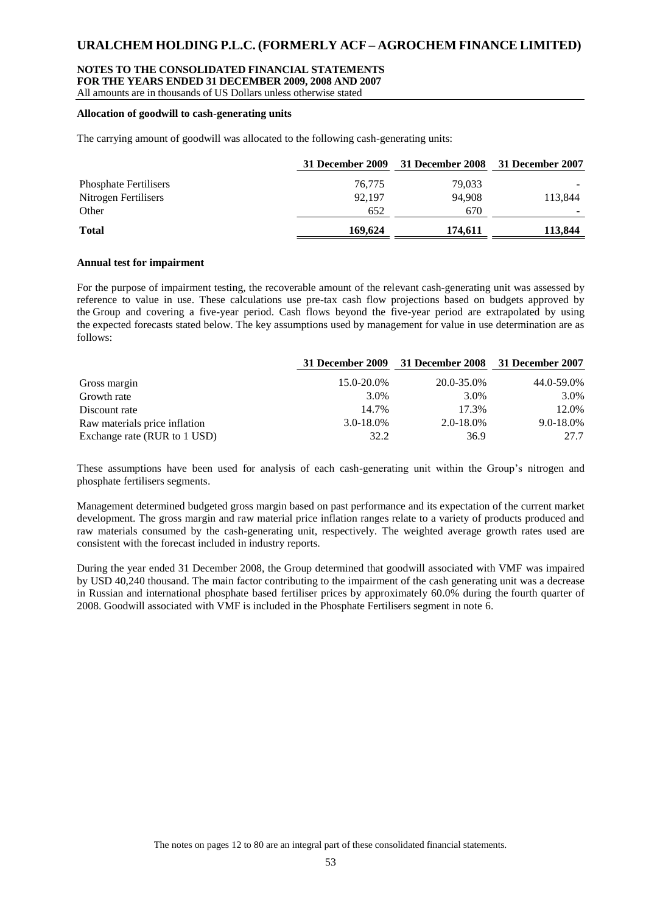#### Allocation of goodwill to cash-generating units

The carrying amount of goodwill was allocated to the following cash-generating units:

| | 31 December 2009 | 31 December 2008 | 31 December 2007 |
|---|---|---|---|
| Phosphate Fertilisers | 76,775 | 79,033 | - |
| Nitrogen Fertilisers | 92,197 | 94,908 | 113,844 |
| Other | 652 | 670 | - |
| **Total** | **169,624** | **174,611** | **113,844** |

#### Annual test for impairment

For the purpose of impairment testing, the recoverable amount of the relevant cash-generating unit was assessed by reference to value in use. These calculations use pre-tax cash flow projections based on budgets approved by the Group and covering a five-year period. Cash flows beyond the five-year period are extrapolated by using the expected forecasts stated below. The key assumptions used by management for value in use determination are as follows:

| | 31 December 2009 | 31 December 2008 | 31 December 2007 |
|---|---|---|---|
| Gross margin | 15.0-20.0% | 20.0-35.0% | 44.0-59.0% |
| Growth rate | 3.0% | 3.0% | 3.0% |
| Discount rate | 14.7% | 17.3% | 12.0% |
| Raw materials price inflation | 3.0-18.0% | 2.0-18.0% | 9.0-18.0% |
| Exchange rate (RUR to 1 USD) | 32.2 | 36.9 | 27.7 |

These assumptions have been used for analysis of each cash-generating unit within the Group's nitrogen and phosphate fertilisers segments.

Management determined budgeted gross margin based on past performance and its expectation of the current market development. The gross margin and raw material price inflation ranges relate to a variety of products produced and raw materials consumed by the cash-generating unit, respectively. The weighted average growth rates used are consistent with the forecast included in industry reports.

During the year ended 31 December 2008, the Group determined that goodwill associated with VMF was impaired by USD 40,240 thousand. The main factor contributing to the impairment of the cash generating unit was a decrease in Russian and international phosphate based fertiliser prices by approximately 60.0% during the fourth quarter of 2008. Goodwill associated with VMF is included in the Phosphate Fertilisers segment in note 6.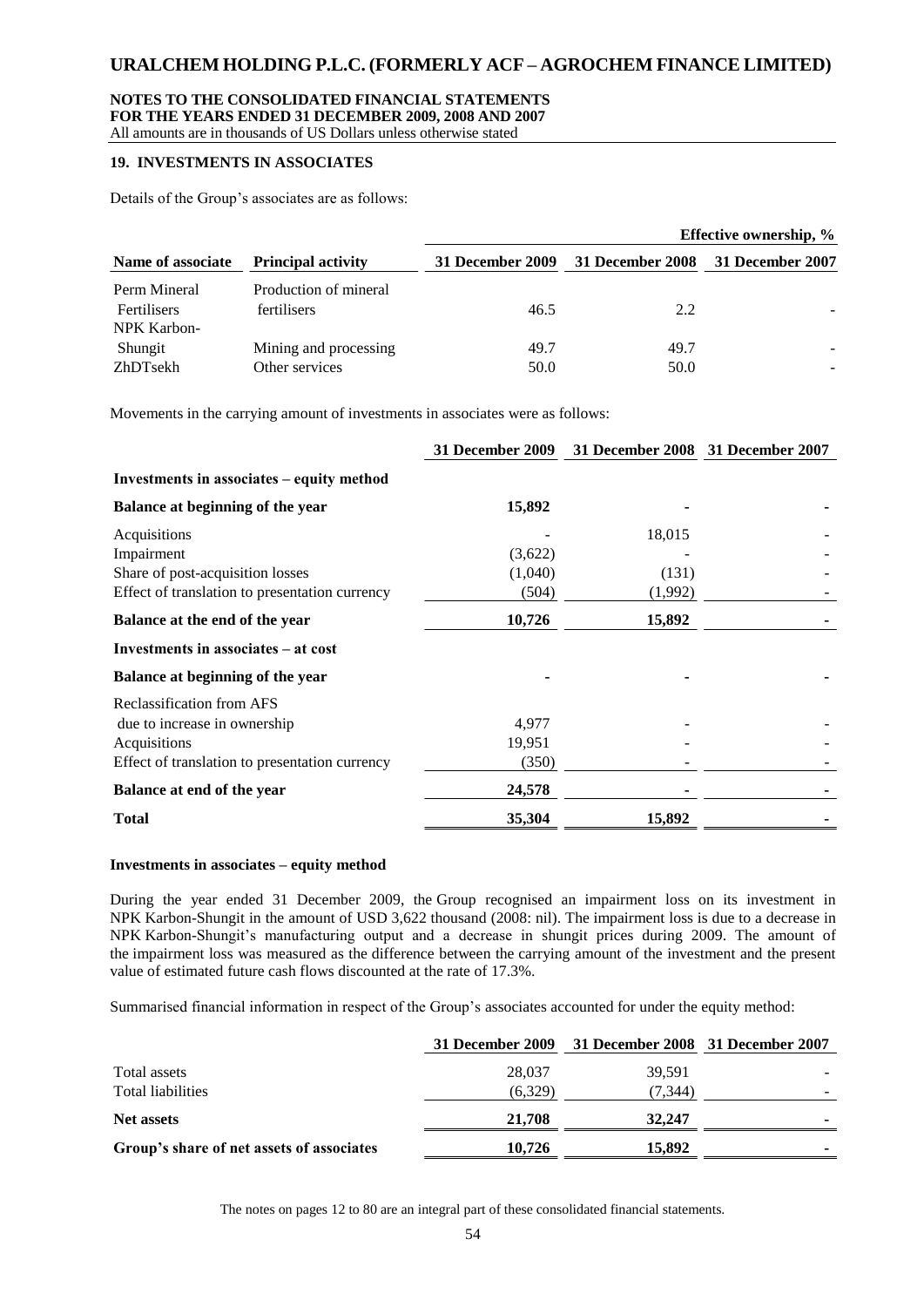## 19. INVESTMENTS IN ASSOCIATES

Details of the Group's associates are as follows:

| Name of associate | Principal activity | Effective ownership, % 31 December 2009 | 31 December 2008 | 31 December 2007 |
|---|---|---|---|---|
| Perm Mineral Fertilisers | Production of mineral fertilisers | 46.5 | 2.2 | - |
| NPK Karbon-Shungit | Mining and processing | 49.7 | 49.7 | - |
| ZhDTsekh | Other services | 50.0 | 50.0 | - |

Movements in the carrying amount of investments in associates were as follows:

| | 31 December 2009 | 31 December 2008 | 31 December 2007 |
|---|---|---|---|
| **Investments in associates – equity method** | | | |
| **Balance at beginning of the year** | **15,892** | **-** | **-** |
| Acquisitions | - | 18,015 | - |
| Impairment | (3,622) | - | - |
| Share of post-acquisition losses | (1,040) | (131) | - |
| Effect of translation to presentation currency | (504) | (1,992) | - |
| **Balance at the end of the year** | **10,726** | **15,892** | **-** |
| **Investments in associates – at cost** | | | |
| **Balance at beginning of the year** | **-** | **-** | **-** |
| Reclassification from AFS due to increase in ownership | 4,977 | - | - |
| Acquisitions | 19,951 | - | - |
| Effect of translation to presentation currency | (350) | - | - |
| **Balance at end of the year** | **24,578** | **-** | **-** |
| **Total** | **35,304** | **15,892** | **-** |

### Investments in associates – equity method

During the year ended 31 December 2009, the Group recognised an impairment loss on its investment in NPK Karbon-Shungit in the amount of USD 3,622 thousand (2008: nil). The impairment loss is due to a decrease in NPK Karbon-Shungit's manufacturing output and a decrease in shungit prices during 2009. The amount of the impairment loss was measured as the difference between the carrying amount of the investment and the present value of estimated future cash flows discounted at the rate of 17.3%.

Summarised financial information in respect of the Group's associates accounted for under the equity method:

| | 31 December 2009 | 31 December 2008 | 31 December 2007 |
|---|---|---|---|
| Total assets | 28,037 | 39,591 | - |
| Total liabilities | (6,329) | (7,344) | - |
| **Net assets** | **21,708** | **32,247** | **-** |
| **Group's share of net assets of associates** | **10,726** | **15,892** | **-** |

The notes on pages 12 to 80 are an integral part of these consolidated financial statements.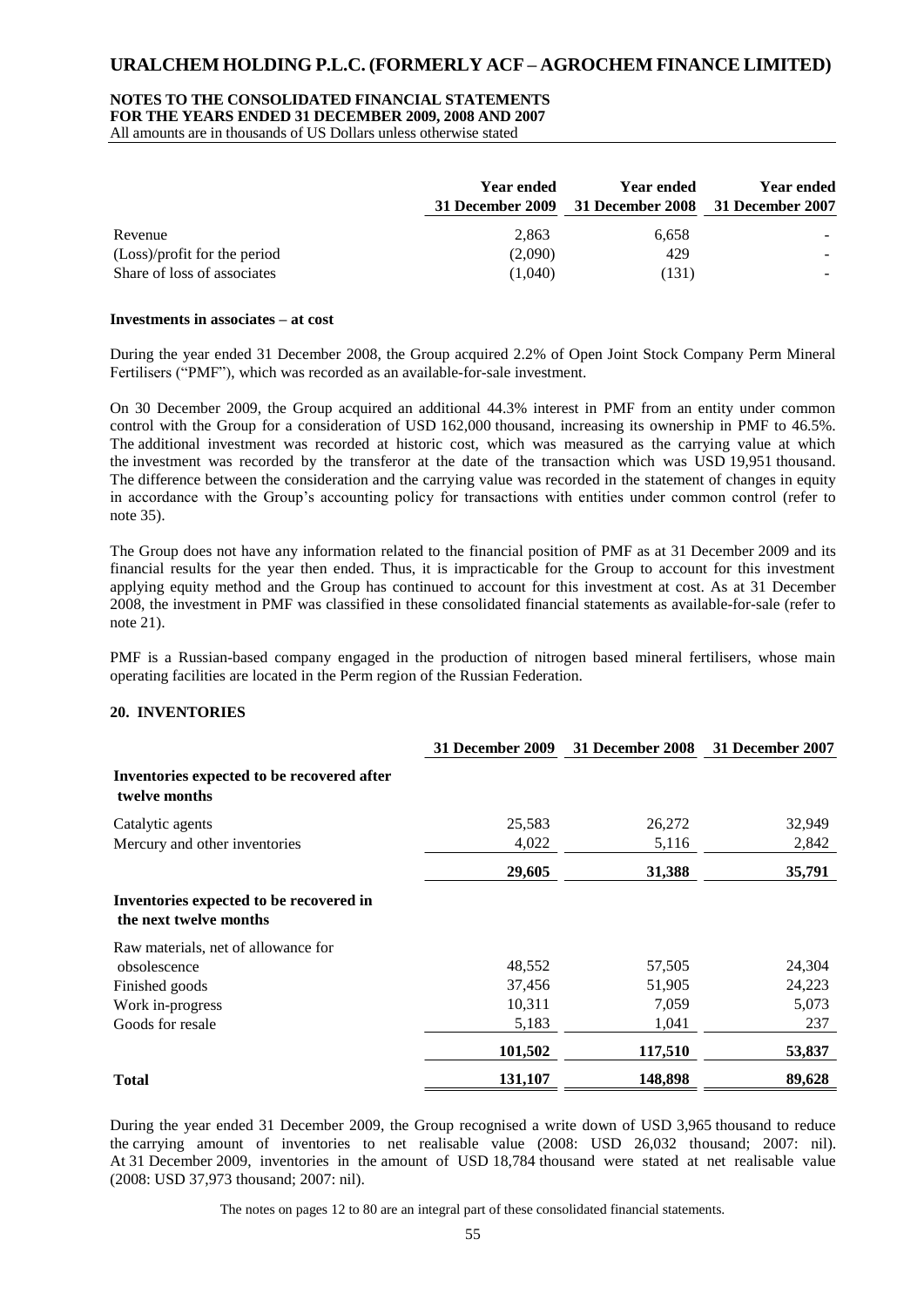|  | Year ended 31 December 2009 | Year ended 31 December 2008 | Year ended 31 December 2007 |
|---|---|---|---|
| Revenue | 2,863 | 6,658 | - |
| (Loss)/profit for the period | (2,090) | 429 | - |
| Share of loss of associates | (1,040) | (131) | - |

**Investments in associates – at cost**

During the year ended 31 December 2008, the Group acquired 2.2% of Open Joint Stock Company Perm Mineral Fertilisers ("PMF"), which was recorded as an available-for-sale investment.

On 30 December 2009, the Group acquired an additional 44.3% interest in PMF from an entity under common control with the Group for a consideration of USD 162,000 thousand, increasing its ownership in PMF to 46.5%. The additional investment was recorded at historic cost, which was measured as the carrying value at which the investment was recorded by the transferor at the date of the transaction which was USD 19,951 thousand. The difference between the consideration and the carrying value was recorded in the statement of changes in equity in accordance with the Group's accounting policy for transactions with entities under common control (refer to note 35).

The Group does not have any information related to the financial position of PMF as at 31 December 2009 and its financial results for the year then ended. Thus, it is impracticable for the Group to account for this investment applying equity method and the Group has continued to account for this investment at cost. As at 31 December 2008, the investment in PMF was classified in these consolidated financial statements as available-for-sale (refer to note 21).

PMF is a Russian-based company engaged in the production of nitrogen based mineral fertilisers, whose main operating facilities are located in the Perm region of the Russian Federation.

## 20. INVENTORIES

|  | 31 December 2009 | 31 December 2008 | 31 December 2007 |
|---|---|---|---|
| **Inventories expected to be recovered after twelve months** |  |  |  |
| Catalytic agents | 25,583 | 26,272 | 32,949 |
| Mercury and other inventories | 4,022 | 5,116 | 2,842 |
|  | **29,605** | **31,388** | **35,791** |
| **Inventories expected to be recovered in the next twelve months** |  |  |  |
| Raw materials, net of allowance for obsolescence | 48,552 | 57,505 | 24,304 |
| Finished goods | 37,456 | 51,905 | 24,223 |
| Work in-progress | 10,311 | 7,059 | 5,073 |
| Goods for resale | 5,183 | 1,041 | 237 |
|  | **101,502** | **117,510** | **53,837** |
| **Total** | **131,107** | **148,898** | **89,628** |

During the year ended 31 December 2009, the Group recognised a write down of USD 3,965 thousand to reduce the carrying amount of inventories to net realisable value (2008: USD 26,032 thousand; 2007: nil). At 31 December 2009, inventories in the amount of USD 18,784 thousand were stated at net realisable value (2008: USD 37,973 thousand; 2007: nil).

The notes on pages 12 to 80 are an integral part of these consolidated financial statements.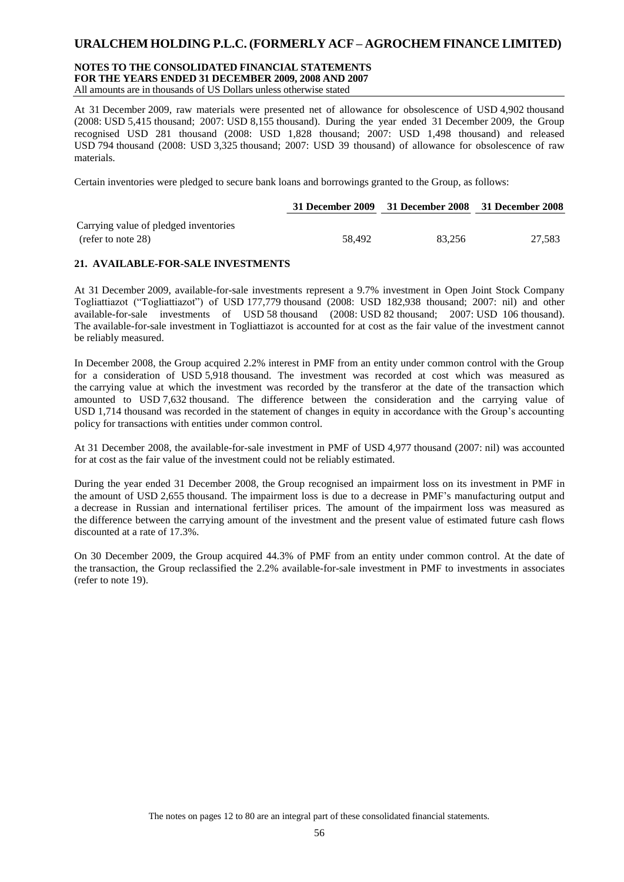At 31 December 2009, raw materials were presented net of allowance for obsolescence of USD 4,902 thousand (2008: USD 5,415 thousand; 2007: USD 8,155 thousand). During the year ended 31 December 2009, the Group recognised USD 281 thousand (2008: USD 1,828 thousand; 2007: USD 1,498 thousand) and released USD 794 thousand (2008: USD 3,325 thousand; 2007: USD 39 thousand) of allowance for obsolescence of raw materials.

Certain inventories were pledged to secure bank loans and borrowings granted to the Group, as follows:

| | 31 December 2009 | 31 December 2008 | 31 December 2008 |
|---|---|---|---|
| Carrying value of pledged inventories (refer to note 28) | 58,492 | 83,256 | 27,583 |

## 21. AVAILABLE-FOR-SALE INVESTMENTS

At 31 December 2009, available-for-sale investments represent a 9.7% investment in Open Joint Stock Company Togliattiazot ("Togliattiazot") of USD 177,779 thousand (2008: USD 182,938 thousand; 2007: nil) and other available-for-sale investments of USD 58 thousand (2008: USD 82 thousand; 2007: USD 106 thousand). The available-for-sale investment in Togliattiazot is accounted for at cost as the fair value of the investment cannot be reliably measured.

In December 2008, the Group acquired 2.2% interest in PMF from an entity under common control with the Group for a consideration of USD 5,918 thousand. The investment was recorded at cost which was measured as the carrying value at which the investment was recorded by the transferor at the date of the transaction which amounted to USD 7,632 thousand. The difference between the consideration and the carrying value of USD 1,714 thousand was recorded in the statement of changes in equity in accordance with the Group's accounting policy for transactions with entities under common control.

At 31 December 2008, the available-for-sale investment in PMF of USD 4,977 thousand (2007: nil) was accounted for at cost as the fair value of the investment could not be reliably estimated.

During the year ended 31 December 2008, the Group recognised an impairment loss on its investment in PMF in the amount of USD 2,655 thousand. The impairment loss is due to a decrease in PMF's manufacturing output and a decrease in Russian and international fertiliser prices. The amount of the impairment loss was measured as the difference between the carrying amount of the investment and the present value of estimated future cash flows discounted at a rate of 17.3%.

On 30 December 2009, the Group acquired 44.3% of PMF from an entity under common control. At the date of the transaction, the Group reclassified the 2.2% available-for-sale investment in PMF to investments in associates (refer to note 19).

The notes on pages 12 to 80 are an integral part of these consolidated financial statements.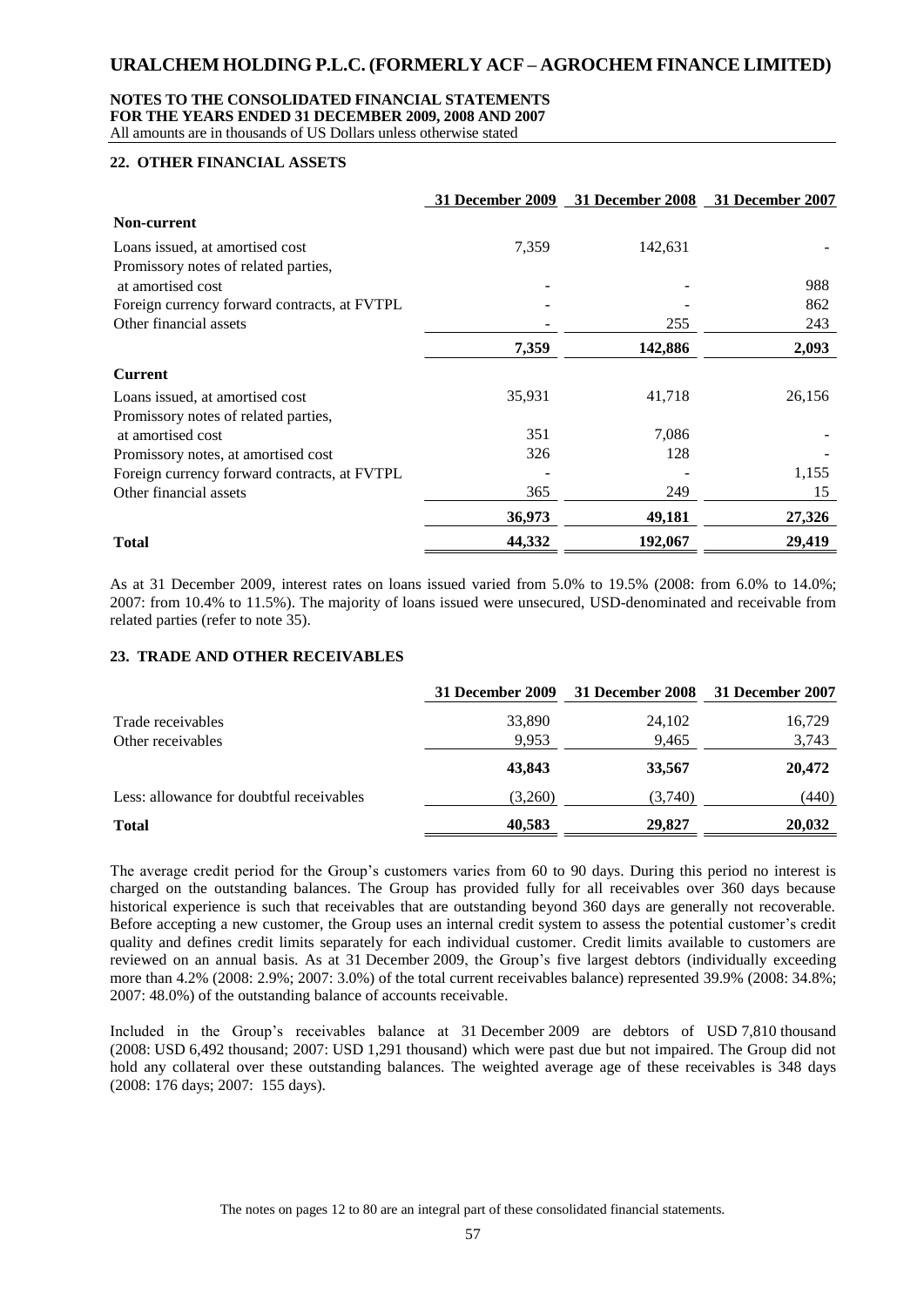## 22. OTHER FINANCIAL ASSETS

| | 31 December 2009 | 31 December 2008 | 31 December 2007 |
|---|---|---|---|
| **Non-current** | | | |
| Loans issued, at amortised cost | 7,359 | 142,631 | - |
| Promissory notes of related parties, at amortised cost | - | - | 988 |
| Foreign currency forward contracts, at FVTPL | - | - | 862 |
| Other financial assets | - | 255 | 243 |
| | **7,359** | **142,886** | **2,093** |
| **Current** | | | |
| Loans issued, at amortised cost | 35,931 | 41,718 | 26,156 |
| Promissory notes of related parties, at amortised cost | 351 | 7,086 | - |
| Promissory notes, at amortised cost | 326 | 128 | - |
| Foreign currency forward contracts, at FVTPL | - | - | 1,155 |
| Other financial assets | 365 | 249 | 15 |
| | **36,973** | **49,181** | **27,326** |
| **Total** | **44,332** | **192,067** | **29,419** |

As at 31 December 2009, interest rates on loans issued varied from 5.0% to 19.5% (2008: from 6.0% to 14.0%; 2007: from 10.4% to 11.5%). The majority of loans issued were unsecured, USD-denominated and receivable from related parties (refer to note 35).

## 23. TRADE AND OTHER RECEIVABLES

| | 31 December 2009 | 31 December 2008 | 31 December 2007 |
|---|---|---|---|
| Trade receivables | 33,890 | 24,102 | 16,729 |
| Other receivables | 9,953 | 9,465 | 3,743 |
| | **43,843** | **33,567** | **20,472** |
| Less: allowance for doubtful receivables | (3,260) | (3,740) | (440) |
| **Total** | **40,583** | **29,827** | **20,032** |

The average credit period for the Group's customers varies from 60 to 90 days. During this period no interest is charged on the outstanding balances. The Group has provided fully for all receivables over 360 days because historical experience is such that receivables that are outstanding beyond 360 days are generally not recoverable. Before accepting a new customer, the Group uses an internal credit system to assess the potential customer's credit quality and defines credit limits separately for each individual customer. Credit limits available to customers are reviewed on an annual basis. As at 31 December 2009, the Group's five largest debtors (individually exceeding more than 4.2% (2008: 2.9%; 2007: 3.0%) of the total current receivables balance) represented 39.9% (2008: 34.8%; 2007: 48.0%) of the outstanding balance of accounts receivable.

Included in the Group's receivables balance at 31 December 2009 are debtors of USD 7,810 thousand (2008: USD 6,492 thousand; 2007: USD 1,291 thousand) which were past due but not impaired. The Group did not hold any collateral over these outstanding balances. The weighted average age of these receivables is 348 days (2008: 176 days; 2007: 155 days).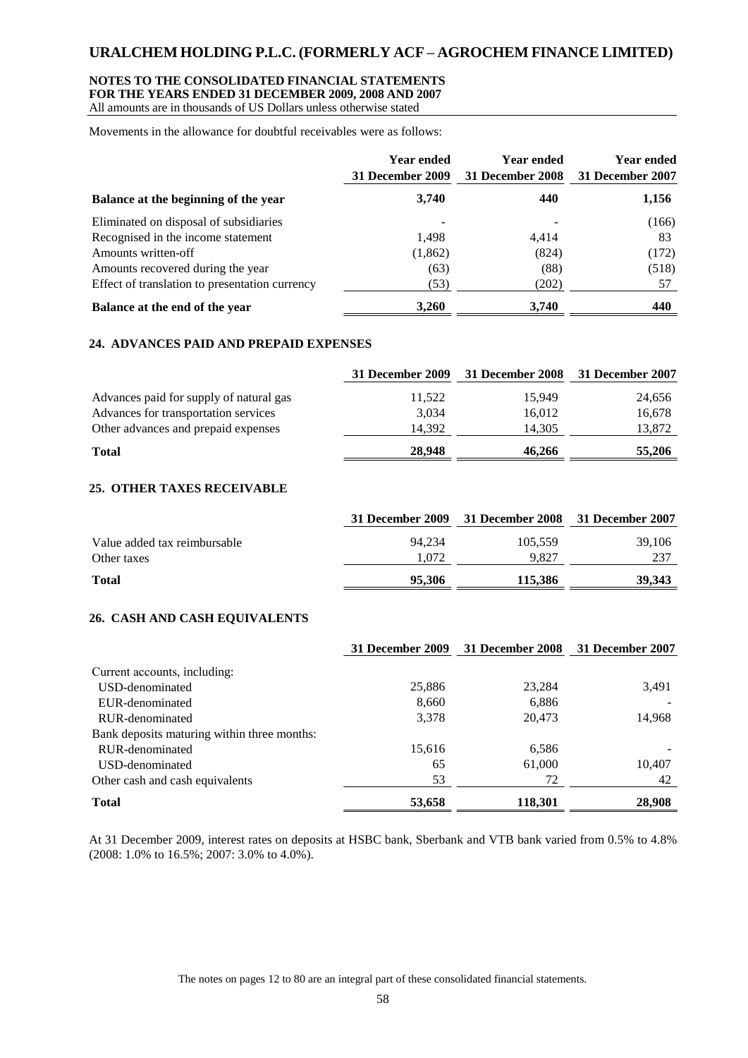Movements in the allowance for doubtful receivables were as follows:

| | Year ended 31 December 2009 | Year ended 31 December 2008 | Year ended 31 December 2007 |
|---|---|---|---|
| **Balance at the beginning of the year** | **3,740** | **440** | **1,156** |
| Eliminated on disposal of subsidiaries | - | - | (166) |
| Recognised in the income statement | 1,498 | 4,414 | 83 |
| Amounts written-off | (1,862) | (824) | (172) |
| Amounts recovered during the year | (63) | (88) | (518) |
| Effect of translation to presentation currency | (53) | (202) | 57 |
| **Balance at the end of the year** | **3,260** | **3,740** | **440** |

## 24. ADVANCES PAID AND PREPAID EXPENSES

| | 31 December 2009 | 31 December 2008 | 31 December 2007 |
|---|---|---|---|
| Advances paid for supply of natural gas | 11,522 | 15,949 | 24,656 |
| Advances for transportation services | 3,034 | 16,012 | 16,678 |
| Other advances and prepaid expenses | 14,392 | 14,305 | 13,872 |
| **Total** | **28,948** | **46,266** | **55,206** |

## 25. OTHER TAXES RECEIVABLE

| | 31 December 2009 | 31 December 2008 | 31 December 2007 |
|---|---|---|---|
| Value added tax reimbursable | 94,234 | 105,559 | 39,106 |
| Other taxes | 1,072 | 9,827 | 237 |
| **Total** | **95,306** | **115,386** | **39,343** |

## 26. CASH AND CASH EQUIVALENTS

| | 31 December 2009 | 31 December 2008 | 31 December 2007 |
|---|---|---|---|
| Current accounts, including: | | | |
| USD-denominated | 25,886 | 23,284 | 3,491 |
| EUR-denominated | 8,660 | 6,886 | - |
| RUR-denominated | 3,378 | 20,473 | 14,968 |
| Bank deposits maturing within three months: | | | |
| RUR-denominated | 15,616 | 6,586 | - |
| USD-denominated | 65 | 61,000 | 10,407 |
| Other cash and cash equivalents | 53 | 72 | 42 |
| **Total** | **53,658** | **118,301** | **28,908** |

At 31 December 2009, interest rates on deposits at HSBC bank, Sberbank and VTB bank varied from 0.5% to 4.8% (2008: 1.0% to 16.5%; 2007: 3.0% to 4.0%).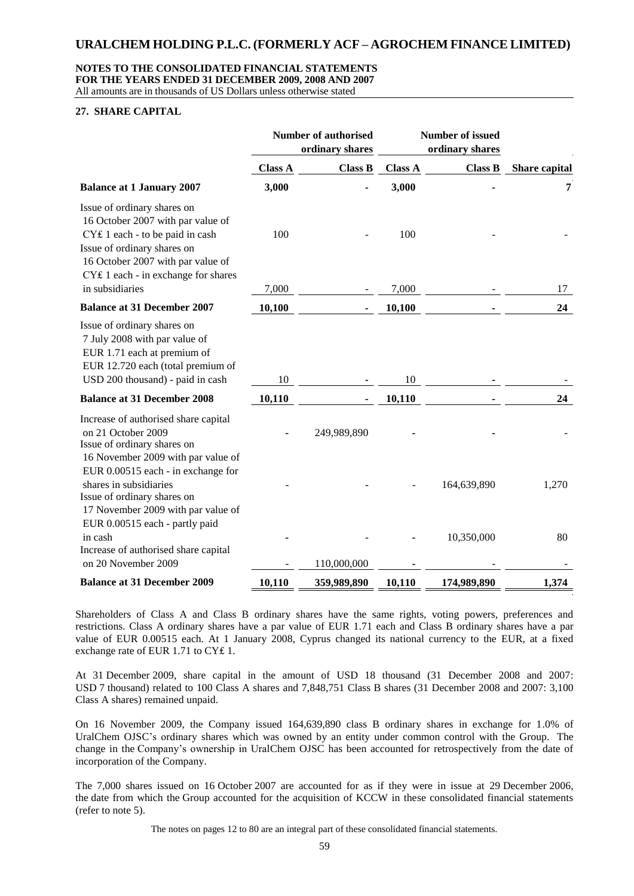## 27. SHARE CAPITAL

| | Number of authorised ordinary shares | | Number of issued ordinary shares | | |
|---|---|---|---|---|---|
| | **Class A** | **Class B** | **Class A** | **Class B** | **Share capital** |
| **Balance at 1 January 2007** | **3,000** | **-** | **3,000** | **-** | **7** |
| Issue of ordinary shares on 16 October 2007 with par value of CY£ 1 each - to be paid in cash | 100 | - | 100 | - | - |
| Issue of ordinary shares on 16 October 2007 with par value of CY£ 1 each - in exchange for shares in subsidiaries | 7,000 | - | 7,000 | - | 17 |
| **Balance at 31 December 2007** | **10,100** | **-** | **10,100** | **-** | **24** |
| Issue of ordinary shares on 7 July 2008 with par value of EUR 1.71 each at premium of EUR 12.720 each (total premium of USD 200 thousand) - paid in cash | 10 | - | 10 | - | - |
| **Balance at 31 December 2008** | **10,110** | **-** | **10,110** | **-** | **24** |
| Increase of authorised share capital on 21 October 2009 | - | 249,989,890 | - | - | - |
| Issue of ordinary shares on 16 November 2009 with par value of EUR 0.00515 each - in exchange for shares in subsidiaries | - | - | - | 164,639,890 | 1,270 |
| Issue of ordinary shares on 17 November 2009 with par value of EUR 0.00515 each - partly paid in cash | - | - | - | 10,350,000 | 80 |
| Increase of authorised share capital on 20 November 2009 | - | 110,000,000 | - | - | - |
| **Balance at 31 December 2009** | **10,110** | **359,989,890** | **10,110** | **174,989,890** | **1,374** |

Shareholders of Class A and Class B ordinary shares have the same rights, voting powers, preferences and restrictions. Class A ordinary shares have a par value of EUR 1.71 each and Class B ordinary shares have a par value of EUR 0.00515 each. At 1 January 2008, Cyprus changed its national currency to the EUR, at a fixed exchange rate of EUR 1.71 to CY£ 1.

At 31 December 2009, share capital in the amount of USD 18 thousand (31 December 2008 and 2007: USD 7 thousand) related to 100 Class A shares and 7,848,751 Class B shares (31 December 2008 and 2007: 3,100 Class A shares) remained unpaid.

On 16 November 2009, the Company issued 164,639,890 class B ordinary shares in exchange for 1.0% of UralChem OJSC's ordinary shares which was owned by an entity under common control with the Group. The change in the Company's ownership in UralChem OJSC has been accounted for retrospectively from the date of incorporation of the Company.

The 7,000 shares issued on 16 October 2007 are accounted for as if they were in issue at 29 December 2006, the date from which the Group accounted for the acquisition of KCCW in these consolidated financial statements (refer to note 5).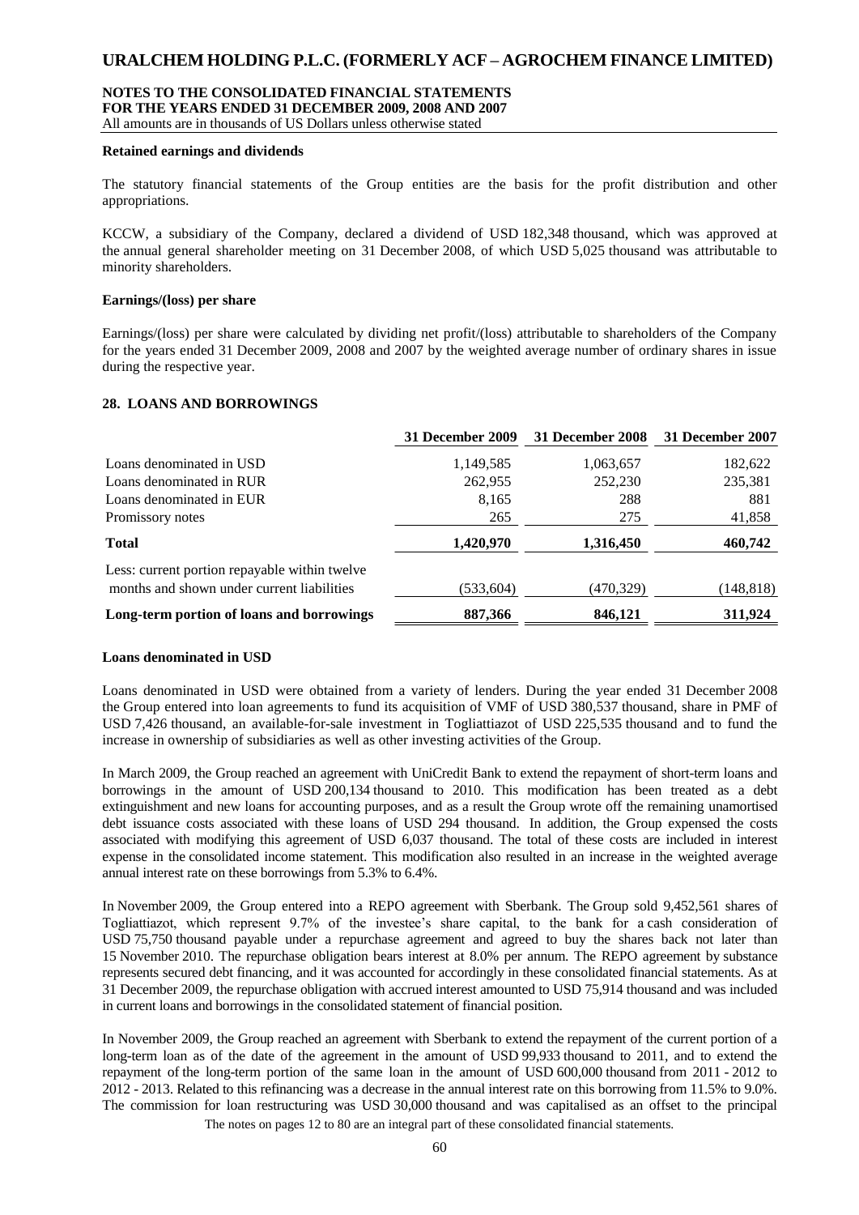#### Retained earnings and dividends

The statutory financial statements of the Group entities are the basis for the profit distribution and other appropriations.

KCCW, a subsidiary of the Company, declared a dividend of USD 182,348 thousand, which was approved at the annual general shareholder meeting on 31 December 2008, of which USD 5,025 thousand was attributable to minority shareholders.

#### Earnings/(loss) per share

Earnings/(loss) per share were calculated by dividing net profit/(loss) attributable to shareholders of the Company for the years ended 31 December 2009, 2008 and 2007 by the weighted average number of ordinary shares in issue during the respective year.

## 28. LOANS AND BORROWINGS

| | 31 December 2009 | 31 December 2008 | 31 December 2007 |
|---|---|---|---|
| Loans denominated in USD | 1,149,585 | 1,063,657 | 182,622 |
| Loans denominated in RUR | 262,955 | 252,230 | 235,381 |
| Loans denominated in EUR | 8,165 | 288 | 881 |
| Promissory notes | 265 | 275 | 41,858 |
| **Total** | **1,420,970** | **1,316,450** | **460,742** |
| Less: current portion repayable within twelve months and shown under current liabilities | (533,604) | (470,329) | (148,818) |
| **Long-term portion of loans and borrowings** | **887,366** | **846,121** | **311,924** |

#### Loans denominated in USD

Loans denominated in USD were obtained from a variety of lenders. During the year ended 31 December 2008 the Group entered into loan agreements to fund its acquisition of VMF of USD 380,537 thousand, share in PMF of USD 7,426 thousand, an available-for-sale investment in Togliattiazot of USD 225,535 thousand and to fund the increase in ownership of subsidiaries as well as other investing activities of the Group.

In March 2009, the Group reached an agreement with UniCredit Bank to extend the repayment of short-term loans and borrowings in the amount of USD 200,134 thousand to 2010. This modification has been treated as a debt extinguishment and new loans for accounting purposes, and as a result the Group wrote off the remaining unamortised debt issuance costs associated with these loans of USD 294 thousand. In addition, the Group expensed the costs associated with modifying this agreement of USD 6,037 thousand. The total of these costs are included in interest expense in the consolidated income statement. This modification also resulted in an increase in the weighted average annual interest rate on these borrowings from 5.3% to 6.4%.

In November 2009, the Group entered into a REPO agreement with Sberbank. The Group sold 9,452,561 shares of Togliattiazot, which represent 9.7% of the investee's share capital, to the bank for a cash consideration of USD 75,750 thousand payable under a repurchase agreement and agreed to buy the shares back not later than 15 November 2010. The repurchase obligation bears interest at 8.0% per annum. The REPO agreement by substance represents secured debt financing, and it was accounted for accordingly in these consolidated financial statements. As at 31 December 2009, the repurchase obligation with accrued interest amounted to USD 75,914 thousand and was included in current loans and borrowings in the consolidated statement of financial position.

In November 2009, the Group reached an agreement with Sberbank to extend the repayment of the current portion of a long-term loan as of the date of the agreement in the amount of USD 99,933 thousand to 2011, and to extend the repayment of the long-term portion of the same loan in the amount of USD 600,000 thousand from 2011 - 2012 to 2012 - 2013. Related to this refinancing was a decrease in the annual interest rate on this borrowing from 11.5% to 9.0%. The commission for loan restructuring was USD 30,000 thousand and was capitalised as an offset to the principal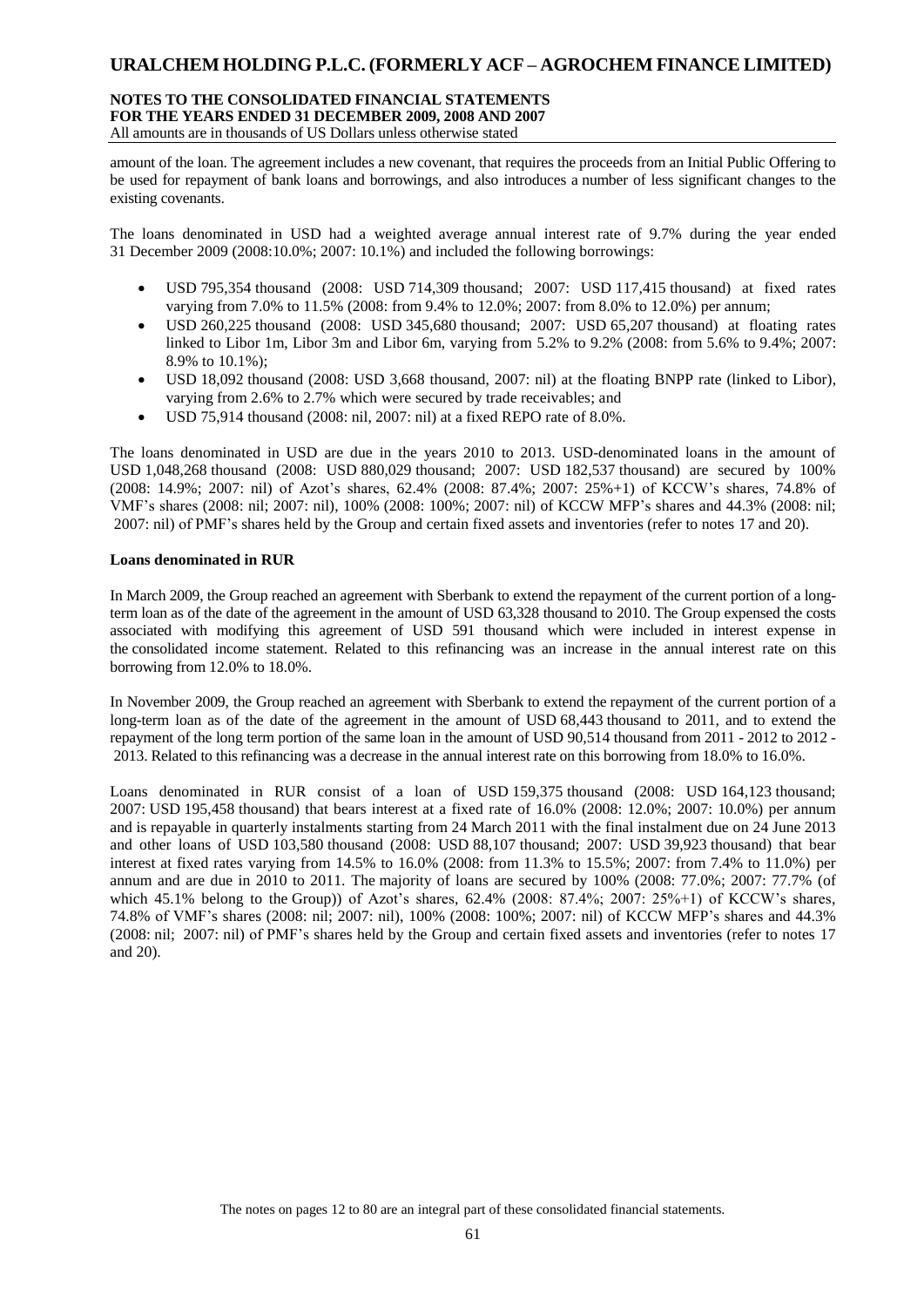amount of the loan. The agreement includes a new covenant, that requires the proceeds from an Initial Public Offering to be used for repayment of bank loans and borrowings, and also introduces a number of less significant changes to the existing covenants.

The loans denominated in USD had a weighted average annual interest rate of 9.7% during the year ended 31 December 2009 (2008:10.0%; 2007: 10.1%) and included the following borrowings:

- USD 795,354 thousand (2008: USD 714,309 thousand; 2007: USD 117,415 thousand) at fixed rates varying from 7.0% to 11.5% (2008: from 9.4% to 12.0%; 2007: from 8.0% to 12.0%) per annum;
- USD 260,225 thousand (2008: USD 345,680 thousand; 2007: USD 65,207 thousand) at floating rates linked to Libor 1m, Libor 3m and Libor 6m, varying from 5.2% to 9.2% (2008: from 5.6% to 9.4%; 2007: 8.9% to 10.1%);
- USD 18,092 thousand (2008: USD 3,668 thousand, 2007: nil) at the floating BNPP rate (linked to Libor), varying from 2.6% to 2.7% which were secured by trade receivables; and
- USD 75,914 thousand (2008: nil, 2007: nil) at a fixed REPO rate of 8.0%.

The loans denominated in USD are due in the years 2010 to 2013. USD-denominated loans in the amount of USD 1,048,268 thousand (2008: USD 880,029 thousand; 2007: USD 182,537 thousand) are secured by 100% (2008: 14.9%; 2007: nil) of Azot's shares, 62.4% (2008: 87.4%; 2007: 25%+1) of KCCW's shares, 74.8% of VMF's shares (2008: nil; 2007: nil), 100% (2008: 100%; 2007: nil) of KCCW MFP's shares and 44.3% (2008: nil; 2007: nil) of PMF's shares held by the Group and certain fixed assets and inventories (refer to notes 17 and 20).

**Loans denominated in RUR**

In March 2009, the Group reached an agreement with Sberbank to extend the repayment of the current portion of a long-term loan as of the date of the agreement in the amount of USD 63,328 thousand to 2010. The Group expensed the costs associated with modifying this agreement of USD 591 thousand which were included in interest expense in the consolidated income statement. Related to this refinancing was an increase in the annual interest rate on this borrowing from 12.0% to 18.0%.

In November 2009, the Group reached an agreement with Sberbank to extend the repayment of the current portion of a long-term loan as of the date of the agreement in the amount of USD 68,443 thousand to 2011, and to extend the repayment of the long term portion of the same loan in the amount of USD 90,514 thousand from 2011 - 2012 to 2012 - 2013. Related to this refinancing was a decrease in the annual interest rate on this borrowing from 18.0% to 16.0%.

Loans denominated in RUR consist of a loan of USD 159,375 thousand (2008: USD 164,123 thousand; 2007: USD 195,458 thousand) that bears interest at a fixed rate of 16.0% (2008: 12.0%; 2007: 10.0%) per annum and is repayable in quarterly instalments starting from 24 March 2011 with the final instalment due on 24 June 2013 and other loans of USD 103,580 thousand (2008: USD 88,107 thousand; 2007: USD 39,923 thousand) that bear interest at fixed rates varying from 14.5% to 16.0% (2008: from 11.3% to 15.5%; 2007: from 7.4% to 11.0%) per annum and are due in 2010 to 2011. The majority of loans are secured by 100% (2008: 77.0%; 2007: 77.7% (of which 45.1% belong to the Group)) of Azot's shares, 62.4% (2008: 87.4%; 2007: 25%+1) of KCCW's shares, 74.8% of VMF's shares (2008: nil; 2007: nil), 100% (2008: 100%; 2007: nil) of KCCW MFP's shares and 44.3% (2008: nil; 2007: nil) of PMF's shares held by the Group and certain fixed assets and inventories (refer to notes 17 and 20).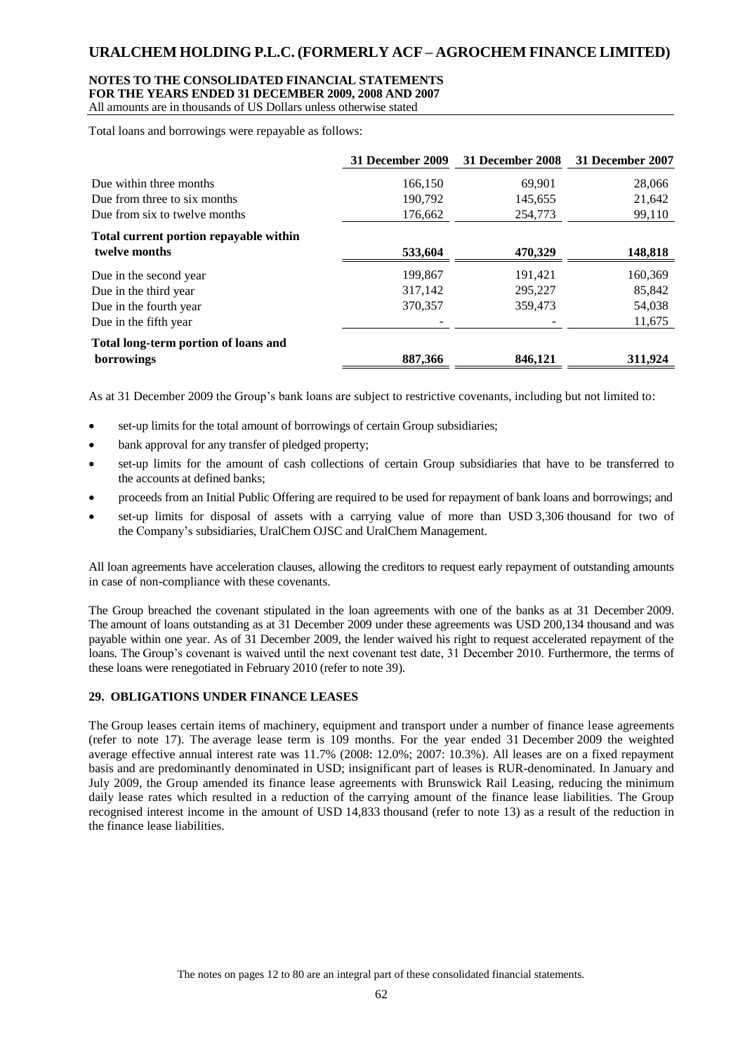Total loans and borrowings were repayable as follows:

| | 31 December 2009 | 31 December 2008 | 31 December 2007 |
|---|---|---|---|
| Due within three months | 166,150 | 69,901 | 28,066 |
| Due from three to six months | 190,792 | 145,655 | 21,642 |
| Due from six to twelve months | 176,662 | 254,773 | 99,110 |
| **Total current portion repayable within twelve months** | **533,604** | **470,329** | **148,818** |
| Due in the second year | 199,867 | 191,421 | 160,369 |
| Due in the third year | 317,142 | 295,227 | 85,842 |
| Due in the fourth year | 370,357 | 359,473 | 54,038 |
| Due in the fifth year | - | - | 11,675 |
| **Total long-term portion of loans and borrowings** | **887,366** | **846,121** | **311,924** |

As at 31 December 2009 the Group's bank loans are subject to restrictive covenants, including but not limited to:

- set-up limits for the total amount of borrowings of certain Group subsidiaries;
- bank approval for any transfer of pledged property;
- set-up limits for the amount of cash collections of certain Group subsidiaries that have to be transferred to the accounts at defined banks;
- proceeds from an Initial Public Offering are required to be used for repayment of bank loans and borrowings; and
- set-up limits for disposal of assets with a carrying value of more than USD 3,306 thousand for two of the Company's subsidiaries, UralChem OJSC and UralChem Management.

All loan agreements have acceleration clauses, allowing the creditors to request early repayment of outstanding amounts in case of non-compliance with these covenants.

The Group breached the covenant stipulated in the loan agreements with one of the banks as at 31 December 2009. The amount of loans outstanding as at 31 December 2009 under these agreements was USD 200,134 thousand and was payable within one year. As of 31 December 2009, the lender waived his right to request accelerated repayment of the loans. The Group's covenant is waived until the next covenant test date, 31 December 2010. Furthermore, the terms of these loans were renegotiated in February 2010 (refer to note 39).

## 29. OBLIGATIONS UNDER FINANCE LEASES

The Group leases certain items of machinery, equipment and transport under a number of finance lease agreements (refer to note 17). The average lease term is 109 months. For the year ended 31 December 2009 the weighted average effective annual interest rate was 11.7% (2008: 12.0%; 2007: 10.3%). All leases are on a fixed repayment basis and are predominantly denominated in USD; insignificant part of leases is RUR-denominated. In January and July 2009, the Group amended its finance lease agreements with Brunswick Rail Leasing, reducing the minimum daily lease rates which resulted in a reduction of the carrying amount of the finance lease liabilities. The Group recognised interest income in the amount of USD 14,833 thousand (refer to note 13) as a result of the reduction in the finance lease liabilities.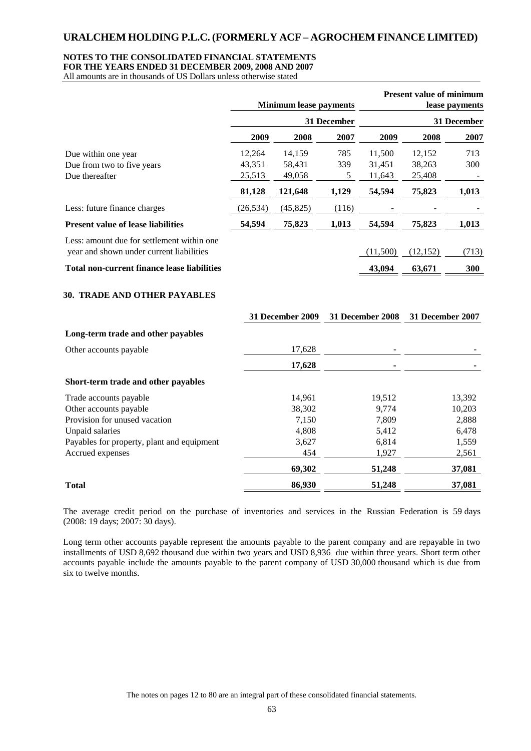|  | Minimum lease payments | | | Present value of minimum lease payments | | |
|---|---|---|---|---|---|---|
|  | 31 December | | | 31 December | | |
|  | 2009 | 2008 | 2007 | 2009 | 2008 | 2007 |
| Due within one year | 12,264 | 14,159 | 785 | 11,500 | 12,152 | 713 |
| Due from two to five years | 43,351 | 58,431 | 339 | 31,451 | 38,263 | 300 |
| Due thereafter | 25,513 | 49,058 | 5 | 11,643 | 25,408 | - |
|  | **81,128** | **121,648** | **1,129** | **54,594** | **75,823** | **1,013** |
| Less: future finance charges | (26,534) | (45,825) | (116) | - | - | - |
| **Present value of lease liabilities** | **54,594** | **75,823** | **1,013** | **54,594** | **75,823** | **1,013** |
| Less: amount due for settlement within one year and shown under current liabilities |  |  |  | (11,500) | (12,152) | (713) |
| **Total non-current finance lease liabilities** |  |  |  | **43,094** | **63,671** | **300** |

## 30. TRADE AND OTHER PAYABLES

|  | 31 December 2009 | 31 December 2008 | 31 December 2007 |
|---|---|---|---|
| **Long-term trade and other payables** |  |  |  |
| Other accounts payable | 17,628 | - | - |
|  | **17,628** | **-** | **-** |
| **Short-term trade and other payables** |  |  |  |
| Trade accounts payable | 14,961 | 19,512 | 13,392 |
| Other accounts payable | 38,302 | 9,774 | 10,203 |
| Provision for unused vacation | 7,150 | 7,809 | 2,888 |
| Unpaid salaries | 4,808 | 5,412 | 6,478 |
| Payables for property, plant and equipment | 3,627 | 6,814 | 1,559 |
| Accrued expenses | 454 | 1,927 | 2,561 |
|  | **69,302** | **51,248** | **37,081** |
| **Total** | **86,930** | **51,248** | **37,081** |

The average credit period on the purchase of inventories and services in the Russian Federation is 59 days (2008: 19 days; 2007: 30 days).

Long term other accounts payable represent the amounts payable to the parent company and are repayable in two installments of USD 8,692 thousand due within two years and USD 8,936 due within three years. Short term other accounts payable include the amounts payable to the parent company of USD 30,000 thousand which is due from six to twelve months.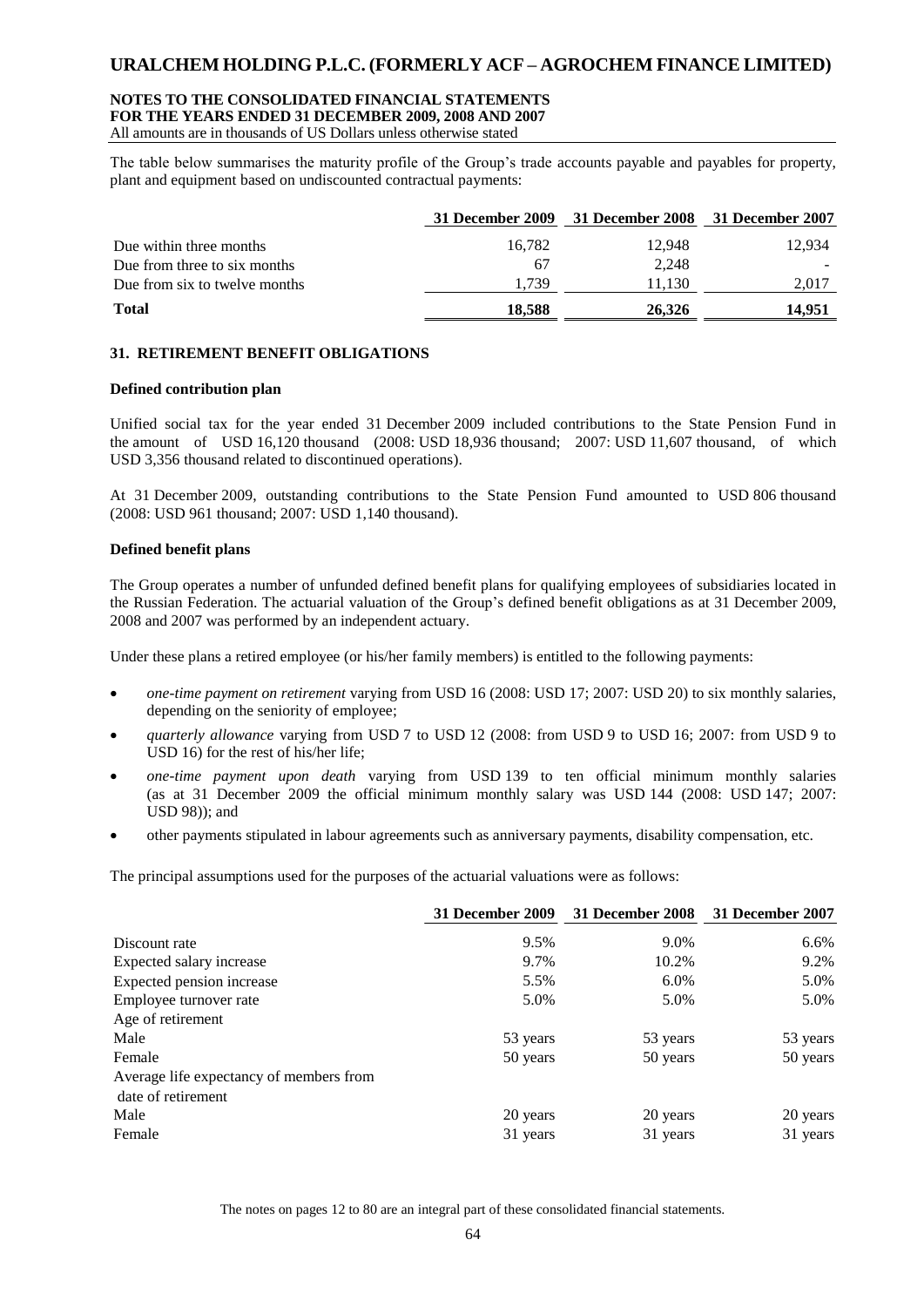The table below summarises the maturity profile of the Group's trade accounts payable and payables for property, plant and equipment based on undiscounted contractual payments:

| | 31 December 2009 | 31 December 2008 | 31 December 2007 |
|---|---|---|---|
| Due within three months | 16,782 | 12,948 | 12,934 |
| Due from three to six months | 67 | 2,248 | - |
| Due from six to twelve months | 1,739 | 11,130 | 2,017 |
| **Total** | **18,588** | **26,326** | **14,951** |

## 31. RETIREMENT BENEFIT OBLIGATIONS

### Defined contribution plan

Unified social tax for the year ended 31 December 2009 included contributions to the State Pension Fund in the amount of USD 16,120 thousand (2008: USD 18,936 thousand; 2007: USD 11,607 thousand, of which USD 3,356 thousand related to discontinued operations).

At 31 December 2009, outstanding contributions to the State Pension Fund amounted to USD 806 thousand (2008: USD 961 thousand; 2007: USD 1,140 thousand).

### Defined benefit plans

The Group operates a number of unfunded defined benefit plans for qualifying employees of subsidiaries located in the Russian Federation. The actuarial valuation of the Group's defined benefit obligations as at 31 December 2009, 2008 and 2007 was performed by an independent actuary.

Under these plans a retired employee (or his/her family members) is entitled to the following payments:

- *one-time payment on retirement* varying from USD 16 (2008: USD 17; 2007: USD 20) to six monthly salaries, depending on the seniority of employee;
- *quarterly allowance* varying from USD 7 to USD 12 (2008: from USD 9 to USD 16; 2007: from USD 9 to USD 16) for the rest of his/her life;
- *one-time payment upon death* varying from USD 139 to ten official minimum monthly salaries (as at 31 December 2009 the official minimum monthly salary was USD 144 (2008: USD 147; 2007: USD 98)); and
- other payments stipulated in labour agreements such as anniversary payments, disability compensation, etc.

The principal assumptions used for the purposes of the actuarial valuations were as follows:

| | 31 December 2009 | 31 December 2008 | 31 December 2007 |
|---|---|---|---|
| Discount rate | 9.5% | 9.0% | 6.6% |
| Expected salary increase | 9.7% | 10.2% | 9.2% |
| Expected pension increase | 5.5% | 6.0% | 5.0% |
| Employee turnover rate | 5.0% | 5.0% | 5.0% |
| Age of retirement | | | |
| Male | 53 years | 53 years | 53 years |
| Female | 50 years | 50 years | 50 years |
| Average life expectancy of members from date of retirement | | | |
| Male | 20 years | 20 years | 20 years |
| Female | 31 years | 31 years | 31 years |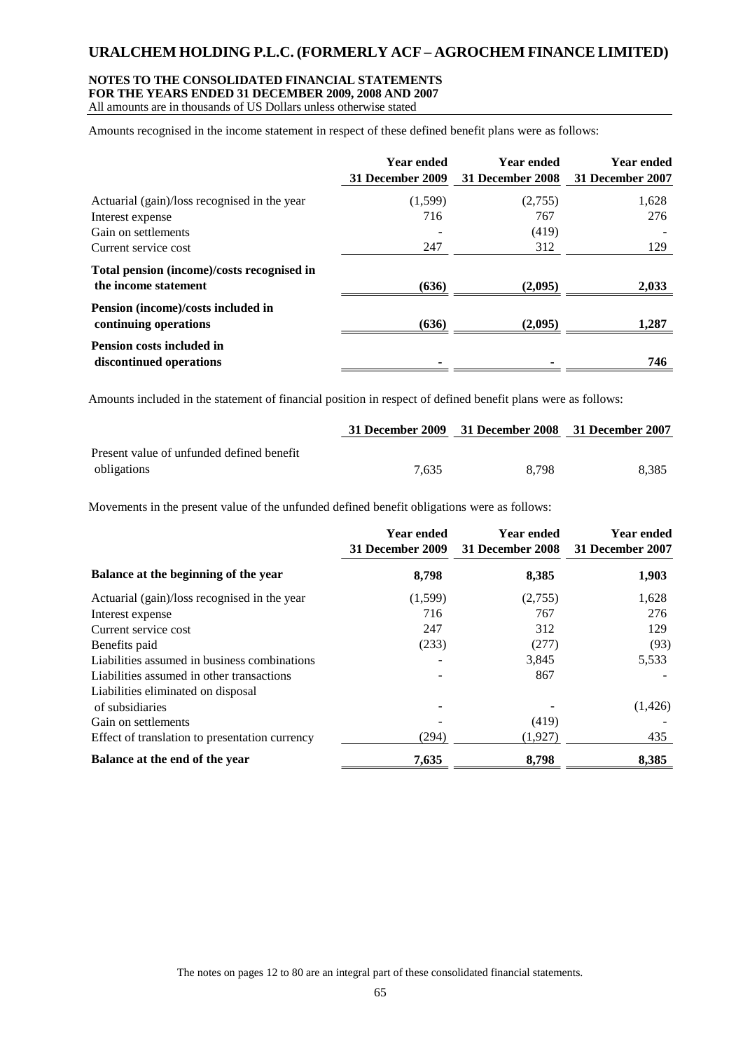Amounts recognised in the income statement in respect of these defined benefit plans were as follows:

| | Year ended 31 December 2009 | Year ended 31 December 2008 | Year ended 31 December 2007 |
|---|---|---|---|
| Actuarial (gain)/loss recognised in the year | (1,599) | (2,755) | 1,628 |
| Interest expense | 716 | 767 | 276 |
| Gain on settlements | - | (419) | - |
| Current service cost | 247 | 312 | 129 |
| **Total pension (income)/costs recognised in the income statement** | **(636)** | **(2,095)** | **2,033** |
| **Pension (income)/costs included in continuing operations** | **(636)** | **(2,095)** | **1,287** |
| **Pension costs included in discontinued operations** | **-** | **-** | **746** |

Amounts included in the statement of financial position in respect of defined benefit plans were as follows:

| | 31 December 2009 | 31 December 2008 | 31 December 2007 |
|---|---|---|---|
| Present value of unfunded defined benefit obligations | 7,635 | 8,798 | 8,385 |

Movements in the present value of the unfunded defined benefit obligations were as follows:

| | Year ended 31 December 2009 | Year ended 31 December 2008 | Year ended 31 December 2007 |
|---|---|---|---|
| **Balance at the beginning of the year** | **8,798** | **8,385** | **1,903** |
| Actuarial (gain)/loss recognised in the year | (1,599) | (2,755) | 1,628 |
| Interest expense | 716 | 767 | 276 |
| Current service cost | 247 | 312 | 129 |
| Benefits paid | (233) | (277) | (93) |
| Liabilities assumed in business combinations | - | 3,845 | 5,533 |
| Liabilities assumed in other transactions | - | 867 | - |
| Liabilities eliminated on disposal of subsidiaries | - | - | (1,426) |
| Gain on settlements | - | (419) | - |
| Effect of translation to presentation currency | (294) | (1,927) | 435 |
| **Balance at the end of the year** | **7,635** | **8,798** | **8,385** |

The notes on pages 12 to 80 are an integral part of these consolidated financial statements.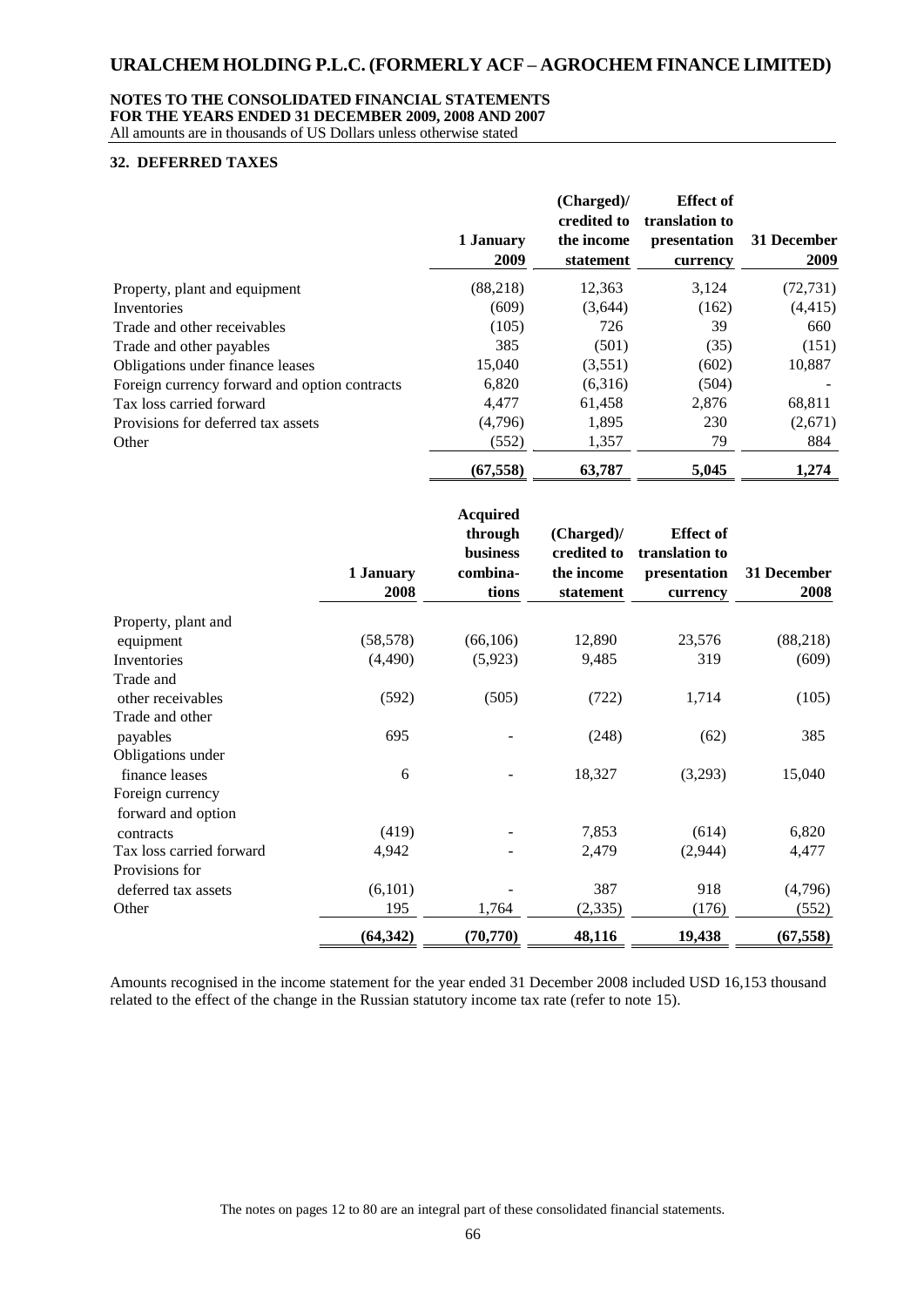## 32. DEFERRED TAXES

| | 1 January 2009 | (Charged)/ credited to the income statement | Effect of translation to presentation currency | 31 December 2009 |
|---|---|---|---|---|
| Property, plant and equipment | (88,218) | 12,363 | 3,124 | (72,731) |
| Inventories | (609) | (3,644) | (162) | (4,415) |
| Trade and other receivables | (105) | 726 | 39 | 660 |
| Trade and other payables | 385 | (501) | (35) | (151) |
| Obligations under finance leases | 15,040 | (3,551) | (602) | 10,887 |
| Foreign currency forward and option contracts | 6,820 | (6,316) | (504) | - |
| Tax loss carried forward | 4,477 | 61,458 | 2,876 | 68,811 |
| Provisions for deferred tax assets | (4,796) | 1,895 | 230 | (2,671) |
| Other | (552) | 1,357 | 79 | 884 |
| | **(67,558)** | **63,787** | **5,045** | **1,274** |

| | 1 January 2008 | Acquired through business combina-tions | (Charged)/ credited to the income statement | Effect of translation to presentation currency | 31 December 2008 |
|---|---|---|---|---|---|
| Property, plant and equipment | (58,578) | (66,106) | 12,890 | 23,576 | (88,218) |
| Inventories | (4,490) | (5,923) | 9,485 | 319 | (609) |
| Trade and other receivables | (592) | (505) | (722) | 1,714 | (105) |
| Trade and other payables | 695 | - | (248) | (62) | 385 |
| Obligations under finance leases | 6 | - | 18,327 | (3,293) | 15,040 |
| Foreign currency forward and option contracts | (419) | - | 7,853 | (614) | 6,820 |
| Tax loss carried forward | 4,942 | - | 2,479 | (2,944) | 4,477 |
| Provisions for deferred tax assets | (6,101) | - | 387 | 918 | (4,796) |
| Other | 195 | 1,764 | (2,335) | (176) | (552) |
| | **(64,342)** | **(70,770)** | **48,116** | **19,438** | **(67,558)** |

Amounts recognised in the income statement for the year ended 31 December 2008 included USD 16,153 thousand related to the effect of the change in the Russian statutory income tax rate (refer to note 15).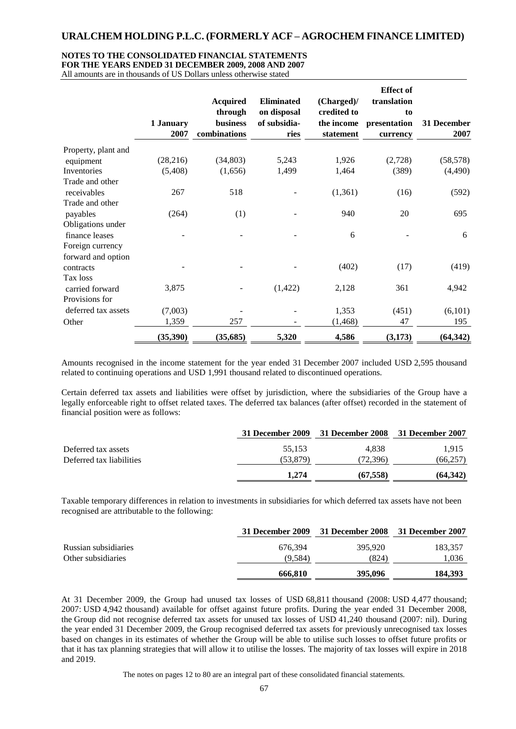| | 1 January 2007 | Acquired through business combinations | Eliminated on disposal of subsidia-ries | (Charged)/ credited to the income statement | Effect of translation to presentation currency | 31 December 2007 |
|---|---|---|---|---|---|---|
| Property, plant and equipment | (28,216) | (34,803) | 5,243 | 1,926 | (2,728) | (58,578) |
| Inventories | (5,408) | (1,656) | 1,499 | 1,464 | (389) | (4,490) |
| Trade and other receivables | 267 | 518 | - | (1,361) | (16) | (592) |
| Trade and other payables | (264) | (1) | - | 940 | 20 | 695 |
| Obligations under finance leases | - | - | - | 6 | - | 6 |
| Foreign currency forward and option contracts | - | - | - | (402) | (17) | (419) |
| Tax loss carried forward | 3,875 | - | (1,422) | 2,128 | 361 | 4,942 |
| Provisions for deferred tax assets | (7,003) | - | - | 1,353 | (451) | (6,101) |
| Other | 1,359 | 257 | - | (1,468) | 47 | 195 |
| | **(35,390)** | **(35,685)** | **5,320** | **4,586** | **(3,173)** | **(64,342)** |

Amounts recognised in the income statement for the year ended 31 December 2007 included USD 2,595 thousand related to continuing operations and USD 1,991 thousand related to discontinued operations.

Certain deferred tax assets and liabilities were offset by jurisdiction, where the subsidiaries of the Group have a legally enforceable right to offset related taxes. The deferred tax balances (after offset) recorded in the statement of financial position were as follows:

| | 31 December 2009 | 31 December 2008 | 31 December 2007 |
|---|---|---|---|
| Deferred tax assets | 55,153 | 4,838 | 1,915 |
| Deferred tax liabilities | (53,879) | (72,396) | (66,257) |
| | **1,274** | **(67,558)** | **(64,342)** |

Taxable temporary differences in relation to investments in subsidiaries for which deferred tax assets have not been recognised are attributable to the following:

| | 31 December 2009 | 31 December 2008 | 31 December 2007 |
|---|---|---|---|
| Russian subsidiaries | 676,394 | 395,920 | 183,357 |
| Other subsidiaries | (9,584) | (824) | 1,036 |
| | **666,810** | **395,096** | **184,393** |

At 31 December 2009, the Group had unused tax losses of USD 68,811 thousand (2008: USD 4,477 thousand; 2007: USD 4,942 thousand) available for offset against future profits. During the year ended 31 December 2008, the Group did not recognise deferred tax assets for unused tax losses of USD 41,240 thousand (2007: nil). During the year ended 31 December 2009, the Group recognised deferred tax assets for previously unrecognised tax losses based on changes in its estimates of whether the Group will be able to utilise such losses to offset future profits or that it has tax planning strategies that will allow it to utilise the losses. The majority of tax losses will expire in 2018 and 2019.

The notes on pages 12 to 80 are an integral part of these consolidated financial statements.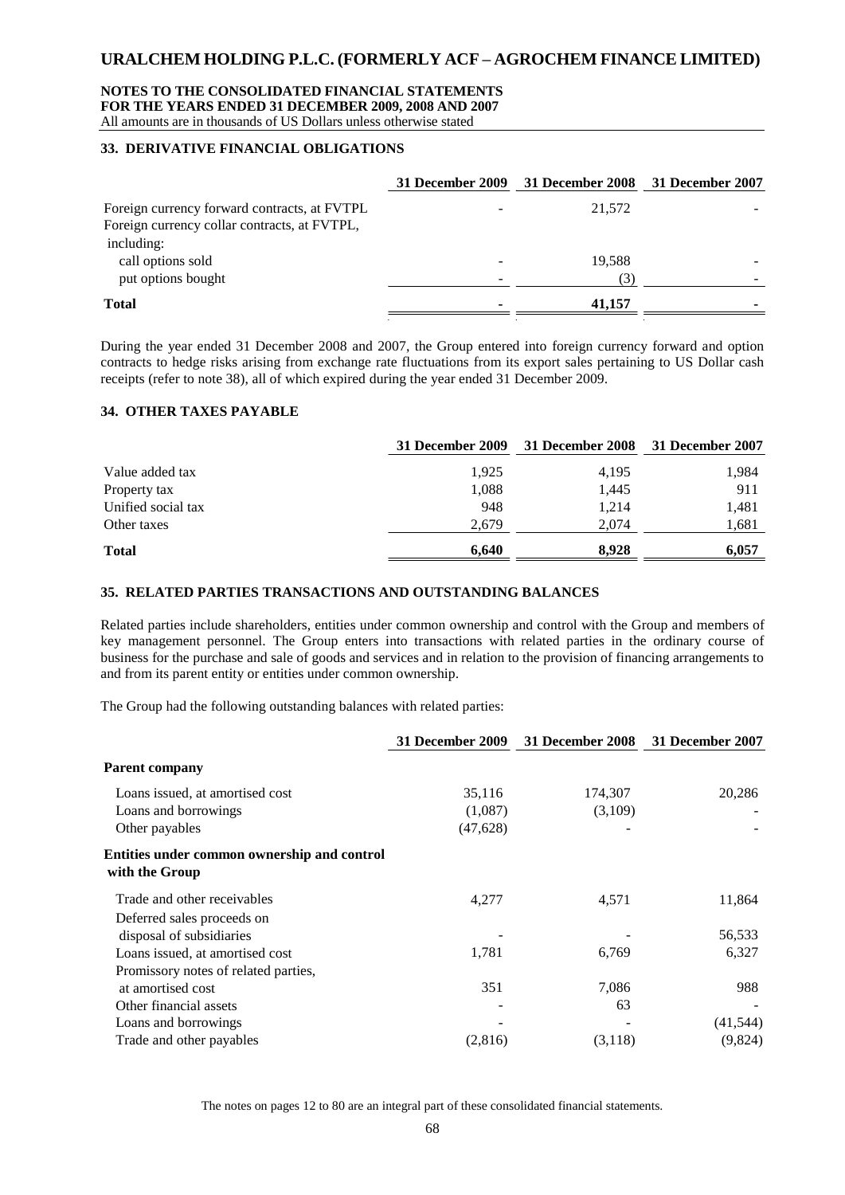## 33. DERIVATIVE FINANCIAL OBLIGATIONS

| | 31 December 2009 | 31 December 2008 | 31 December 2007 |
|---|---|---|---|
| Foreign currency forward contracts, at FVTPL | - | 21,572 | - |
| Foreign currency collar contracts, at FVTPL, including: | | | |
| call options sold | - | 19,588 | - |
| put options bought | - | (3) | - |
| **Total** | **-** | **41,157** | **-** |

During the year ended 31 December 2008 and 2007, the Group entered into foreign currency forward and option contracts to hedge risks arising from exchange rate fluctuations from its export sales pertaining to US Dollar cash receipts (refer to note 38), all of which expired during the year ended 31 December 2009.

## 34. OTHER TAXES PAYABLE

| | 31 December 2009 | 31 December 2008 | 31 December 2007 |
|---|---|---|---|
| Value added tax | 1,925 | 4,195 | 1,984 |
| Property tax | 1,088 | 1,445 | 911 |
| Unified social tax | 948 | 1,214 | 1,481 |
| Other taxes | 2,679 | 2,074 | 1,681 |
| **Total** | **6,640** | **8,928** | **6,057** |

## 35. RELATED PARTIES TRANSACTIONS AND OUTSTANDING BALANCES

Related parties include shareholders, entities under common ownership and control with the Group and members of key management personnel. The Group enters into transactions with related parties in the ordinary course of business for the purchase and sale of goods and services and in relation to the provision of financing arrangements to and from its parent entity or entities under common ownership.

The Group had the following outstanding balances with related parties:

| | 31 December 2009 | 31 December 2008 | 31 December 2007 |
|---|---|---|---|
| **Parent company** | | | |
| Loans issued, at amortised cost | 35,116 | 174,307 | 20,286 |
| Loans and borrowings | (1,087) | (3,109) | - |
| Other payables | (47,628) | - | - |
| **Entities under common ownership and control with the Group** | | | |
| Trade and other receivables | 4,277 | 4,571 | 11,864 |
| Deferred sales proceeds on disposal of subsidiaries | - | - | 56,533 |
| Loans issued, at amortised cost | 1,781 | 6,769 | 6,327 |
| Promissory notes of related parties, at amortised cost | 351 | 7,086 | 988 |
| Other financial assets | - | 63 | - |
| Loans and borrowings | - | - | (41,544) |
| Trade and other payables | (2,816) | (3,118) | (9,824) |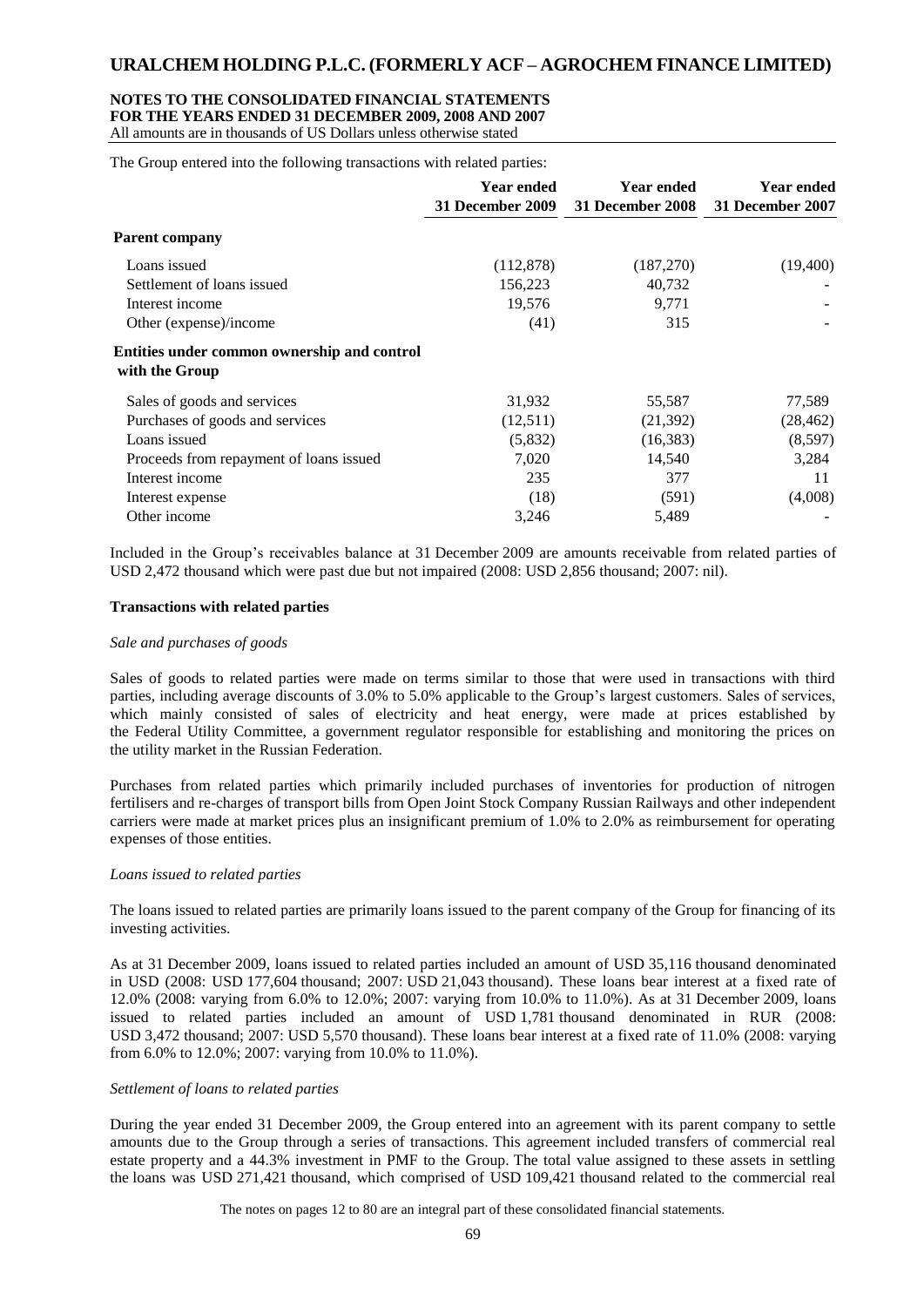The Group entered into the following transactions with related parties:

| | Year ended 31 December 2009 | Year ended 31 December 2008 | Year ended 31 December 2007 |
|---|---|---|---|
| **Parent company** | | | |
| Loans issued | (112,878) | (187,270) | (19,400) |
| Settlement of loans issued | 156,223 | 40,732 | - |
| Interest income | 19,576 | 9,771 | - |
| Other (expense)/income | (41) | 315 | - |
| **Entities under common ownership and control with the Group** | | | |
| Sales of goods and services | 31,932 | 55,587 | 77,589 |
| Purchases of goods and services | (12,511) | (21,392) | (28,462) |
| Loans issued | (5,832) | (16,383) | (8,597) |
| Proceeds from repayment of loans issued | 7,020 | 14,540 | 3,284 |
| Interest income | 235 | 377 | 11 |
| Interest expense | (18) | (591) | (4,008) |
| Other income | 3,246 | 5,489 | - |

Included in the Group's receivables balance at 31 December 2009 are amounts receivable from related parties of USD 2,472 thousand which were past due but not impaired (2008: USD 2,856 thousand; 2007: nil).

**Transactions with related parties**

*Sale and purchases of goods*

Sales of goods to related parties were made on terms similar to those that were used in transactions with third parties, including average discounts of 3.0% to 5.0% applicable to the Group's largest customers. Sales of services, which mainly consisted of sales of electricity and heat energy, were made at prices established by the Federal Utility Committee, a government regulator responsible for establishing and monitoring the prices on the utility market in the Russian Federation.

Purchases from related parties which primarily included purchases of inventories for production of nitrogen fertilisers and re-charges of transport bills from Open Joint Stock Company Russian Railways and other independent carriers were made at market prices plus an insignificant premium of 1.0% to 2.0% as reimbursement for operating expenses of those entities.

*Loans issued to related parties*

The loans issued to related parties are primarily loans issued to the parent company of the Group for financing of its investing activities.

As at 31 December 2009, loans issued to related parties included an amount of USD 35,116 thousand denominated in USD (2008: USD 177,604 thousand; 2007: USD 21,043 thousand). These loans bear interest at a fixed rate of 12.0% (2008: varying from 6.0% to 12.0%; 2007: varying from 10.0% to 11.0%). As at 31 December 2009, loans issued to related parties included an amount of USD 1,781 thousand denominated in RUR (2008: USD 3,472 thousand; 2007: USD 5,570 thousand). These loans bear interest at a fixed rate of 11.0% (2008: varying from 6.0% to 12.0%; 2007: varying from 10.0% to 11.0%).

*Settlement of loans to related parties*

During the year ended 31 December 2009, the Group entered into an agreement with its parent company to settle amounts due to the Group through a series of transactions. This agreement included transfers of commercial real estate property and a 44.3% investment in PMF to the Group. The total value assigned to these assets in settling the loans was USD 271,421 thousand, which comprised of USD 109,421 thousand related to the commercial real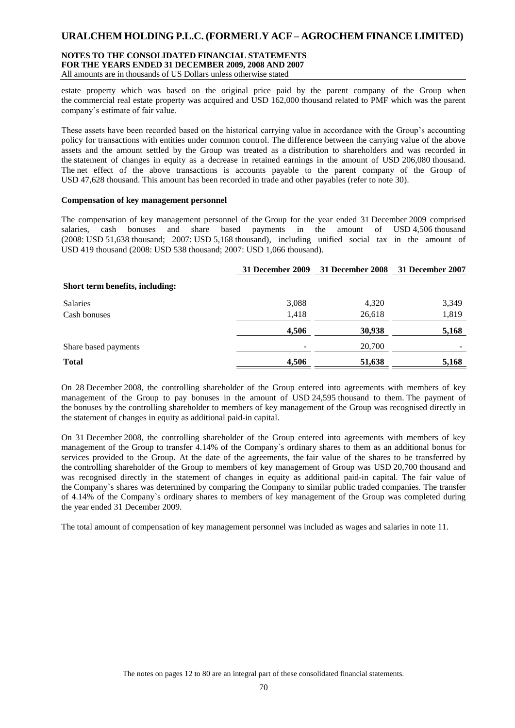estate property which was based on the original price paid by the parent company of the Group when the commercial real estate property was acquired and USD 162,000 thousand related to PMF which was the parent company's estimate of fair value.

These assets have been recorded based on the historical carrying value in accordance with the Group's accounting policy for transactions with entities under common control. The difference between the carrying value of the above assets and the amount settled by the Group was treated as a distribution to shareholders and was recorded in the statement of changes in equity as a decrease in retained earnings in the amount of USD 206,080 thousand. The net effect of the above transactions is accounts payable to the parent company of the Group of USD 47,628 thousand. This amount has been recorded in trade and other payables (refer to note 30).

**Compensation of key management personnel**

The compensation of key management personnel of the Group for the year ended 31 December 2009 comprised salaries, cash bonuses and share based payments in the amount of USD 4,506 thousand (2008: USD 51,638 thousand; 2007: USD 5,168 thousand), including unified social tax in the amount of USD 419 thousand (2008: USD 538 thousand; 2007: USD 1,066 thousand).

| | 31 December 2009 | 31 December 2008 | 31 December 2007 |
|---|---|---|---|
| **Short term benefits, including:** | | | |
| Salaries | 3,088 | 4,320 | 3,349 |
| Cash bonuses | 1,418 | 26,618 | 1,819 |
| | **4,506** | **30,938** | **5,168** |
| Share based payments | - | 20,700 | - |
| **Total** | **4,506** | **51,638** | **5,168** |

On 28 December 2008, the controlling shareholder of the Group entered into agreements with members of key management of the Group to pay bonuses in the amount of USD 24,595 thousand to them. The payment of the bonuses by the controlling shareholder to members of key management of the Group was recognised directly in the statement of changes in equity as additional paid-in capital.

On 31 December 2008, the controlling shareholder of the Group entered into agreements with members of key management of the Group to transfer 4.14% of the Company`s ordinary shares to them as an additional bonus for services provided to the Group. At the date of the agreements, the fair value of the shares to be transferred by the controlling shareholder of the Group to members of key management of Group was USD 20,700 thousand and was recognised directly in the statement of changes in equity as additional paid-in capital. The fair value of the Company`s shares was determined by comparing the Company to similar public traded companies. The transfer of 4.14% of the Company`s ordinary shares to members of key management of the Group was completed during the year ended 31 December 2009.

The total amount of compensation of key management personnel was included as wages and salaries in note 11.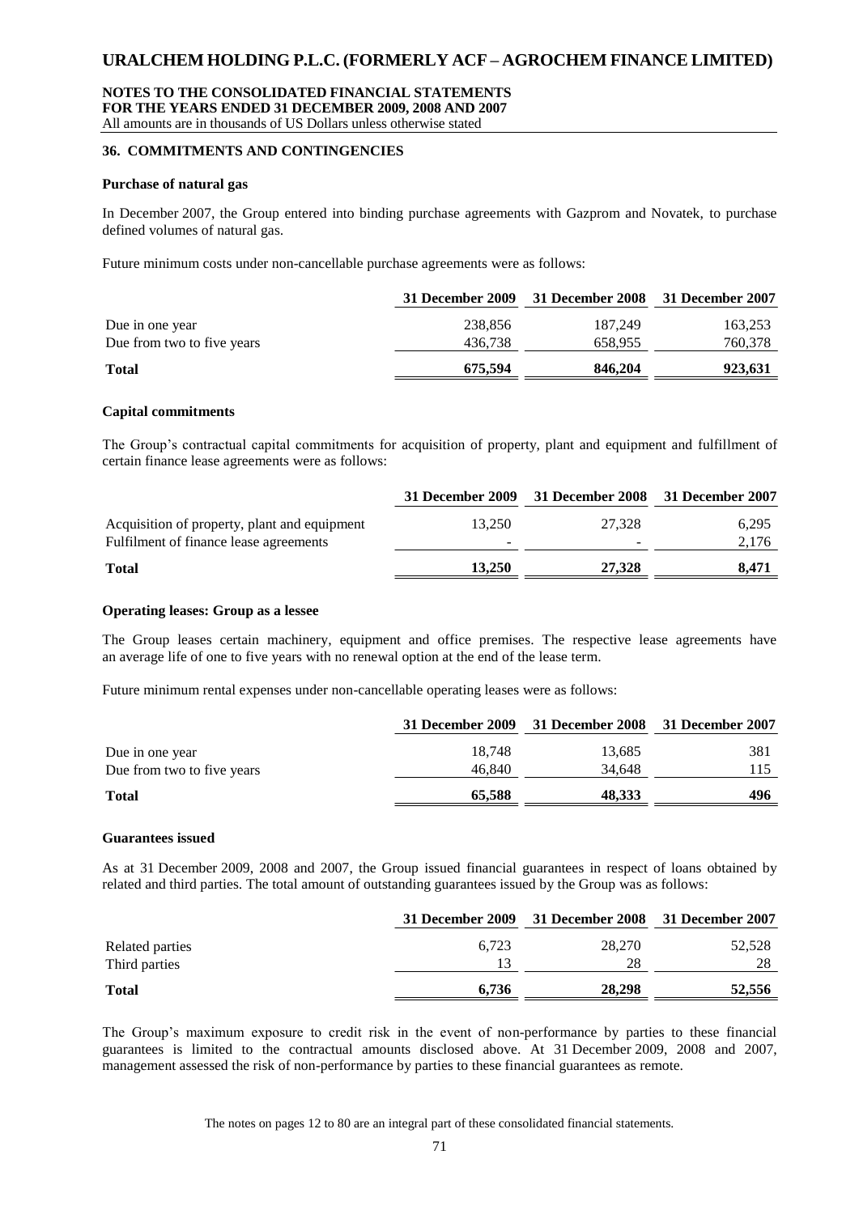## 36. COMMITMENTS AND CONTINGENCIES

### Purchase of natural gas

In December 2007, the Group entered into binding purchase agreements with Gazprom and Novatek, to purchase defined volumes of natural gas.

Future minimum costs under non-cancellable purchase agreements were as follows:

| | 31 December 2009 | 31 December 2008 | 31 December 2007 |
|---|---|---|---|
| Due in one year | 238,856 | 187,249 | 163,253 |
| Due from two to five years | 436,738 | 658,955 | 760,378 |
| **Total** | **675,594** | **846,204** | **923,631** |

### Capital commitments

The Group's contractual capital commitments for acquisition of property, plant and equipment and fulfillment of certain finance lease agreements were as follows:

| | 31 December 2009 | 31 December 2008 | 31 December 2007 |
|---|---|---|---|
| Acquisition of property, plant and equipment | 13,250 | 27,328 | 6,295 |
| Fulfilment of finance lease agreements | - | - | 2,176 |
| **Total** | **13,250** | **27,328** | **8,471** |

### Operating leases: Group as a lessee

The Group leases certain machinery, equipment and office premises. The respective lease agreements have an average life of one to five years with no renewal option at the end of the lease term.

Future minimum rental expenses under non-cancellable operating leases were as follows:

| | 31 December 2009 | 31 December 2008 | 31 December 2007 |
|---|---|---|---|
| Due in one year | 18,748 | 13,685 | 381 |
| Due from two to five years | 46,840 | 34,648 | 115 |
| **Total** | **65,588** | **48,333** | **496** |

### Guarantees issued

As at 31 December 2009, 2008 and 2007, the Group issued financial guarantees in respect of loans obtained by related and third parties. The total amount of outstanding guarantees issued by the Group was as follows:

| | 31 December 2009 | 31 December 2008 | 31 December 2007 |
|---|---|---|---|
| Related parties | 6,723 | 28,270 | 52,528 |
| Third parties | 13 | 28 | 28 |
| **Total** | **6,736** | **28,298** | **52,556** |

The Group's maximum exposure to credit risk in the event of non-performance by parties to these financial guarantees is limited to the contractual amounts disclosed above. At 31 December 2009, 2008 and 2007, management assessed the risk of non-performance by parties to these financial guarantees as remote.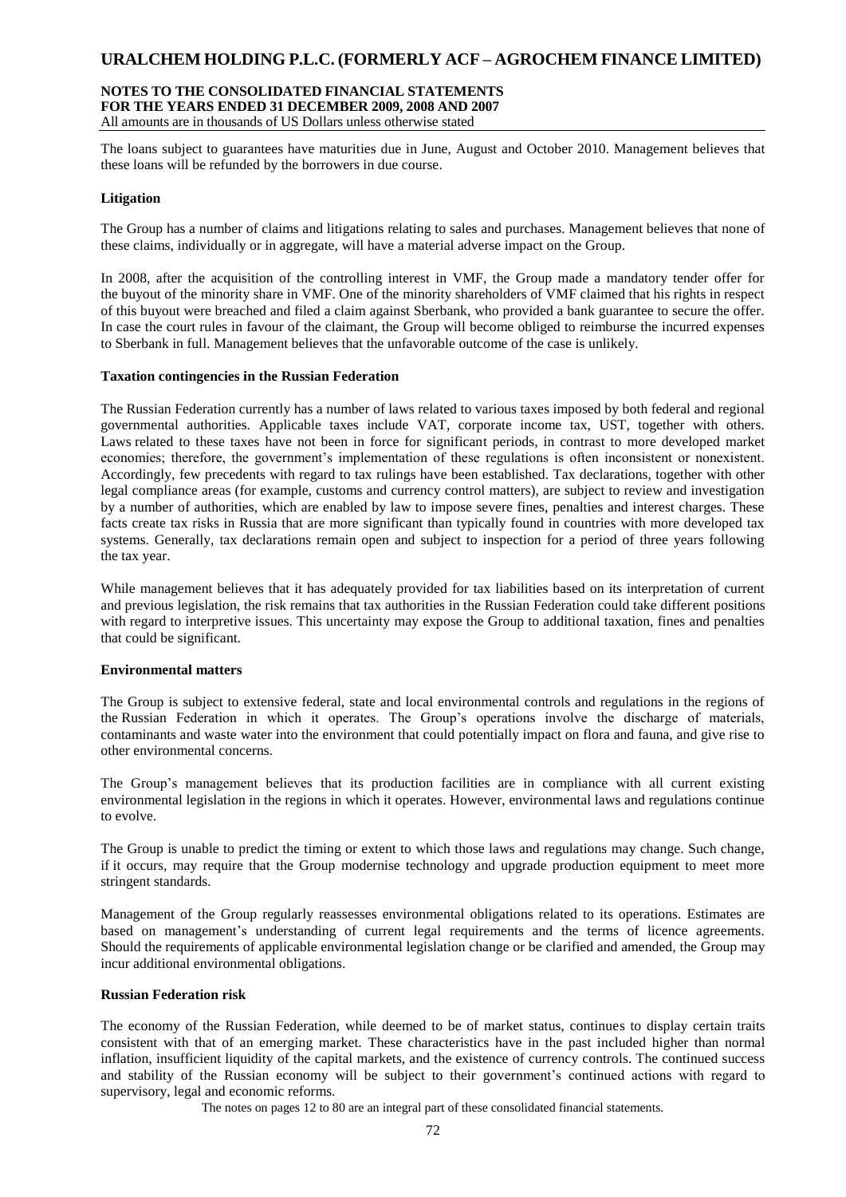The loans subject to guarantees have maturities due in June, August and October 2010. Management believes that these loans will be refunded by the borrowers in due course.

**Litigation**

The Group has a number of claims and litigations relating to sales and purchases. Management believes that none of these claims, individually or in aggregate, will have a material adverse impact on the Group.

In 2008, after the acquisition of the controlling interest in VMF, the Group made a mandatory tender offer for the buyout of the minority share in VMF. One of the minority shareholders of VMF claimed that his rights in respect of this buyout were breached and filed a claim against Sberbank, who provided a bank guarantee to secure the offer. In case the court rules in favour of the claimant, the Group will become obliged to reimburse the incurred expenses to Sberbank in full. Management believes that the unfavorable outcome of the case is unlikely.

**Taxation contingencies in the Russian Federation**

The Russian Federation currently has a number of laws related to various taxes imposed by both federal and regional governmental authorities. Applicable taxes include VAT, corporate income tax, UST, together with others. Laws related to these taxes have not been in force for significant periods, in contrast to more developed market economies; therefore, the government's implementation of these regulations is often inconsistent or nonexistent. Accordingly, few precedents with regard to tax rulings have been established. Tax declarations, together with other legal compliance areas (for example, customs and currency control matters), are subject to review and investigation by a number of authorities, which are enabled by law to impose severe fines, penalties and interest charges. These facts create tax risks in Russia that are more significant than typically found in countries with more developed tax systems. Generally, tax declarations remain open and subject to inspection for a period of three years following the tax year.

While management believes that it has adequately provided for tax liabilities based on its interpretation of current and previous legislation, the risk remains that tax authorities in the Russian Federation could take different positions with regard to interpretive issues. This uncertainty may expose the Group to additional taxation, fines and penalties that could be significant.

**Environmental matters**

The Group is subject to extensive federal, state and local environmental controls and regulations in the regions of the Russian Federation in which it operates. The Group's operations involve the discharge of materials, contaminants and waste water into the environment that could potentially impact on flora and fauna, and give rise to other environmental concerns.

The Group's management believes that its production facilities are in compliance with all current existing environmental legislation in the regions in which it operates. However, environmental laws and regulations continue to evolve.

The Group is unable to predict the timing or extent to which those laws and regulations may change. Such change, if it occurs, may require that the Group modernise technology and upgrade production equipment to meet more stringent standards.

Management of the Group regularly reassesses environmental obligations related to its operations. Estimates are based on management's understanding of current legal requirements and the terms of licence agreements. Should the requirements of applicable environmental legislation change or be clarified and amended, the Group may incur additional environmental obligations.

**Russian Federation risk**

The economy of the Russian Federation, while deemed to be of market status, continues to display certain traits consistent with that of an emerging market. These characteristics have in the past included higher than normal inflation, insufficient liquidity of the capital markets, and the existence of currency controls. The continued success and stability of the Russian economy will be subject to their government's continued actions with regard to supervisory, legal and economic reforms.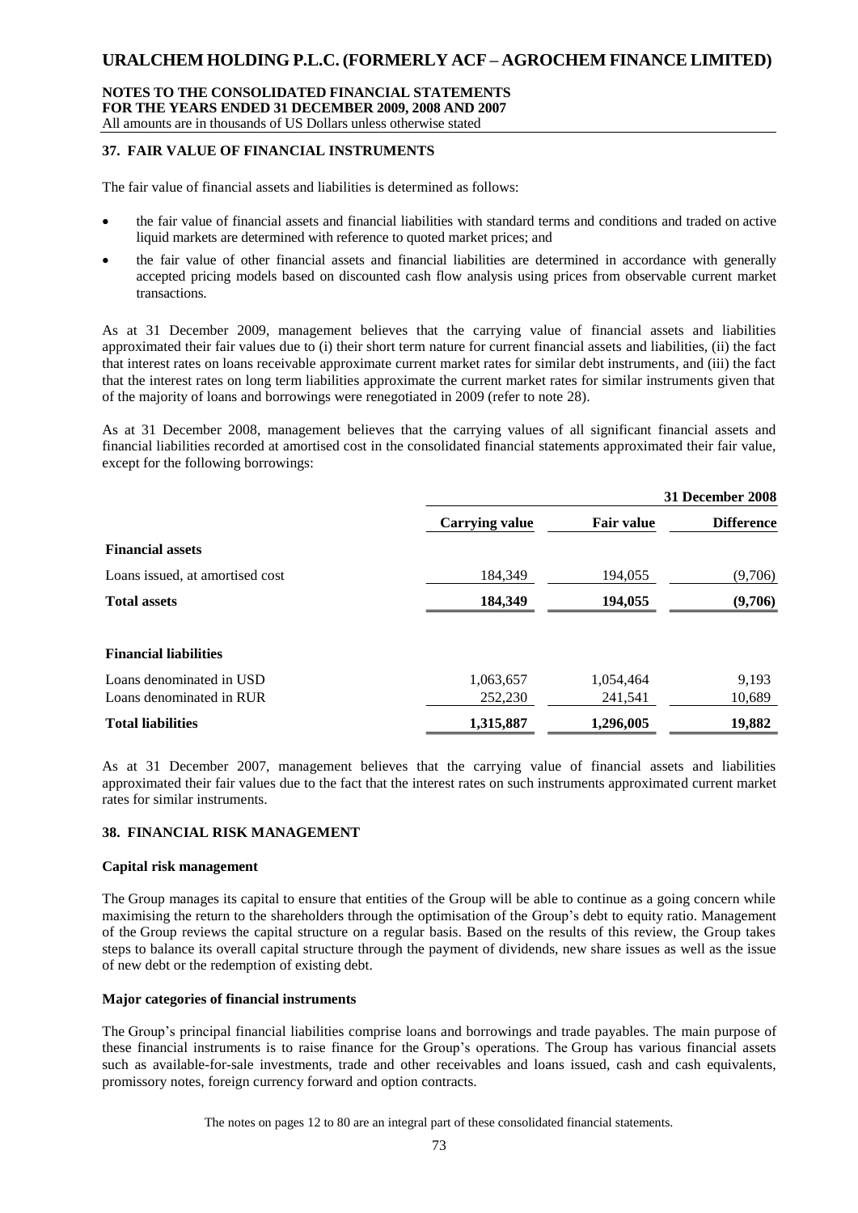## 37. FAIR VALUE OF FINANCIAL INSTRUMENTS

The fair value of financial assets and liabilities is determined as follows:

- the fair value of financial assets and financial liabilities with standard terms and conditions and traded on active liquid markets are determined with reference to quoted market prices; and
- the fair value of other financial assets and financial liabilities are determined in accordance with generally accepted pricing models based on discounted cash flow analysis using prices from observable current market transactions.

As at 31 December 2009, management believes that the carrying value of financial assets and liabilities approximated their fair values due to (i) their short term nature for current financial assets and liabilities, (ii) the fact that interest rates on loans receivable approximate current market rates for similar debt instruments, and (iii) the fact that the interest rates on long term liabilities approximate the current market rates for similar instruments given that of the majority of loans and borrowings were renegotiated in 2009 (refer to note 28).

As at 31 December 2008, management believes that the carrying values of all significant financial assets and financial liabilities recorded at amortised cost in the consolidated financial statements approximated their fair value, except for the following borrowings:

| | | | 31 December 2008 |
|---|---|---|---|
| | **Carrying value** | **Fair value** | **Difference** |
| **Financial assets** | | | |
| Loans issued, at amortised cost | 184,349 | 194,055 | (9,706) |
| **Total assets** | **184,349** | **194,055** | **(9,706)** |
| **Financial liabilities** | | | |
| Loans denominated in USD | 1,063,657 | 1,054,464 | 9,193 |
| Loans denominated in RUR | 252,230 | 241,541 | 10,689 |
| **Total liabilities** | **1,315,887** | **1,296,005** | **19,882** |

As at 31 December 2007, management believes that the carrying value of financial assets and liabilities approximated their fair values due to the fact that the interest rates on such instruments approximated current market rates for similar instruments.

## 38. FINANCIAL RISK MANAGEMENT

### Capital risk management

The Group manages its capital to ensure that entities of the Group will be able to continue as a going concern while maximising the return to the shareholders through the optimisation of the Group's debt to equity ratio. Management of the Group reviews the capital structure on a regular basis. Based on the results of this review, the Group takes steps to balance its overall capital structure through the payment of dividends, new share issues as well as the issue of new debt or the redemption of existing debt.

### Major categories of financial instruments

The Group's principal financial liabilities comprise loans and borrowings and trade payables. The main purpose of these financial instruments is to raise finance for the Group's operations. The Group has various financial assets such as available-for-sale investments, trade and other receivables and loans issued, cash and cash equivalents, promissory notes, foreign currency forward and option contracts.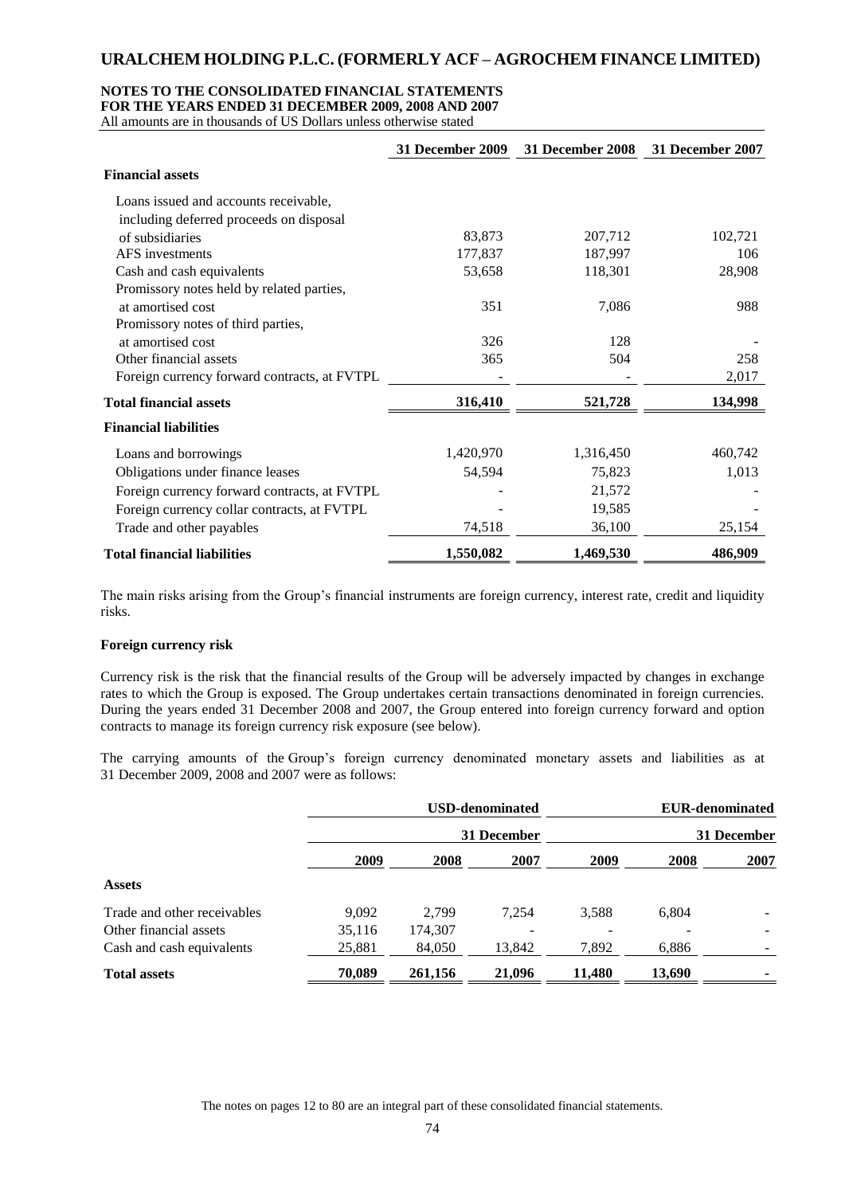|  | 31 December 2009 | 31 December 2008 | 31 December 2007 |
| --- | --- | --- | --- |
| **Financial assets** |  |  |  |
| Loans issued and accounts receivable, including deferred proceeds on disposal of subsidiaries | 83,873 | 207,712 | 102,721 |
| AFS investments | 177,837 | 187,997 | 106 |
| Cash and cash equivalents | 53,658 | 118,301 | 28,908 |
| Promissory notes held by related parties, at amortised cost | 351 | 7,086 | 988 |
| Promissory notes of third parties, at amortised cost | 326 | 128 | - |
| Other financial assets | 365 | 504 | 258 |
| Foreign currency forward contracts, at FVTPL | - | - | 2,017 |
| **Total financial assets** | **316,410** | **521,728** | **134,998** |
| **Financial liabilities** |  |  |  |
| Loans and borrowings | 1,420,970 | 1,316,450 | 460,742 |
| Obligations under finance leases | 54,594 | 75,823 | 1,013 |
| Foreign currency forward contracts, at FVTPL | - | 21,572 | - |
| Foreign currency collar contracts, at FVTPL | - | 19,585 | - |
| Trade and other payables | 74,518 | 36,100 | 25,154 |
| **Total financial liabilities** | **1,550,082** | **1,469,530** | **486,909** |

The main risks arising from the Group's financial instruments are foreign currency, interest rate, credit and liquidity risks.

**Foreign currency risk**

Currency risk is the risk that the financial results of the Group will be adversely impacted by changes in exchange rates to which the Group is exposed. The Group undertakes certain transactions denominated in foreign currencies. During the years ended 31 December 2008 and 2007, the Group entered into foreign currency forward and option contracts to manage its foreign currency risk exposure (see below).

The carrying amounts of the Group's foreign currency denominated monetary assets and liabilities as at 31 December 2009, 2008 and 2007 were as follows:

|  | USD-denominated |  |  | EUR-denominated |  |  |
| --- | --- | --- | --- | --- | --- | --- |
|  | 31 December |  |  | 31 December |  |  |
|  | 2009 | 2008 | 2007 | 2009 | 2008 | 2007 |
| **Assets** |  |  |  |  |  |  |
| Trade and other receivables | 9,092 | 2,799 | 7,254 | 3,588 | 6,804 | - |
| Other financial assets | 35,116 | 174,307 | - | - | - | - |
| Cash and cash equivalents | 25,881 | 84,050 | 13,842 | 7,892 | 6,886 | - |
| **Total assets** | **70,089** | **261,156** | **21,096** | **11,480** | **13,690** | **-** |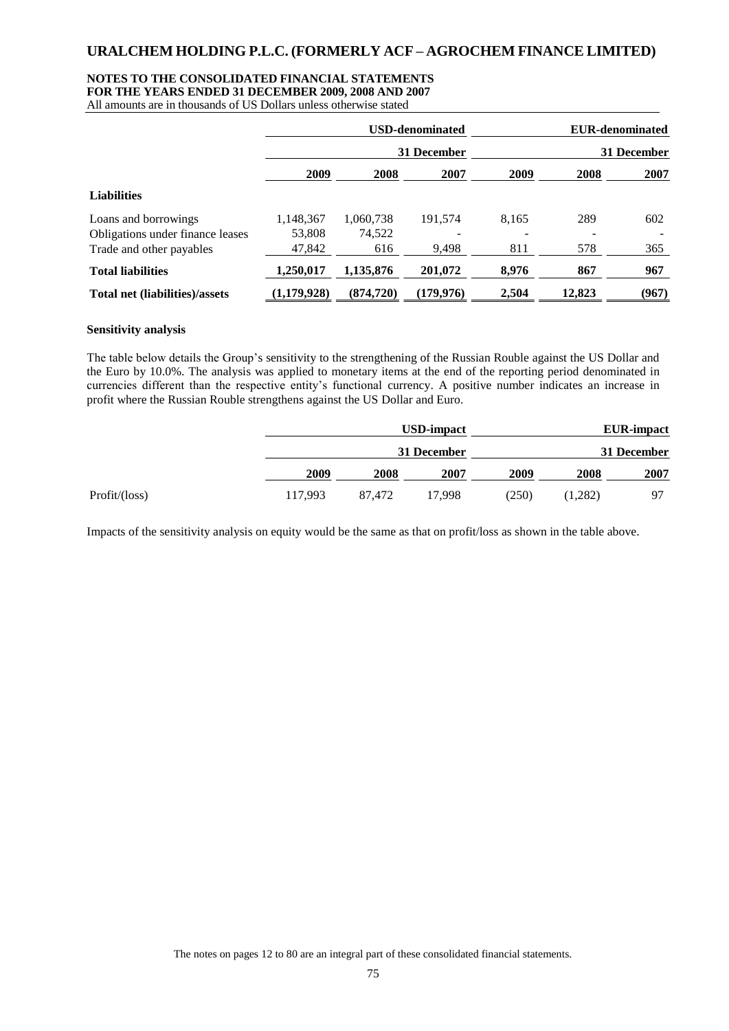| | USD-denominated | | | EUR-denominated | | |
|---|---|---|---|---|---|---|
| | 31 December | | | 31 December | | |
| | 2009 | 2008 | 2007 | 2009 | 2008 | 2007 |
| **Liabilities** | | | | | | |
| Loans and borrowings | 1,148,367 | 1,060,738 | 191,574 | 8,165 | 289 | 602 |
| Obligations under finance leases | 53,808 | 74,522 | - | - | - | - |
| Trade and other payables | 47,842 | 616 | 9,498 | 811 | 578 | 365 |
| **Total liabilities** | **1,250,017** | **1,135,876** | **201,072** | **8,976** | **867** | **967** |
| **Total net (liabilities)/assets** | **(1,179,928)** | **(874,720)** | **(179,976)** | **2,504** | **12,823** | **(967)** |

**Sensitivity analysis**

The table below details the Group's sensitivity to the strengthening of the Russian Rouble against the US Dollar and the Euro by 10.0%. The analysis was applied to monetary items at the end of the reporting period denominated in currencies different than the respective entity's functional currency. A positive number indicates an increase in profit where the Russian Rouble strengthens against the US Dollar and Euro.

| | USD-impact | | | EUR-impact | | |
|---|---|---|---|---|---|---|
| | 31 December | | | 31 December | | |
| | 2009 | 2008 | 2007 | 2009 | 2008 | 2007 |
| Profit/(loss) | 117,993 | 87,472 | 17,998 | (250) | (1,282) | 97 |

Impacts of the sensitivity analysis on equity would be the same as that on profit/loss as shown in the table above.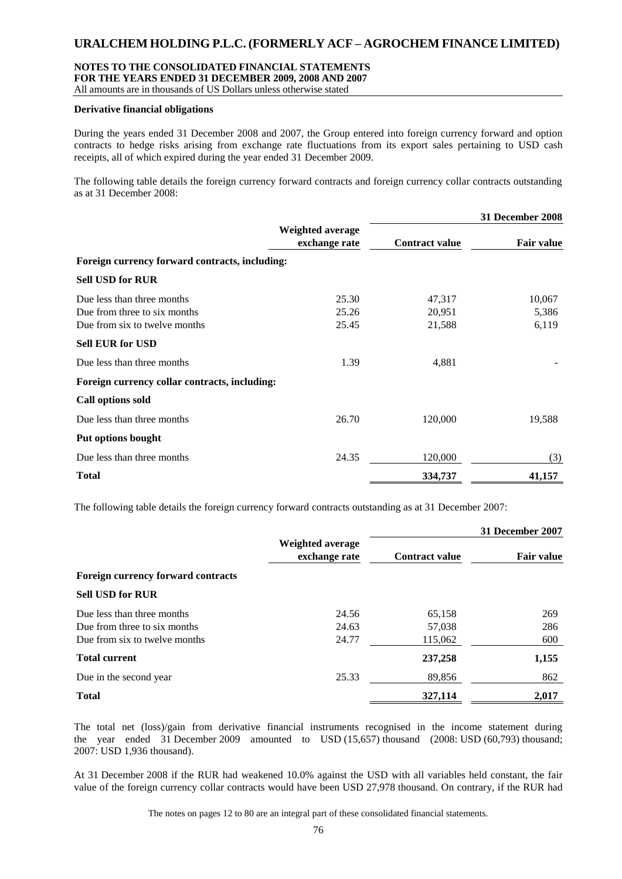### Derivative financial obligations

During the years ended 31 December 2008 and 2007, the Group entered into foreign currency forward and option contracts to hedge risks arising from exchange rate fluctuations from its export sales pertaining to USD cash receipts, all of which expired during the year ended 31 December 2009.

The following table details the foreign currency forward contracts and foreign currency collar contracts outstanding as at 31 December 2008:

| | | 31 December 2008 | |
|---|---|---|---|
| | Weighted average exchange rate | Contract value | Fair value |
| **Foreign currency forward contracts, including:** | | | |
| **Sell USD for RUR** | | | |
| Due less than three months | 25.30 | 47,317 | 10,067 |
| Due from three to six months | 25.26 | 20,951 | 5,386 |
| Due from six to twelve months | 25.45 | 21,588 | 6,119 |
| **Sell EUR for USD** | | | |
| Due less than three months | 1.39 | 4,881 | - |
| **Foreign currency collar contracts, including:** | | | |
| **Call options sold** | | | |
| Due less than three months | 26.70 | 120,000 | 19,588 |
| **Put options bought** | | | |
| Due less than three months | 24.35 | 120,000 | (3) |
| **Total** | | **334,737** | **41,157** |

The following table details the foreign currency forward contracts outstanding as at 31 December 2007:

| | | 31 December 2007 | |
|---|---|---|---|
| | Weighted average exchange rate | Contract value | Fair value |
| **Foreign currency forward contracts** | | | |
| **Sell USD for RUR** | | | |
| Due less than three months | 24.56 | 65,158 | 269 |
| Due from three to six months | 24.63 | 57,038 | 286 |
| Due from six to twelve months | 24.77 | 115,062 | 600 |
| **Total current** | | **237,258** | **1,155** |
| Due in the second year | 25.33 | 89,856 | 862 |
| **Total** | | **327,114** | **2,017** |

The total net (loss)/gain from derivative financial instruments recognised in the income statement during the year ended 31 December 2009 amounted to USD (15,657) thousand (2008: USD (60,793) thousand; 2007: USD 1,936 thousand).

At 31 December 2008 if the RUR had weakened 10.0% against the USD with all variables held constant, the fair value of the foreign currency collar contracts would have been USD 27,978 thousand. On contrary, if the RUR had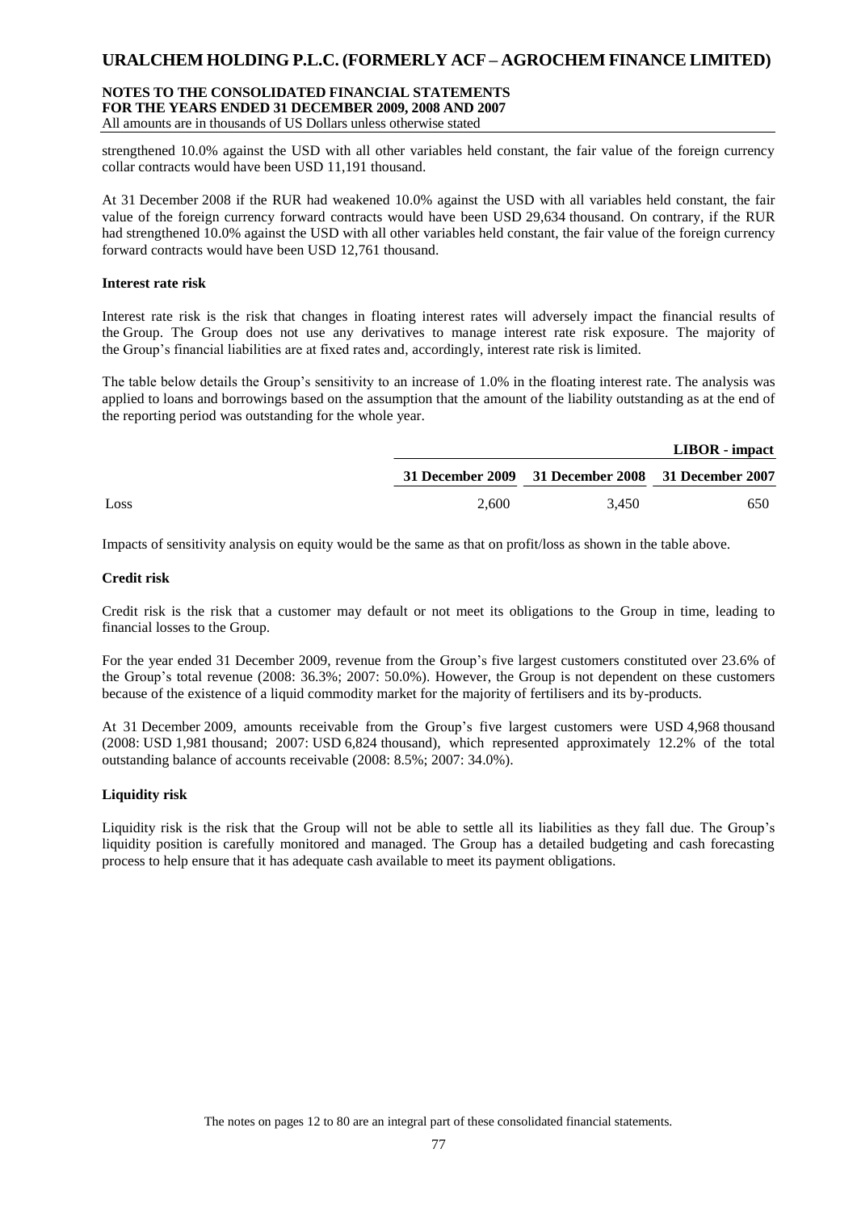strengthened 10.0% against the USD with all other variables held constant, the fair value of the foreign currency collar contracts would have been USD 11,191 thousand.

At 31 December 2008 if the RUR had weakened 10.0% against the USD with all variables held constant, the fair value of the foreign currency forward contracts would have been USD 29,634 thousand. On contrary, if the RUR had strengthened 10.0% against the USD with all other variables held constant, the fair value of the foreign currency forward contracts would have been USD 12,761 thousand.

**Interest rate risk**

Interest rate risk is the risk that changes in floating interest rates will adversely impact the financial results of the Group. The Group does not use any derivatives to manage interest rate risk exposure. The majority of the Group's financial liabilities are at fixed rates and, accordingly, interest rate risk is limited.

The table below details the Group's sensitivity to an increase of 1.0% in the floating interest rate. The analysis was applied to loans and borrowings based on the assumption that the amount of the liability outstanding as at the end of the reporting period was outstanding for the whole year.

| | | | **LIBOR - impact** |
|---|---|---|---|
| | **31 December 2009** | **31 December 2008** | **31 December 2007** |
| Loss | 2,600 | 3,450 | 650 |

Impacts of sensitivity analysis on equity would be the same as that on profit/loss as shown in the table above.

**Credit risk**

Credit risk is the risk that a customer may default or not meet its obligations to the Group in time, leading to financial losses to the Group.

For the year ended 31 December 2009, revenue from the Group's five largest customers constituted over 23.6% of the Group's total revenue (2008: 36.3%; 2007: 50.0%). However, the Group is not dependent on these customers because of the existence of a liquid commodity market for the majority of fertilisers and its by-products.

At 31 December 2009, amounts receivable from the Group's five largest customers were USD 4,968 thousand (2008: USD 1,981 thousand; 2007: USD 6,824 thousand), which represented approximately 12.2% of the total outstanding balance of accounts receivable (2008: 8.5%; 2007: 34.0%).

**Liquidity risk**

Liquidity risk is the risk that the Group will not be able to settle all its liabilities as they fall due. The Group's liquidity position is carefully monitored and managed. The Group has a detailed budgeting and cash forecasting process to help ensure that it has adequate cash available to meet its payment obligations.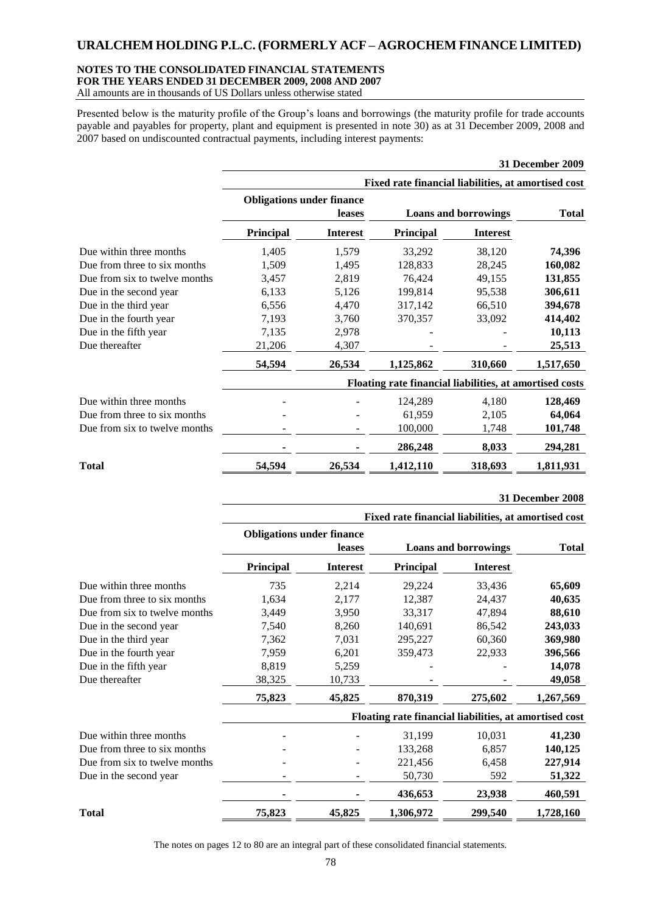Presented below is the maturity profile of the Group's loans and borrowings (the maturity profile for trade accounts payable and payables for property, plant and equipment is presented in note 30) as at 31 December 2009, 2008 and 2007 based on undiscounted contractual payments, including interest payments:

**31 December 2009**

| | Fixed rate financial liabilities, at amortised cost | | | | |
|---|---|---|---|---|---|
| | Obligations under finance leases | | Loans and borrowings | | Total |
| | Principal | Interest | Principal | Interest | |
| Due within three months | 1,405 | 1,579 | 33,292 | 38,120 | **74,396** |
| Due from three to six months | 1,509 | 1,495 | 128,833 | 28,245 | **160,082** |
| Due from six to twelve months | 3,457 | 2,819 | 76,424 | 49,155 | **131,855** |
| Due in the second year | 6,133 | 5,126 | 199,814 | 95,538 | **306,611** |
| Due in the third year | 6,556 | 4,470 | 317,142 | 66,510 | **394,678** |
| Due in the fourth year | 7,193 | 3,760 | 370,357 | 33,092 | **414,402** |
| Due in the fifth year | 7,135 | 2,978 | - | - | **10,113** |
| Due thereafter | 21,206 | 4,307 | - | - | **25,513** |
| | **54,594** | **26,534** | **1,125,862** | **310,660** | **1,517,650** |
| | **Floating rate financial liabilities, at amortised costs** | | | | |
| Due within three months | - | - | 124,289 | 4,180 | **128,469** |
| Due from three to six months | - | - | 61,959 | 2,105 | **64,064** |
| Due from six to twelve months | - | - | 100,000 | 1,748 | **101,748** |
| | **-** | **-** | **286,248** | **8,033** | **294,281** |
| **Total** | **54,594** | **26,534** | **1,412,110** | **318,693** | **1,811,931** |

**31 December 2008**

| | Fixed rate financial liabilities, at amortised cost | | | | |
|---|---|---|---|---|---|
| | Obligations under finance leases | | Loans and borrowings | | Total |
| | Principal | Interest | Principal | Interest | |
| Due within three months | 735 | 2,214 | 29,224 | 33,436 | **65,609** |
| Due from three to six months | 1,634 | 2,177 | 12,387 | 24,437 | **40,635** |
| Due from six to twelve months | 3,449 | 3,950 | 33,317 | 47,894 | **88,610** |
| Due in the second year | 7,540 | 8,260 | 140,691 | 86,542 | **243,033** |
| Due in the third year | 7,362 | 7,031 | 295,227 | 60,360 | **369,980** |
| Due in the fourth year | 7,959 | 6,201 | 359,473 | 22,933 | **396,566** |
| Due in the fifth year | 8,819 | 5,259 | - | - | **14,078** |
| Due thereafter | 38,325 | 10,733 | - | - | **49,058** |
| | **75,823** | **45,825** | **870,319** | **275,602** | **1,267,569** |
| | **Floating rate financial liabilities, at amortised cost** | | | | |
| Due within three months | - | - | 31,199 | 10,031 | **41,230** |
| Due from three to six months | - | - | 133,268 | 6,857 | **140,125** |
| Due from six to twelve months | - | - | 221,456 | 6,458 | **227,914** |
| Due in the second year | - | - | 50,730 | 592 | **51,322** |
| | **-** | **-** | **436,653** | **23,938** | **460,591** |
| **Total** | **75,823** | **45,825** | **1,306,972** | **299,540** | **1,728,160** |

The notes on pages 12 to 80 are an integral part of these consolidated financial statements.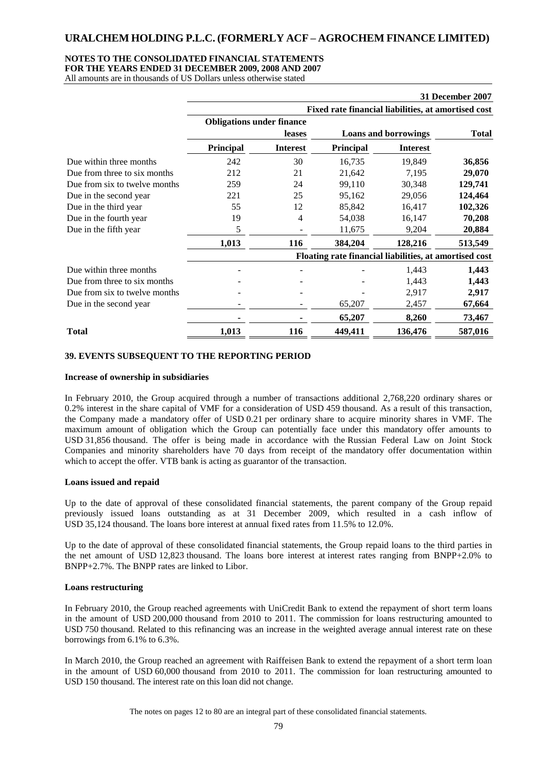**NOTES TO THE CONSOLIDATED FINANCIAL STATEMENTS**
**FOR THE YEARS ENDED 31 DECEMBER 2009, 2008 AND 2007**
All amounts are in thousands of US Dollars unless otherwise stated

| | 31 December 2007 | | | | |
|---|---|---|---|---|---|
| | Fixed rate financial liabilities, at amortised cost | | | | |
| | Obligations under finance leases | | Loans and borrowings | | Total |
| | Principal | Interest | Principal | Interest | |
| Due within three months | 242 | 30 | 16,735 | 19,849 | **36,856** |
| Due from three to six months | 212 | 21 | 21,642 | 7,195 | **29,070** |
| Due from six to twelve months | 259 | 24 | 99,110 | 30,348 | **129,741** |
| Due in the second year | 221 | 25 | 95,162 | 29,056 | **124,464** |
| Due in the third year | 55 | 12 | 85,842 | 16,417 | **102,326** |
| Due in the fourth year | 19 | 4 | 54,038 | 16,147 | **70,208** |
| Due in the fifth year | 5 | - | 11,675 | 9,204 | **20,884** |
| | **1,013** | **116** | **384,204** | **128,216** | **513,549** |
| | Floating rate financial liabilities, at amortised cost | | | | |
| Due within three months | - | - | - | 1,443 | **1,443** |
| Due from three to six months | - | - | - | 1,443 | **1,443** |
| Due from six to twelve months | - | - | - | 2,917 | **2,917** |
| Due in the second year | - | - | 65,207 | 2,457 | **67,664** |
| | **-** | **-** | **65,207** | **8,260** | **73,467** |
| **Total** | **1,013** | **116** | **449,411** | **136,476** | **587,016** |

## 39. EVENTS SUBSEQUENT TO THE REPORTING PERIOD

**Increase of ownership in subsidiaries**

In February 2010, the Group acquired through a number of transactions additional 2,768,220 ordinary shares or 0.2% interest in the share capital of VMF for a consideration of USD 459 thousand. As a result of this transaction, the Company made a mandatory offer of USD 0.21 per ordinary share to acquire minority shares in VMF. The maximum amount of obligation which the Group can potentially face under this mandatory offer amounts to USD 31,856 thousand. The offer is being made in accordance with the Russian Federal Law on Joint Stock Companies and minority shareholders have 70 days from receipt of the mandatory offer documentation within which to accept the offer. VTB bank is acting as guarantor of the transaction.

**Loans issued and repaid**

Up to the date of approval of these consolidated financial statements, the parent company of the Group repaid previously issued loans outstanding as at 31 December 2009, which resulted in a cash inflow of USD 35,124 thousand. The loans bore interest at annual fixed rates from 11.5% to 12.0%.

Up to the date of approval of these consolidated financial statements, the Group repaid loans to the third parties in the net amount of USD 12,823 thousand. The loans bore interest at interest rates ranging from BNPP+2.0% to BNPP+2.7%. The BNPP rates are linked to Libor.

**Loans restructuring**

In February 2010, the Group reached agreements with UniCredit Bank to extend the repayment of short term loans in the amount of USD 200,000 thousand from 2010 to 2011. The commission for loans restructuring amounted to USD 750 thousand. Related to this refinancing was an increase in the weighted average annual interest rate on these borrowings from 6.1% to 6.3%.

In March 2010, the Group reached an agreement with Raiffeisen Bank to extend the repayment of a short term loan in the amount of USD 60,000 thousand from 2010 to 2011. The commission for loan restructuring amounted to USD 150 thousand. The interest rate on this loan did not change.

The notes on pages 12 to 80 are an integral part of these consolidated financial statements.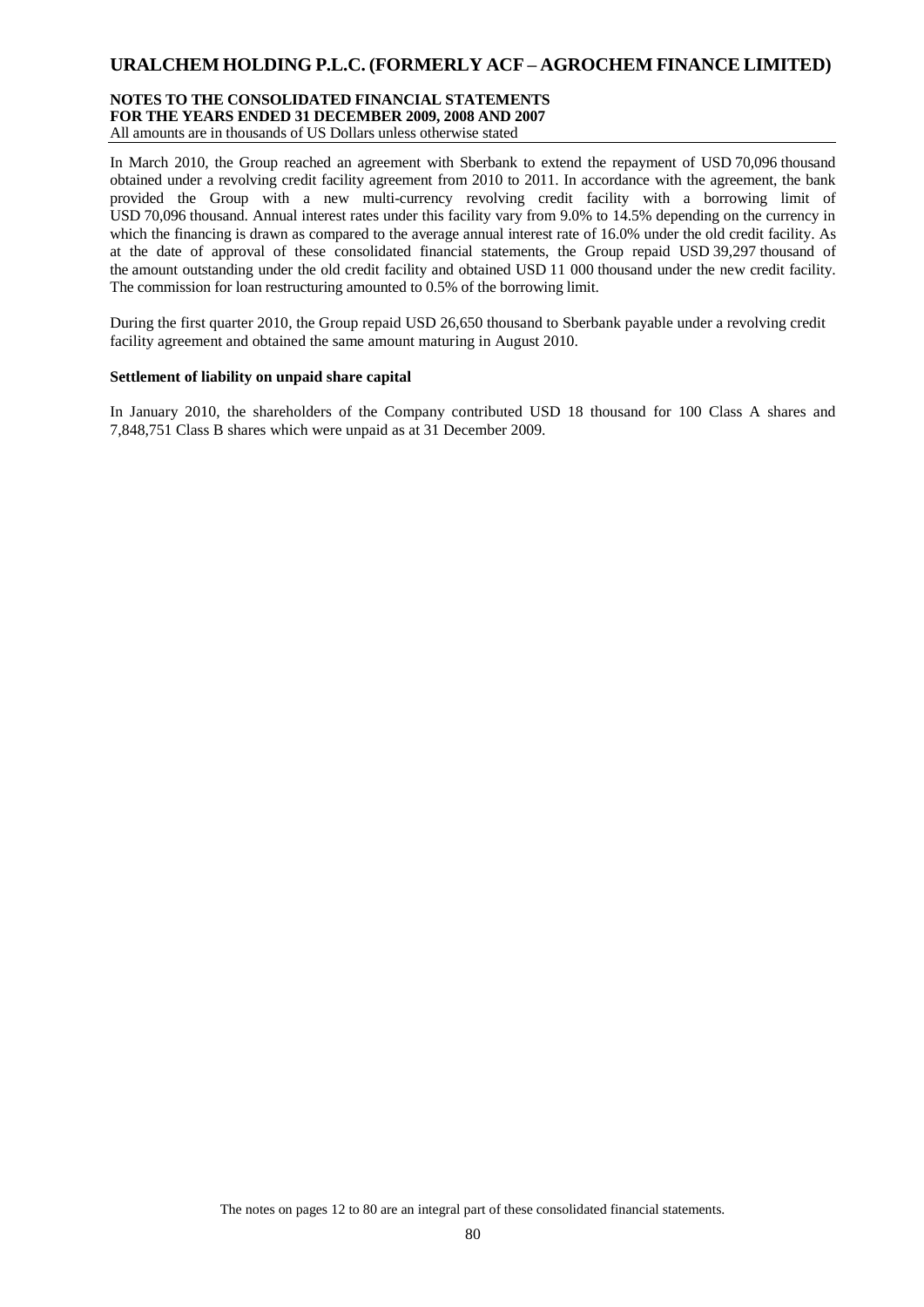In March 2010, the Group reached an agreement with Sberbank to extend the repayment of USD 70,096 thousand obtained under a revolving credit facility agreement from 2010 to 2011. In accordance with the agreement, the bank provided the Group with a new multi-currency revolving credit facility with a borrowing limit of USD 70,096 thousand. Annual interest rates under this facility vary from 9.0% to 14.5% depending on the currency in which the financing is drawn as compared to the average annual interest rate of 16.0% under the old credit facility. As at the date of approval of these consolidated financial statements, the Group repaid USD 39,297 thousand of the amount outstanding under the old credit facility and obtained USD 11 000 thousand under the new credit facility. The commission for loan restructuring amounted to 0.5% of the borrowing limit.

During the first quarter 2010, the Group repaid USD 26,650 thousand to Sberbank payable under a revolving credit facility agreement and obtained the same amount maturing in August 2010.

**Settlement of liability on unpaid share capital**

In January 2010, the shareholders of the Company contributed USD 18 thousand for 100 Class A shares and 7,848,751 Class B shares which were unpaid as at 31 December 2009.